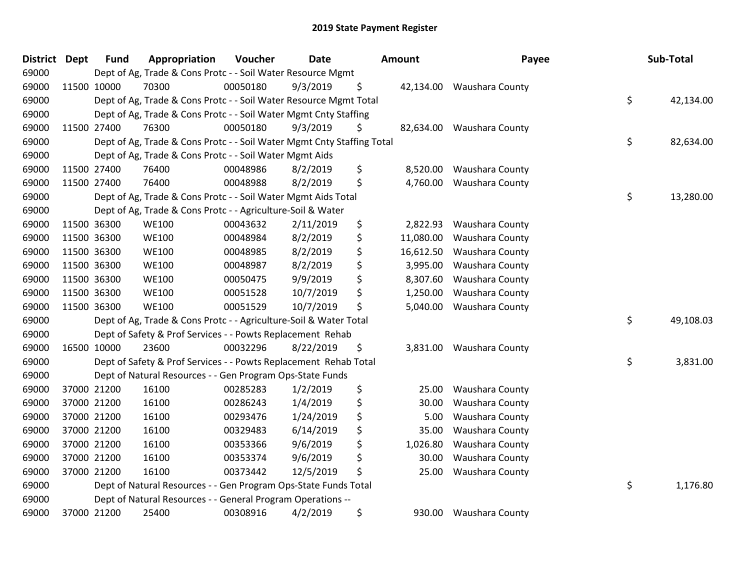## 2019 State Payment Register

| District | Dept | Fund | Appropriation | Voucher | Date | Amount | Payee | Sub-Total |
|---|---|---|---|---|---|---|---|---|
| 69000 | | Dept of Ag, Trade & Cons Protc - - Soil Water Resource Mgmt | | | | | | |
| 69000 | 11500 | 10000 | 70300 | 00050180 | 9/3/2019 | $ 42,134.00 | Waushara County | |
| 69000 | | Dept of Ag, Trade & Cons Protc - - Soil Water Resource Mgmt Total | | | | | | $ 42,134.00 |
| 69000 | | Dept of Ag, Trade & Cons Protc - - Soil Water Mgmt Cnty Staffing | | | | | | |
| 69000 | 11500 | 27400 | 76300 | 00050180 | 9/3/2019 | $ 82,634.00 | Waushara County | |
| 69000 | | Dept of Ag, Trade & Cons Protc - - Soil Water Mgmt Cnty Staffing Total | | | | | | $ 82,634.00 |
| 69000 | | Dept of Ag, Trade & Cons Protc - - Soil Water Mgmt Aids | | | | | | |
| 69000 | 11500 | 27400 | 76400 | 00048986 | 8/2/2019 | $ 8,520.00 | Waushara County | |
| 69000 | 11500 | 27400 | 76400 | 00048988 | 8/2/2019 | $ 4,760.00 | Waushara County | |
| 69000 | | Dept of Ag, Trade & Cons Protc - - Soil Water Mgmt Aids Total | | | | | | $ 13,280.00 |
| 69000 | | Dept of Ag, Trade & Cons Protc - - Agriculture-Soil & Water | | | | | | |
| 69000 | 11500 | 36300 | WE100 | 00043632 | 2/11/2019 | $ 2,822.93 | Waushara County | |
| 69000 | 11500 | 36300 | WE100 | 00048984 | 8/2/2019 | $ 11,080.00 | Waushara County | |
| 69000 | 11500 | 36300 | WE100 | 00048985 | 8/2/2019 | $ 16,612.50 | Waushara County | |
| 69000 | 11500 | 36300 | WE100 | 00048987 | 8/2/2019 | $ 3,995.00 | Waushara County | |
| 69000 | 11500 | 36300 | WE100 | 00050475 | 9/9/2019 | $ 8,307.60 | Waushara County | |
| 69000 | 11500 | 36300 | WE100 | 00051528 | 10/7/2019 | $ 1,250.00 | Waushara County | |
| 69000 | 11500 | 36300 | WE100 | 00051529 | 10/7/2019 | $ 5,040.00 | Waushara County | |
| 69000 | | Dept of Ag, Trade & Cons Protc - - Agriculture-Soil & Water Total | | | | | | $ 49,108.03 |
| 69000 | | Dept of Safety & Prof Services - - Powts Replacement Rehab | | | | | | |
| 69000 | 16500 | 10000 | 23600 | 00032296 | 8/22/2019 | $ 3,831.00 | Waushara County | |
| 69000 | | Dept of Safety & Prof Services - - Powts Replacement Rehab Total | | | | | | $ 3,831.00 |
| 69000 | | Dept of Natural Resources - - Gen Program Ops-State Funds | | | | | | |
| 69000 | 37000 | 21200 | 16100 | 00285283 | 1/2/2019 | $ 25.00 | Waushara County | |
| 69000 | 37000 | 21200 | 16100 | 00286243 | 1/4/2019 | $ 30.00 | Waushara County | |
| 69000 | 37000 | 21200 | 16100 | 00293476 | 1/24/2019 | $ 5.00 | Waushara County | |
| 69000 | 37000 | 21200 | 16100 | 00329483 | 6/14/2019 | $ 35.00 | Waushara County | |
| 69000 | 37000 | 21200 | 16100 | 00353366 | 9/6/2019 | $ 1,026.80 | Waushara County | |
| 69000 | 37000 | 21200 | 16100 | 00353374 | 9/6/2019 | $ 30.00 | Waushara County | |
| 69000 | 37000 | 21200 | 16100 | 00373442 | 12/5/2019 | $ 25.00 | Waushara County | |
| 69000 | | Dept of Natural Resources - - Gen Program Ops-State Funds Total | | | | | | $ 1,176.80 |
| 69000 | | Dept of Natural Resources - - General Program Operations -- | | | | | | |
| 69000 | 37000 | 21200 | 25400 | 00308916 | 4/2/2019 | $ 930.00 | Waushara County | |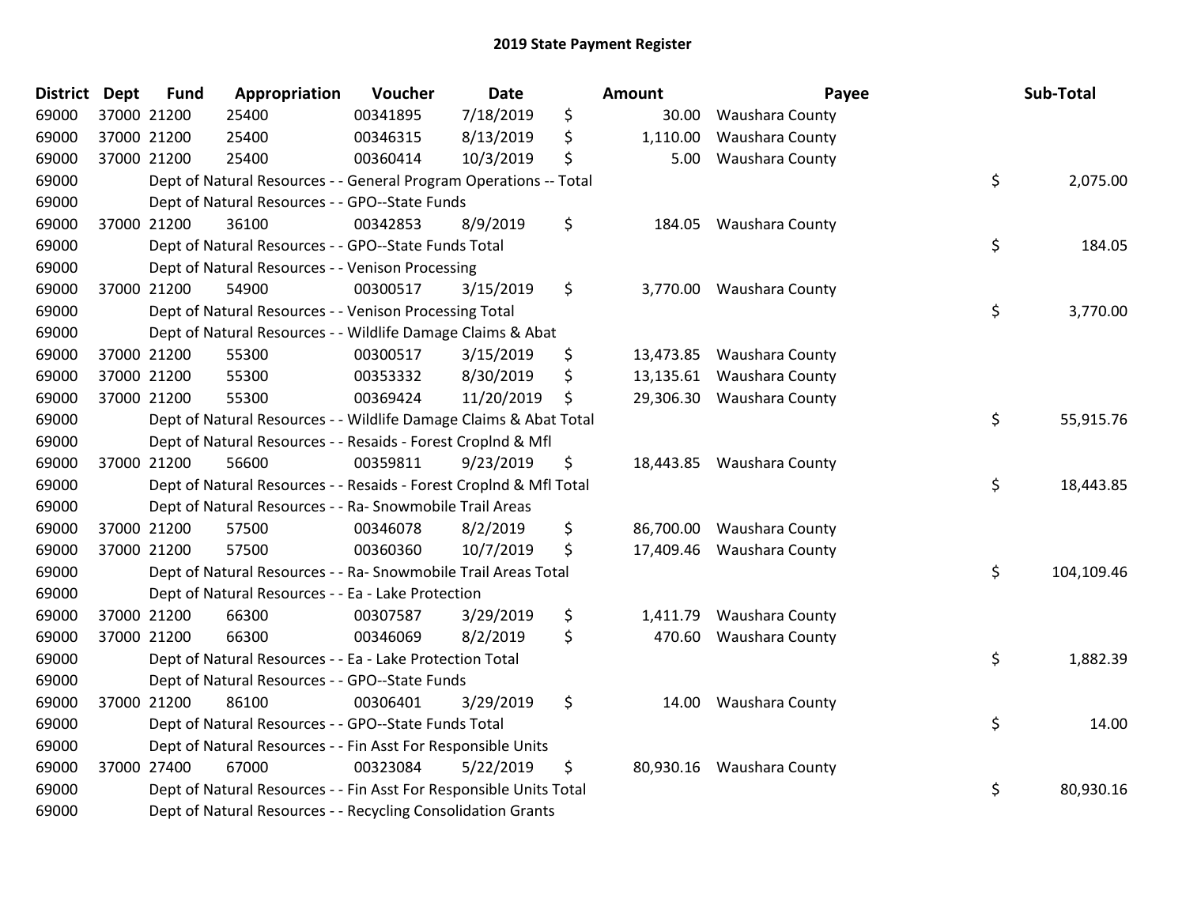## 2019 State Payment Register

| District | Dept | Fund | Appropriation | Voucher | Date | Amount | Payee | Sub-Total |
|---|---|---|---|---|---|---|---|---|
| 69000 | 37000 | 21200 | 25400 | 00341895 | 7/18/2019 | $ 30.00 | Waushara County | |
| 69000 | 37000 | 21200 | 25400 | 00346315 | 8/13/2019 | $ 1,110.00 | Waushara County | |
| 69000 | 37000 | 21200 | 25400 | 00360414 | 10/3/2019 | $ 5.00 | Waushara County | |
| 69000 | | | Dept of Natural Resources - - General Program Operations -- Total | | | | | $ 2,075.00 |
| 69000 | | | Dept of Natural Resources - - GPO--State Funds | | | | | |
| 69000 | 37000 | 21200 | 36100 | 00342853 | 8/9/2019 | $ 184.05 | Waushara County | |
| 69000 | | | Dept of Natural Resources - - GPO--State Funds Total | | | | | $ 184.05 |
| 69000 | | | Dept of Natural Resources - - Venison Processing | | | | | |
| 69000 | 37000 | 21200 | 54900 | 00300517 | 3/15/2019 | $ 3,770.00 | Waushara County | |
| 69000 | | | Dept of Natural Resources - - Venison Processing Total | | | | | $ 3,770.00 |
| 69000 | | | Dept of Natural Resources - - Wildlife Damage Claims & Abat | | | | | |
| 69000 | 37000 | 21200 | 55300 | 00300517 | 3/15/2019 | $ 13,473.85 | Waushara County | |
| 69000 | 37000 | 21200 | 55300 | 00353332 | 8/30/2019 | $ 13,135.61 | Waushara County | |
| 69000 | 37000 | 21200 | 55300 | 00369424 | 11/20/2019 | $ 29,306.30 | Waushara County | |
| 69000 | | | Dept of Natural Resources - - Wildlife Damage Claims & Abat Total | | | | | $ 55,915.76 |
| 69000 | | | Dept of Natural Resources - - Resaids - Forest Croplnd & Mfl | | | | | |
| 69000 | 37000 | 21200 | 56600 | 00359811 | 9/23/2019 | $ 18,443.85 | Waushara County | |
| 69000 | | | Dept of Natural Resources - - Resaids - Forest Croplnd & Mfl Total | | | | | $ 18,443.85 |
| 69000 | | | Dept of Natural Resources - - Ra- Snowmobile Trail Areas | | | | | |
| 69000 | 37000 | 21200 | 57500 | 00346078 | 8/2/2019 | $ 86,700.00 | Waushara County | |
| 69000 | 37000 | 21200 | 57500 | 00360360 | 10/7/2019 | $ 17,409.46 | Waushara County | |
| 69000 | | | Dept of Natural Resources - - Ra- Snowmobile Trail Areas Total | | | | | $ 104,109.46 |
| 69000 | | | Dept of Natural Resources - - Ea - Lake Protection | | | | | |
| 69000 | 37000 | 21200 | 66300 | 00307587 | 3/29/2019 | $ 1,411.79 | Waushara County | |
| 69000 | 37000 | 21200 | 66300 | 00346069 | 8/2/2019 | $ 470.60 | Waushara County | |
| 69000 | | | Dept of Natural Resources - - Ea - Lake Protection Total | | | | | $ 1,882.39 |
| 69000 | | | Dept of Natural Resources - - GPO--State Funds | | | | | |
| 69000 | 37000 | 21200 | 86100 | 00306401 | 3/29/2019 | $ 14.00 | Waushara County | |
| 69000 | | | Dept of Natural Resources - - GPO--State Funds Total | | | | | $ 14.00 |
| 69000 | | | Dept of Natural Resources - - Fin Asst For Responsible Units | | | | | |
| 69000 | 37000 | 27400 | 67000 | 00323084 | 5/22/2019 | $ 80,930.16 | Waushara County | |
| 69000 | | | Dept of Natural Resources - - Fin Asst For Responsible Units Total | | | | | $ 80,930.16 |
| 69000 | | | Dept of Natural Resources - - Recycling Consolidation Grants | | | | | |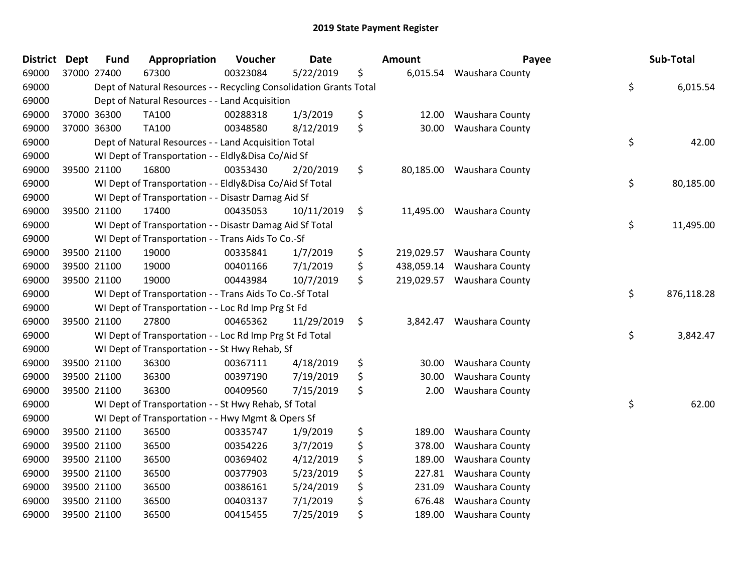## 2019 State Payment Register

| District | Dept | Fund | Appropriation | Voucher | Date | Amount | Payee | Sub-Total |
|---|---|---|---|---|---|---|---|---|
| 69000 | 37000 | 27400 | 67300 | 00323084 | 5/22/2019 | $ 6,015.54 | Waushara County | |
| 69000 | | Dept of Natural Resources - - Recycling Consolidation Grants Total | | | | | | $ 6,015.54 |
| 69000 | | Dept of Natural Resources - - Land Acquisition | | | | | | |
| 69000 | 37000 | 36300 | TA100 | 00288318 | 1/3/2019 | $ 12.00 | Waushara County | |
| 69000 | 37000 | 36300 | TA100 | 00348580 | 8/12/2019 | $ 30.00 | Waushara County | |
| 69000 | | Dept of Natural Resources - - Land Acquisition Total | | | | | | $ 42.00 |
| 69000 | | WI Dept of Transportation - - Eldly&Disa Co/Aid Sf | | | | | | |
| 69000 | 39500 | 21100 | 16800 | 00353430 | 2/20/2019 | $ 80,185.00 | Waushara County | |
| 69000 | | WI Dept of Transportation - - Eldly&Disa Co/Aid Sf Total | | | | | | $ 80,185.00 |
| 69000 | | WI Dept of Transportation - - Disastr Damag Aid Sf | | | | | | |
| 69000 | 39500 | 21100 | 17400 | 00435053 | 10/11/2019 | $ 11,495.00 | Waushara County | |
| 69000 | | WI Dept of Transportation - - Disastr Damag Aid Sf Total | | | | | | $ 11,495.00 |
| 69000 | | WI Dept of Transportation - - Trans Aids To Co.-Sf | | | | | | |
| 69000 | 39500 | 21100 | 19000 | 00335841 | 1/7/2019 | $ 219,029.57 | Waushara County | |
| 69000 | 39500 | 21100 | 19000 | 00401166 | 7/1/2019 | $ 438,059.14 | Waushara County | |
| 69000 | 39500 | 21100 | 19000 | 00443984 | 10/7/2019 | $ 219,029.57 | Waushara County | |
| 69000 | | WI Dept of Transportation - - Trans Aids To Co.-Sf Total | | | | | | $ 876,118.28 |
| 69000 | | WI Dept of Transportation - - Loc Rd Imp Prg St Fd | | | | | | |
| 69000 | 39500 | 21100 | 27800 | 00465362 | 11/29/2019 | $ 3,842.47 | Waushara County | |
| 69000 | | WI Dept of Transportation - - Loc Rd Imp Prg St Fd Total | | | | | | $ 3,842.47 |
| 69000 | | WI Dept of Transportation - - St Hwy Rehab, Sf | | | | | | |
| 69000 | 39500 | 21100 | 36300 | 00367111 | 4/18/2019 | $ 30.00 | Waushara County | |
| 69000 | 39500 | 21100 | 36300 | 00397190 | 7/19/2019 | $ 30.00 | Waushara County | |
| 69000 | 39500 | 21100 | 36300 | 00409560 | 7/15/2019 | $ 2.00 | Waushara County | |
| 69000 | | WI Dept of Transportation - - St Hwy Rehab, Sf Total | | | | | | $ 62.00 |
| 69000 | | WI Dept of Transportation - - Hwy Mgmt & Opers Sf | | | | | | |
| 69000 | 39500 | 21100 | 36500 | 00335747 | 1/9/2019 | $ 189.00 | Waushara County | |
| 69000 | 39500 | 21100 | 36500 | 00354226 | 3/7/2019 | $ 378.00 | Waushara County | |
| 69000 | 39500 | 21100 | 36500 | 00369402 | 4/12/2019 | $ 189.00 | Waushara County | |
| 69000 | 39500 | 21100 | 36500 | 00377903 | 5/23/2019 | $ 227.81 | Waushara County | |
| 69000 | 39500 | 21100 | 36500 | 00386161 | 5/24/2019 | $ 231.09 | Waushara County | |
| 69000 | 39500 | 21100 | 36500 | 00403137 | 7/1/2019 | $ 676.48 | Waushara County | |
| 69000 | 39500 | 21100 | 36500 | 00415455 | 7/25/2019 | $ 189.00 | Waushara County | |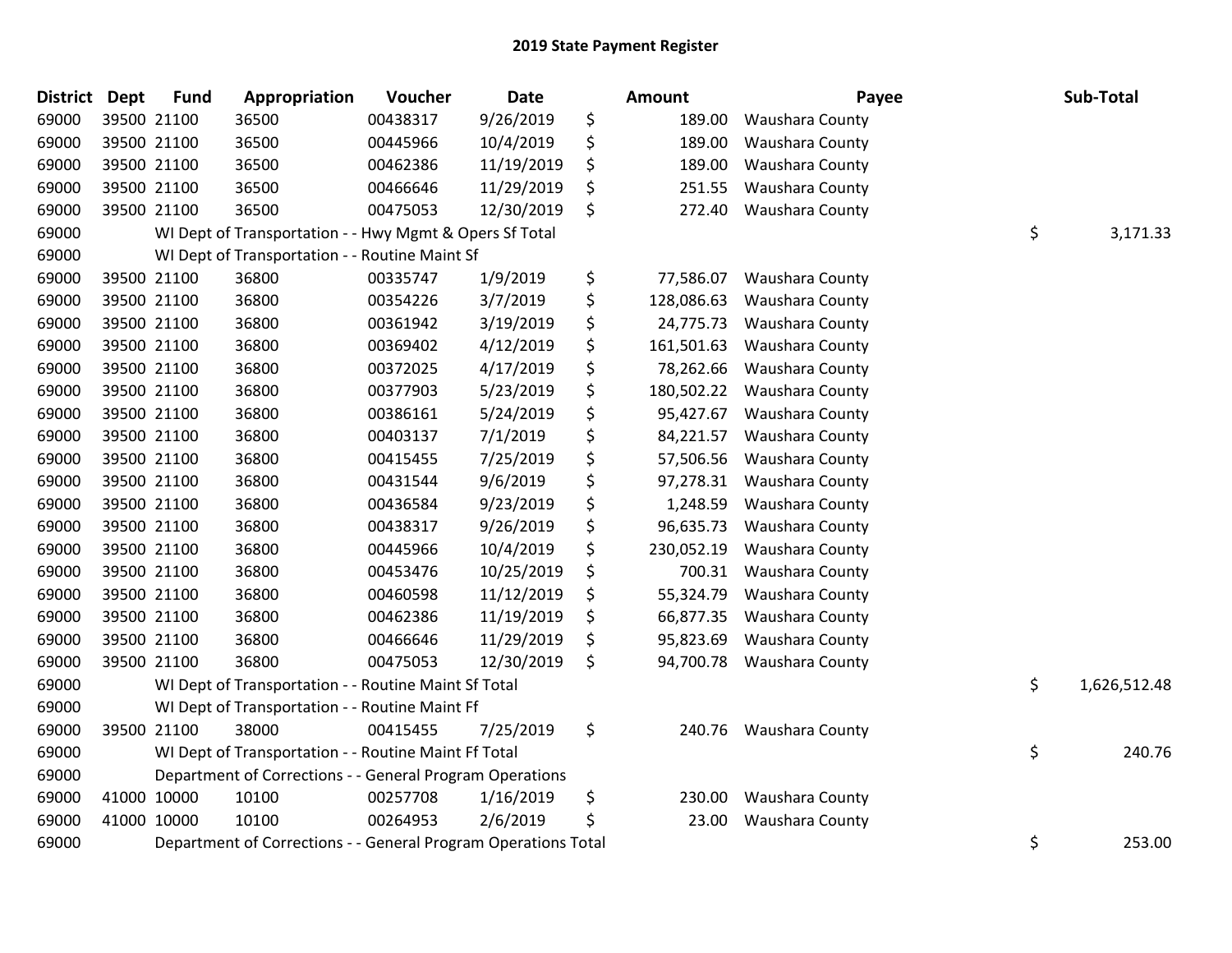## 2019 State Payment Register

| District | Dept | Fund | Appropriation | Voucher | Date | | Amount | Payee | | Sub-Total |
|---|---|---|---|---|---|---|---|---|---|---|
| 69000 | 39500 | 21100 | 36500 | 00438317 | 9/26/2019 | $ | 189.00 | Waushara County | | |
| 69000 | 39500 | 21100 | 36500 | 00445966 | 10/4/2019 | $ | 189.00 | Waushara County | | |
| 69000 | 39500 | 21100 | 36500 | 00462386 | 11/19/2019 | $ | 189.00 | Waushara County | | |
| 69000 | 39500 | 21100 | 36500 | 00466646 | 11/29/2019 | $ | 251.55 | Waushara County | | |
| 69000 | 39500 | 21100 | 36500 | 00475053 | 12/30/2019 | $ | 272.40 | Waushara County | | |
| 69000 | | | WI Dept of Transportation - - Hwy Mgmt & Opers Sf Total | | | | | | $ | 3,171.33 |
| 69000 | | | WI Dept of Transportation - - Routine Maint Sf | | | | | | | |
| 69000 | 39500 | 21100 | 36800 | 00335747 | 1/9/2019 | $ | 77,586.07 | Waushara County | | |
| 69000 | 39500 | 21100 | 36800 | 00354226 | 3/7/2019 | $ | 128,086.63 | Waushara County | | |
| 69000 | 39500 | 21100 | 36800 | 00361942 | 3/19/2019 | $ | 24,775.73 | Waushara County | | |
| 69000 | 39500 | 21100 | 36800 | 00369402 | 4/12/2019 | $ | 161,501.63 | Waushara County | | |
| 69000 | 39500 | 21100 | 36800 | 00372025 | 4/17/2019 | $ | 78,262.66 | Waushara County | | |
| 69000 | 39500 | 21100 | 36800 | 00377903 | 5/23/2019 | $ | 180,502.22 | Waushara County | | |
| 69000 | 39500 | 21100 | 36800 | 00386161 | 5/24/2019 | $ | 95,427.67 | Waushara County | | |
| 69000 | 39500 | 21100 | 36800 | 00403137 | 7/1/2019 | $ | 84,221.57 | Waushara County | | |
| 69000 | 39500 | 21100 | 36800 | 00415455 | 7/25/2019 | $ | 57,506.56 | Waushara County | | |
| 69000 | 39500 | 21100 | 36800 | 00431544 | 9/6/2019 | $ | 97,278.31 | Waushara County | | |
| 69000 | 39500 | 21100 | 36800 | 00436584 | 9/23/2019 | $ | 1,248.59 | Waushara County | | |
| 69000 | 39500 | 21100 | 36800 | 00438317 | 9/26/2019 | $ | 96,635.73 | Waushara County | | |
| 69000 | 39500 | 21100 | 36800 | 00445966 | 10/4/2019 | $ | 230,052.19 | Waushara County | | |
| 69000 | 39500 | 21100 | 36800 | 00453476 | 10/25/2019 | $ | 700.31 | Waushara County | | |
| 69000 | 39500 | 21100 | 36800 | 00460598 | 11/12/2019 | $ | 55,324.79 | Waushara County | | |
| 69000 | 39500 | 21100 | 36800 | 00462386 | 11/19/2019 | $ | 66,877.35 | Waushara County | | |
| 69000 | 39500 | 21100 | 36800 | 00466646 | 11/29/2019 | $ | 95,823.69 | Waushara County | | |
| 69000 | 39500 | 21100 | 36800 | 00475053 | 12/30/2019 | $ | 94,700.78 | Waushara County | | |
| 69000 | | | WI Dept of Transportation - - Routine Maint Sf Total | | | | | | $ | 1,626,512.48 |
| 69000 | | | WI Dept of Transportation - - Routine Maint Ff | | | | | | | |
| 69000 | 39500 | 21100 | 38000 | 00415455 | 7/25/2019 | $ | 240.76 | Waushara County | | |
| 69000 | | | WI Dept of Transportation - - Routine Maint Ff Total | | | | | | $ | 240.76 |
| 69000 | | | Department of Corrections - - General Program Operations | | | | | | | |
| 69000 | 41000 | 10000 | 10100 | 00257708 | 1/16/2019 | $ | 230.00 | Waushara County | | |
| 69000 | 41000 | 10000 | 10100 | 00264953 | 2/6/2019 | $ | 23.00 | Waushara County | | |
| 69000 | | | Department of Corrections - - General Program Operations Total | | | | | | $ | 253.00 |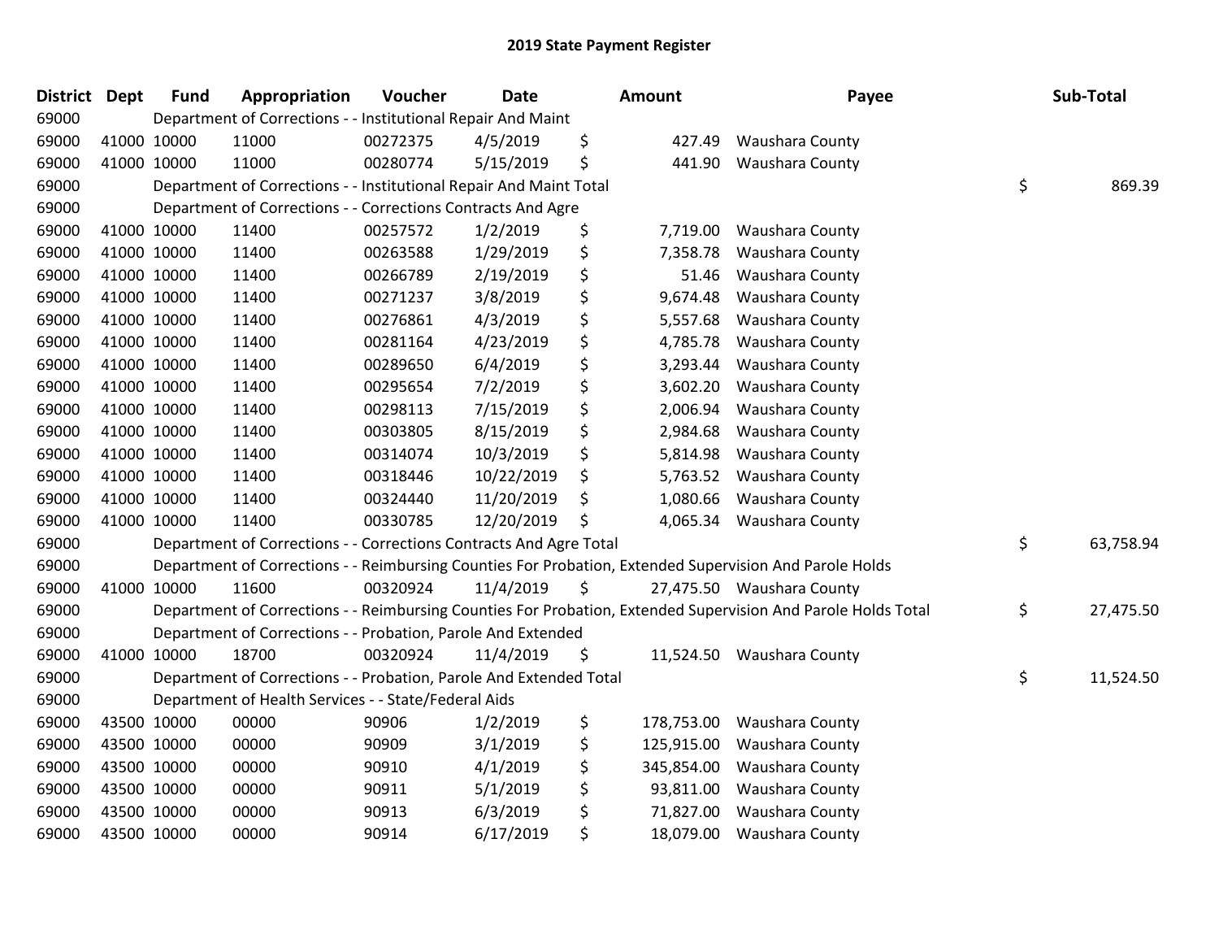## 2019 State Payment Register

| District | Dept | Fund | Appropriation | Voucher | Date | Amount | Payee | Sub-Total |
|---|---|---|---|---|---|---|---|---|
| 69000 | | Department of Corrections - - Institutional Repair And Maint | | | | | | |
| 69000 | 41000 | 10000 | 11000 | 00272375 | 4/5/2019 | $ 427.49 | Waushara County | |
| 69000 | 41000 | 10000 | 11000 | 00280774 | 5/15/2019 | $ 441.90 | Waushara County | |
| 69000 | | Department of Corrections - - Institutional Repair And Maint Total | | | | | | $ 869.39 |
| 69000 | | Department of Corrections - - Corrections Contracts And Agre | | | | | | |
| 69000 | 41000 | 10000 | 11400 | 00257572 | 1/2/2019 | $ 7,719.00 | Waushara County | |
| 69000 | 41000 | 10000 | 11400 | 00263588 | 1/29/2019 | $ 7,358.78 | Waushara County | |
| 69000 | 41000 | 10000 | 11400 | 00266789 | 2/19/2019 | $ 51.46 | Waushara County | |
| 69000 | 41000 | 10000 | 11400 | 00271237 | 3/8/2019 | $ 9,674.48 | Waushara County | |
| 69000 | 41000 | 10000 | 11400 | 00276861 | 4/3/2019 | $ 5,557.68 | Waushara County | |
| 69000 | 41000 | 10000 | 11400 | 00281164 | 4/23/2019 | $ 4,785.78 | Waushara County | |
| 69000 | 41000 | 10000 | 11400 | 00289650 | 6/4/2019 | $ 3,293.44 | Waushara County | |
| 69000 | 41000 | 10000 | 11400 | 00295654 | 7/2/2019 | $ 3,602.20 | Waushara County | |
| 69000 | 41000 | 10000 | 11400 | 00298113 | 7/15/2019 | $ 2,006.94 | Waushara County | |
| 69000 | 41000 | 10000 | 11400 | 00303805 | 8/15/2019 | $ 2,984.68 | Waushara County | |
| 69000 | 41000 | 10000 | 11400 | 00314074 | 10/3/2019 | $ 5,814.98 | Waushara County | |
| 69000 | 41000 | 10000 | 11400 | 00318446 | 10/22/2019 | $ 5,763.52 | Waushara County | |
| 69000 | 41000 | 10000 | 11400 | 00324440 | 11/20/2019 | $ 1,080.66 | Waushara County | |
| 69000 | 41000 | 10000 | 11400 | 00330785 | 12/20/2019 | $ 4,065.34 | Waushara County | |
| 69000 | | Department of Corrections - - Corrections Contracts And Agre Total | | | | | | $ 63,758.94 |
| 69000 | | Department of Corrections - - Reimbursing Counties For Probation, Extended Supervision And Parole Holds | | | | | | |
| 69000 | 41000 | 10000 | 11600 | 00320924 | 11/4/2019 | $ 27,475.50 | Waushara County | |
| 69000 | | Department of Corrections - - Reimbursing Counties For Probation, Extended Supervision And Parole Holds Total | | | | | | $ 27,475.50 |
| 69000 | | Department of Corrections - - Probation, Parole And Extended | | | | | | |
| 69000 | 41000 | 10000 | 18700 | 00320924 | 11/4/2019 | $ 11,524.50 | Waushara County | |
| 69000 | | Department of Corrections - - Probation, Parole And Extended Total | | | | | | $ 11,524.50 |
| 69000 | | Department of Health Services - - State/Federal Aids | | | | | | |
| 69000 | 43500 | 10000 | 00000 | 90906 | 1/2/2019 | $ 178,753.00 | Waushara County | |
| 69000 | 43500 | 10000 | 00000 | 90909 | 3/1/2019 | $ 125,915.00 | Waushara County | |
| 69000 | 43500 | 10000 | 00000 | 90910 | 4/1/2019 | $ 345,854.00 | Waushara County | |
| 69000 | 43500 | 10000 | 00000 | 90911 | 5/1/2019 | $ 93,811.00 | Waushara County | |
| 69000 | 43500 | 10000 | 00000 | 90913 | 6/3/2019 | $ 71,827.00 | Waushara County | |
| 69000 | 43500 | 10000 | 00000 | 90914 | 6/17/2019 | $ 18,079.00 | Waushara County | |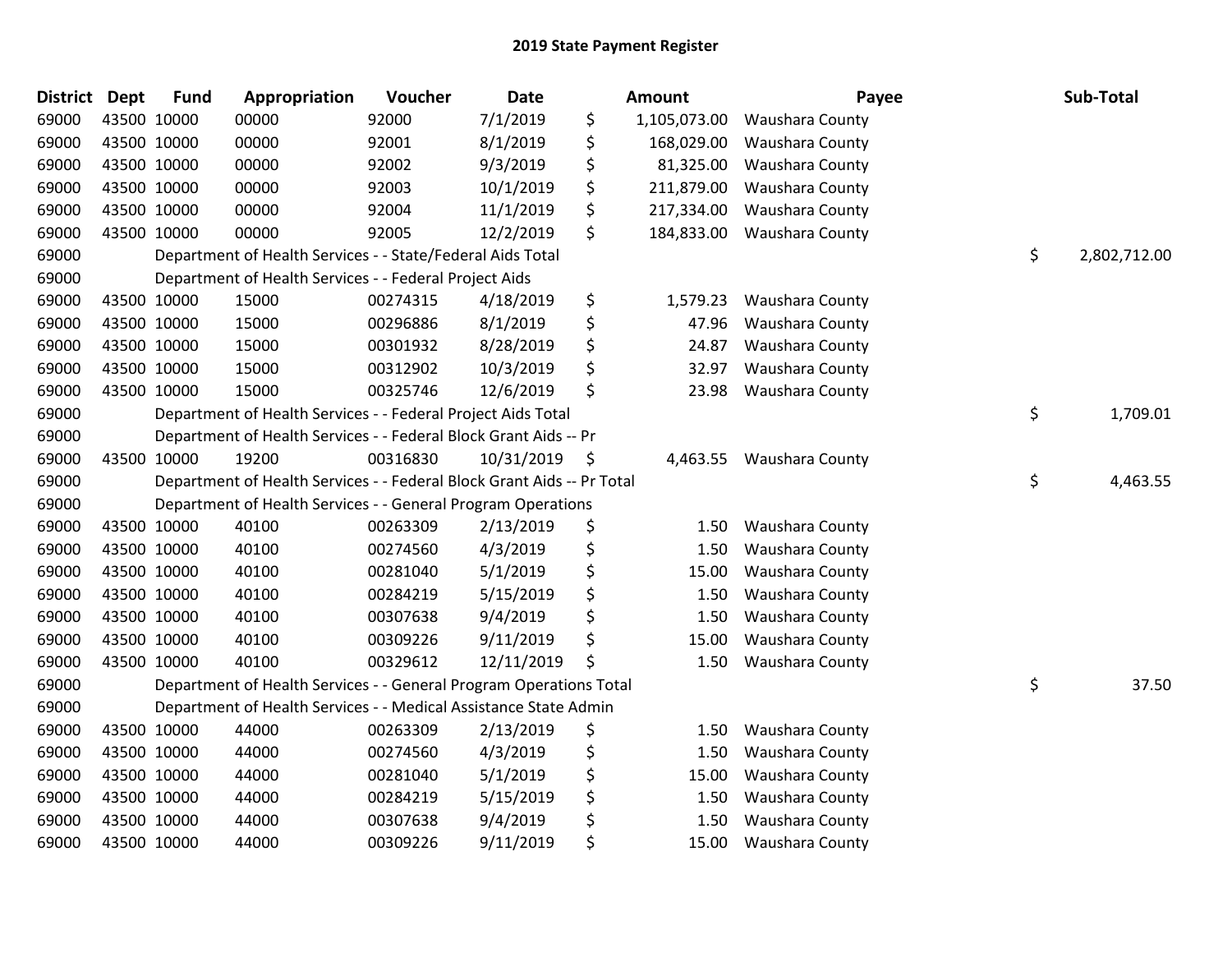## 2019 State Payment Register

| District | Dept | Fund | Appropriation | Voucher | Date | Amount | Payee | Sub-Total |
|---|---|---|---|---|---|---|---|---|
| 69000 | 43500 | 10000 | 00000 | 92000 | 7/1/2019 | $ 1,105,073.00 | Waushara County | |
| 69000 | 43500 | 10000 | 00000 | 92001 | 8/1/2019 | $ 168,029.00 | Waushara County | |
| 69000 | 43500 | 10000 | 00000 | 92002 | 9/3/2019 | $ 81,325.00 | Waushara County | |
| 69000 | 43500 | 10000 | 00000 | 92003 | 10/1/2019 | $ 211,879.00 | Waushara County | |
| 69000 | 43500 | 10000 | 00000 | 92004 | 11/1/2019 | $ 217,334.00 | Waushara County | |
| 69000 | 43500 | 10000 | 00000 | 92005 | 12/2/2019 | $ 184,833.00 | Waushara County | |
| 69000 | | Department of Health Services - - State/Federal Aids Total | | | | | | $ 2,802,712.00 |
| 69000 | | Department of Health Services - - Federal Project Aids | | | | | | |
| 69000 | 43500 | 10000 | 15000 | 00274315 | 4/18/2019 | $ 1,579.23 | Waushara County | |
| 69000 | 43500 | 10000 | 15000 | 00296886 | 8/1/2019 | $ 47.96 | Waushara County | |
| 69000 | 43500 | 10000 | 15000 | 00301932 | 8/28/2019 | $ 24.87 | Waushara County | |
| 69000 | 43500 | 10000 | 15000 | 00312902 | 10/3/2019 | $ 32.97 | Waushara County | |
| 69000 | 43500 | 10000 | 15000 | 00325746 | 12/6/2019 | $ 23.98 | Waushara County | |
| 69000 | | Department of Health Services - - Federal Project Aids Total | | | | | | $ 1,709.01 |
| 69000 | | Department of Health Services - - Federal Block Grant Aids -- Pr | | | | | | |
| 69000 | 43500 | 10000 | 19200 | 00316830 | 10/31/2019 | $ 4,463.55 | Waushara County | |
| 69000 | | Department of Health Services - - Federal Block Grant Aids -- Pr Total | | | | | | $ 4,463.55 |
| 69000 | | Department of Health Services - - General Program Operations | | | | | | |
| 69000 | 43500 | 10000 | 40100 | 00263309 | 2/13/2019 | $ 1.50 | Waushara County | |
| 69000 | 43500 | 10000 | 40100 | 00274560 | 4/3/2019 | $ 1.50 | Waushara County | |
| 69000 | 43500 | 10000 | 40100 | 00281040 | 5/1/2019 | $ 15.00 | Waushara County | |
| 69000 | 43500 | 10000 | 40100 | 00284219 | 5/15/2019 | $ 1.50 | Waushara County | |
| 69000 | 43500 | 10000 | 40100 | 00307638 | 9/4/2019 | $ 1.50 | Waushara County | |
| 69000 | 43500 | 10000 | 40100 | 00309226 | 9/11/2019 | $ 15.00 | Waushara County | |
| 69000 | 43500 | 10000 | 40100 | 00329612 | 12/11/2019 | $ 1.50 | Waushara County | |
| 69000 | | Department of Health Services - - General Program Operations Total | | | | | | $ 37.50 |
| 69000 | | Department of Health Services - - Medical Assistance State Admin | | | | | | |
| 69000 | 43500 | 10000 | 44000 | 00263309 | 2/13/2019 | $ 1.50 | Waushara County | |
| 69000 | 43500 | 10000 | 44000 | 00274560 | 4/3/2019 | $ 1.50 | Waushara County | |
| 69000 | 43500 | 10000 | 44000 | 00281040 | 5/1/2019 | $ 15.00 | Waushara County | |
| 69000 | 43500 | 10000 | 44000 | 00284219 | 5/15/2019 | $ 1.50 | Waushara County | |
| 69000 | 43500 | 10000 | 44000 | 00307638 | 9/4/2019 | $ 1.50 | Waushara County | |
| 69000 | 43500 | 10000 | 44000 | 00309226 | 9/11/2019 | $ 15.00 | Waushara County | |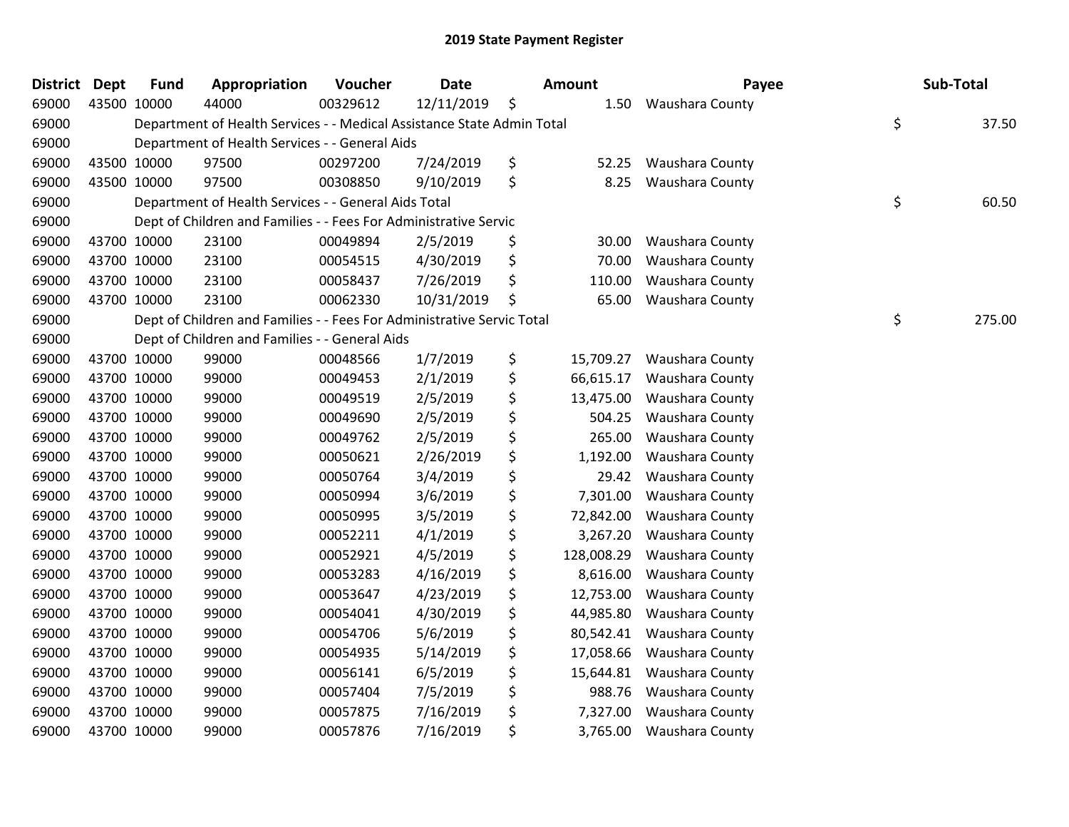# 2019 State Payment Register

| District | Dept | Fund | Appropriation | Voucher | Date | Amount | Payee | Sub-Total |
|---|---|---|---|---|---|---|---|---|
| 69000 | 43500 | 10000 | 44000 | 00329612 | 12/11/2019 | $ 1.50 | Waushara County | |
| 69000 | | Department of Health Services - - Medical Assistance State Admin Total | | | | | | $ 37.50 |
| 69000 | | Department of Health Services - - General Aids | | | | | | |
| 69000 | 43500 | 10000 | 97500 | 00297200 | 7/24/2019 | $ 52.25 | Waushara County | |
| 69000 | 43500 | 10000 | 97500 | 00308850 | 9/10/2019 | $ 8.25 | Waushara County | |
| 69000 | | Department of Health Services - - General Aids Total | | | | | | $ 60.50 |
| 69000 | | Dept of Children and Families - - Fees For Administrative Servic | | | | | | |
| 69000 | 43700 | 10000 | 23100 | 00049894 | 2/5/2019 | $ 30.00 | Waushara County | |
| 69000 | 43700 | 10000 | 23100 | 00054515 | 4/30/2019 | $ 70.00 | Waushara County | |
| 69000 | 43700 | 10000 | 23100 | 00058437 | 7/26/2019 | $ 110.00 | Waushara County | |
| 69000 | 43700 | 10000 | 23100 | 00062330 | 10/31/2019 | $ 65.00 | Waushara County | |
| 69000 | | Dept of Children and Families - - Fees For Administrative Servic Total | | | | | | $ 275.00 |
| 69000 | | Dept of Children and Families - - General Aids | | | | | | |
| 69000 | 43700 | 10000 | 99000 | 00048566 | 1/7/2019 | $ 15,709.27 | Waushara County | |
| 69000 | 43700 | 10000 | 99000 | 00049453 | 2/1/2019 | $ 66,615.17 | Waushara County | |
| 69000 | 43700 | 10000 | 99000 | 00049519 | 2/5/2019 | $ 13,475.00 | Waushara County | |
| 69000 | 43700 | 10000 | 99000 | 00049690 | 2/5/2019 | $ 504.25 | Waushara County | |
| 69000 | 43700 | 10000 | 99000 | 00049762 | 2/5/2019 | $ 265.00 | Waushara County | |
| 69000 | 43700 | 10000 | 99000 | 00050621 | 2/26/2019 | $ 1,192.00 | Waushara County | |
| 69000 | 43700 | 10000 | 99000 | 00050764 | 3/4/2019 | $ 29.42 | Waushara County | |
| 69000 | 43700 | 10000 | 99000 | 00050994 | 3/6/2019 | $ 7,301.00 | Waushara County | |
| 69000 | 43700 | 10000 | 99000 | 00050995 | 3/5/2019 | $ 72,842.00 | Waushara County | |
| 69000 | 43700 | 10000 | 99000 | 00052211 | 4/1/2019 | $ 3,267.20 | Waushara County | |
| 69000 | 43700 | 10000 | 99000 | 00052921 | 4/5/2019 | $ 128,008.29 | Waushara County | |
| 69000 | 43700 | 10000 | 99000 | 00053283 | 4/16/2019 | $ 8,616.00 | Waushara County | |
| 69000 | 43700 | 10000 | 99000 | 00053647 | 4/23/2019 | $ 12,753.00 | Waushara County | |
| 69000 | 43700 | 10000 | 99000 | 00054041 | 4/30/2019 | $ 44,985.80 | Waushara County | |
| 69000 | 43700 | 10000 | 99000 | 00054706 | 5/6/2019 | $ 80,542.41 | Waushara County | |
| 69000 | 43700 | 10000 | 99000 | 00054935 | 5/14/2019 | $ 17,058.66 | Waushara County | |
| 69000 | 43700 | 10000 | 99000 | 00056141 | 6/5/2019 | $ 15,644.81 | Waushara County | |
| 69000 | 43700 | 10000 | 99000 | 00057404 | 7/5/2019 | $ 988.76 | Waushara County | |
| 69000 | 43700 | 10000 | 99000 | 00057875 | 7/16/2019 | $ 7,327.00 | Waushara County | |
| 69000 | 43700 | 10000 | 99000 | 00057876 | 7/16/2019 | $ 3,765.00 | Waushara County | |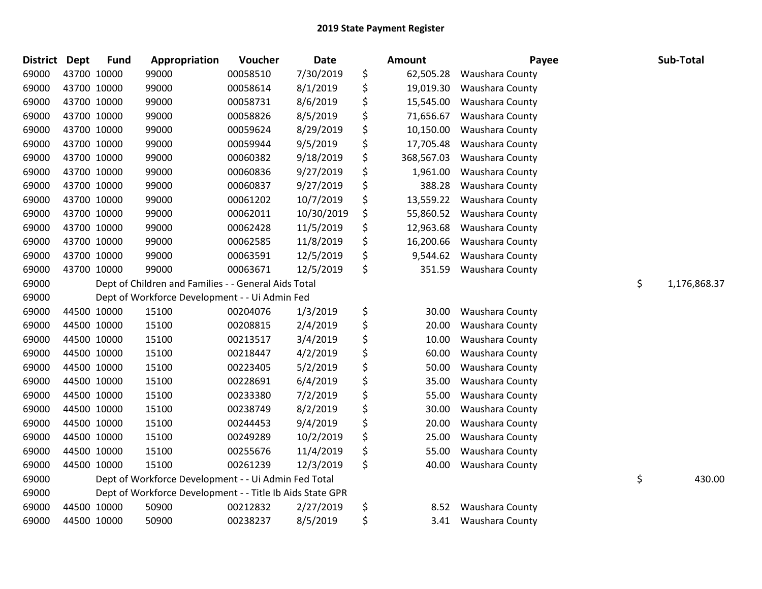# 2019 State Payment Register

| District | Dept | Fund | Appropriation | Voucher | Date | Amount | Payee | Sub-Total |
|---|---|---|---|---|---|---|---|---|
| 69000 | 43700 | 10000 | 99000 | 00058510 | 7/30/2019 | $ 62,505.28 | Waushara County | |
| 69000 | 43700 | 10000 | 99000 | 00058614 | 8/1/2019 | $ 19,019.30 | Waushara County | |
| 69000 | 43700 | 10000 | 99000 | 00058731 | 8/6/2019 | $ 15,545.00 | Waushara County | |
| 69000 | 43700 | 10000 | 99000 | 00058826 | 8/5/2019 | $ 71,656.67 | Waushara County | |
| 69000 | 43700 | 10000 | 99000 | 00059624 | 8/29/2019 | $ 10,150.00 | Waushara County | |
| 69000 | 43700 | 10000 | 99000 | 00059944 | 9/5/2019 | $ 17,705.48 | Waushara County | |
| 69000 | 43700 | 10000 | 99000 | 00060382 | 9/18/2019 | $ 368,567.03 | Waushara County | |
| 69000 | 43700 | 10000 | 99000 | 00060836 | 9/27/2019 | $ 1,961.00 | Waushara County | |
| 69000 | 43700 | 10000 | 99000 | 00060837 | 9/27/2019 | $ 388.28 | Waushara County | |
| 69000 | 43700 | 10000 | 99000 | 00061202 | 10/7/2019 | $ 13,559.22 | Waushara County | |
| 69000 | 43700 | 10000 | 99000 | 00062011 | 10/30/2019 | $ 55,860.52 | Waushara County | |
| 69000 | 43700 | 10000 | 99000 | 00062428 | 11/5/2019 | $ 12,963.68 | Waushara County | |
| 69000 | 43700 | 10000 | 99000 | 00062585 | 11/8/2019 | $ 16,200.66 | Waushara County | |
| 69000 | 43700 | 10000 | 99000 | 00063591 | 12/5/2019 | $ 9,544.62 | Waushara County | |
| 69000 | 43700 | 10000 | 99000 | 00063671 | 12/5/2019 | $ 351.59 | Waushara County | |
| 69000 | | Dept of Children and Families - - General Aids Total | | | | | | $ 1,176,868.37 |
| 69000 | | Dept of Workforce Development - - Ui Admin Fed | | | | | | |
| 69000 | 44500 | 10000 | 15100 | 00204076 | 1/3/2019 | $ 30.00 | Waushara County | |
| 69000 | 44500 | 10000 | 15100 | 00208815 | 2/4/2019 | $ 20.00 | Waushara County | |
| 69000 | 44500 | 10000 | 15100 | 00213517 | 3/4/2019 | $ 10.00 | Waushara County | |
| 69000 | 44500 | 10000 | 15100 | 00218447 | 4/2/2019 | $ 60.00 | Waushara County | |
| 69000 | 44500 | 10000 | 15100 | 00223405 | 5/2/2019 | $ 50.00 | Waushara County | |
| 69000 | 44500 | 10000 | 15100 | 00228691 | 6/4/2019 | $ 35.00 | Waushara County | |
| 69000 | 44500 | 10000 | 15100 | 00233380 | 7/2/2019 | $ 55.00 | Waushara County | |
| 69000 | 44500 | 10000 | 15100 | 00238749 | 8/2/2019 | $ 30.00 | Waushara County | |
| 69000 | 44500 | 10000 | 15100 | 00244453 | 9/4/2019 | $ 20.00 | Waushara County | |
| 69000 | 44500 | 10000 | 15100 | 00249289 | 10/2/2019 | $ 25.00 | Waushara County | |
| 69000 | 44500 | 10000 | 15100 | 00255676 | 11/4/2019 | $ 55.00 | Waushara County | |
| 69000 | 44500 | 10000 | 15100 | 00261239 | 12/3/2019 | $ 40.00 | Waushara County | |
| 69000 | | Dept of Workforce Development - - Ui Admin Fed Total | | | | | | $ 430.00 |
| 69000 | | Dept of Workforce Development - - Title Ib Aids State GPR | | | | | | |
| 69000 | 44500 | 10000 | 50900 | 00212832 | 2/27/2019 | $ 8.52 | Waushara County | |
| 69000 | 44500 | 10000 | 50900 | 00238237 | 8/5/2019 | $ 3.41 | Waushara County | |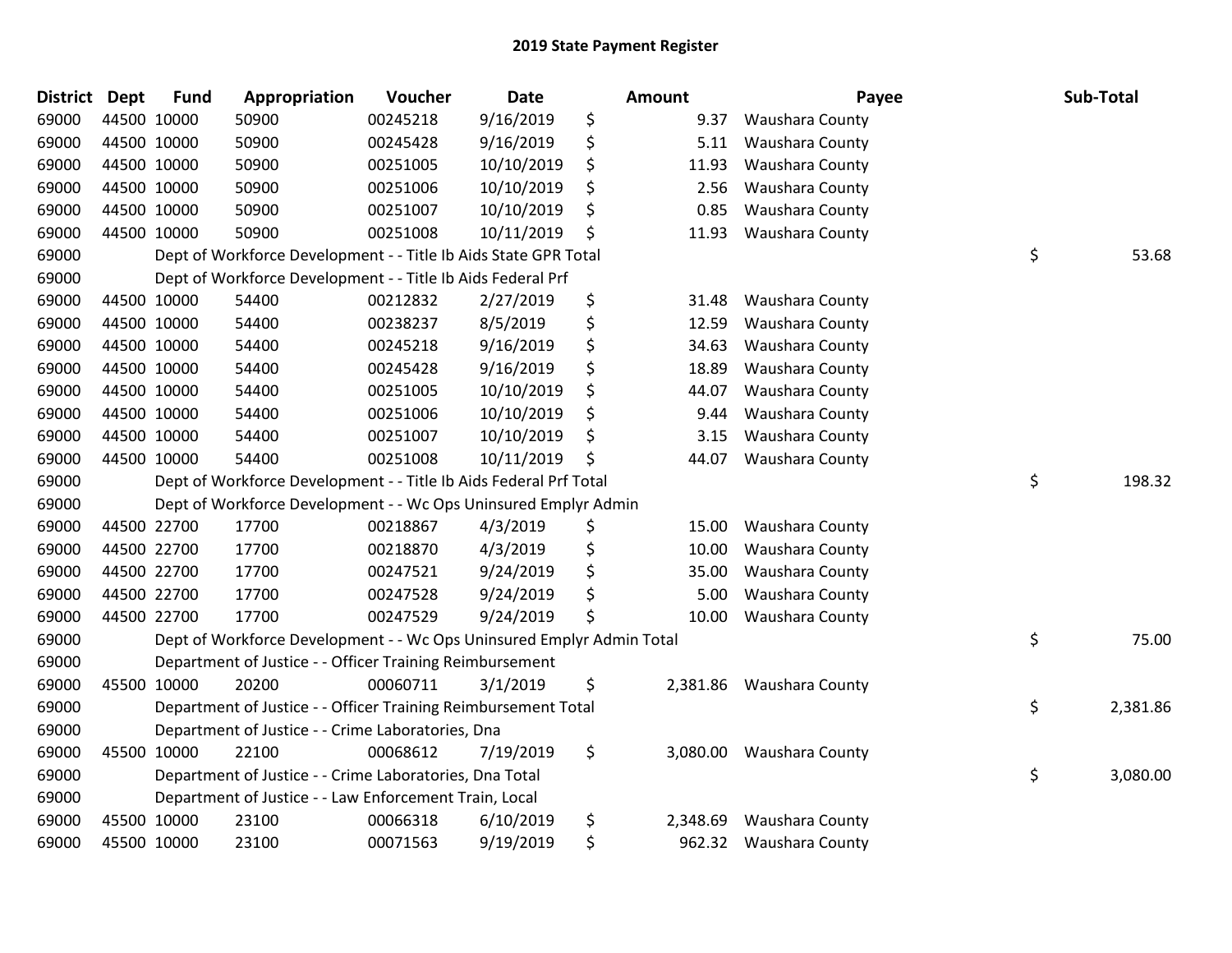# 2019 State Payment Register

| District | Dept | Fund | Appropriation | Voucher | Date | Amount | Payee | Sub-Total |
|---|---|---|---|---|---|---|---|---|
| 69000 | 44500 | 10000 | 50900 | 00245218 | 9/16/2019 | $ 9.37 | Waushara County | |
| 69000 | 44500 | 10000 | 50900 | 00245428 | 9/16/2019 | $ 5.11 | Waushara County | |
| 69000 | 44500 | 10000 | 50900 | 00251005 | 10/10/2019 | $ 11.93 | Waushara County | |
| 69000 | 44500 | 10000 | 50900 | 00251006 | 10/10/2019 | $ 2.56 | Waushara County | |
| 69000 | 44500 | 10000 | 50900 | 00251007 | 10/10/2019 | $ 0.85 | Waushara County | |
| 69000 | 44500 | 10000 | 50900 | 00251008 | 10/11/2019 | $ 11.93 | Waushara County | |
| 69000 | | | Dept of Workforce Development - - Title Ib Aids State GPR Total | | | | | $ 53.68 |
| 69000 | | | Dept of Workforce Development - - Title Ib Aids Federal Prf | | | | | |
| 69000 | 44500 | 10000 | 54400 | 00212832 | 2/27/2019 | $ 31.48 | Waushara County | |
| 69000 | 44500 | 10000 | 54400 | 00238237 | 8/5/2019 | $ 12.59 | Waushara County | |
| 69000 | 44500 | 10000 | 54400 | 00245218 | 9/16/2019 | $ 34.63 | Waushara County | |
| 69000 | 44500 | 10000 | 54400 | 00245428 | 9/16/2019 | $ 18.89 | Waushara County | |
| 69000 | 44500 | 10000 | 54400 | 00251005 | 10/10/2019 | $ 44.07 | Waushara County | |
| 69000 | 44500 | 10000 | 54400 | 00251006 | 10/10/2019 | $ 9.44 | Waushara County | |
| 69000 | 44500 | 10000 | 54400 | 00251007 | 10/10/2019 | $ 3.15 | Waushara County | |
| 69000 | 44500 | 10000 | 54400 | 00251008 | 10/11/2019 | $ 44.07 | Waushara County | |
| 69000 | | | Dept of Workforce Development - - Title Ib Aids Federal Prf Total | | | | | $ 198.32 |
| 69000 | | | Dept of Workforce Development - - Wc Ops Uninsured Emplyr Admin | | | | | |
| 69000 | 44500 | 22700 | 17700 | 00218867 | 4/3/2019 | $ 15.00 | Waushara County | |
| 69000 | 44500 | 22700 | 17700 | 00218870 | 4/3/2019 | $ 10.00 | Waushara County | |
| 69000 | 44500 | 22700 | 17700 | 00247521 | 9/24/2019 | $ 35.00 | Waushara County | |
| 69000 | 44500 | 22700 | 17700 | 00247528 | 9/24/2019 | $ 5.00 | Waushara County | |
| 69000 | 44500 | 22700 | 17700 | 00247529 | 9/24/2019 | $ 10.00 | Waushara County | |
| 69000 | | | Dept of Workforce Development - - Wc Ops Uninsured Emplyr Admin Total | | | | | $ 75.00 |
| 69000 | | | Department of Justice - - Officer Training Reimbursement | | | | | |
| 69000 | 45500 | 10000 | 20200 | 00060711 | 3/1/2019 | $ 2,381.86 | Waushara County | |
| 69000 | | | Department of Justice - - Officer Training Reimbursement Total | | | | | $ 2,381.86 |
| 69000 | | | Department of Justice - - Crime Laboratories, Dna | | | | | |
| 69000 | 45500 | 10000 | 22100 | 00068612 | 7/19/2019 | $ 3,080.00 | Waushara County | |
| 69000 | | | Department of Justice - - Crime Laboratories, Dna Total | | | | | $ 3,080.00 |
| 69000 | | | Department of Justice - - Law Enforcement Train, Local | | | | | |
| 69000 | 45500 | 10000 | 23100 | 00066318 | 6/10/2019 | $ 2,348.69 | Waushara County | |
| 69000 | 45500 | 10000 | 23100 | 00071563 | 9/19/2019 | $ 962.32 | Waushara County | |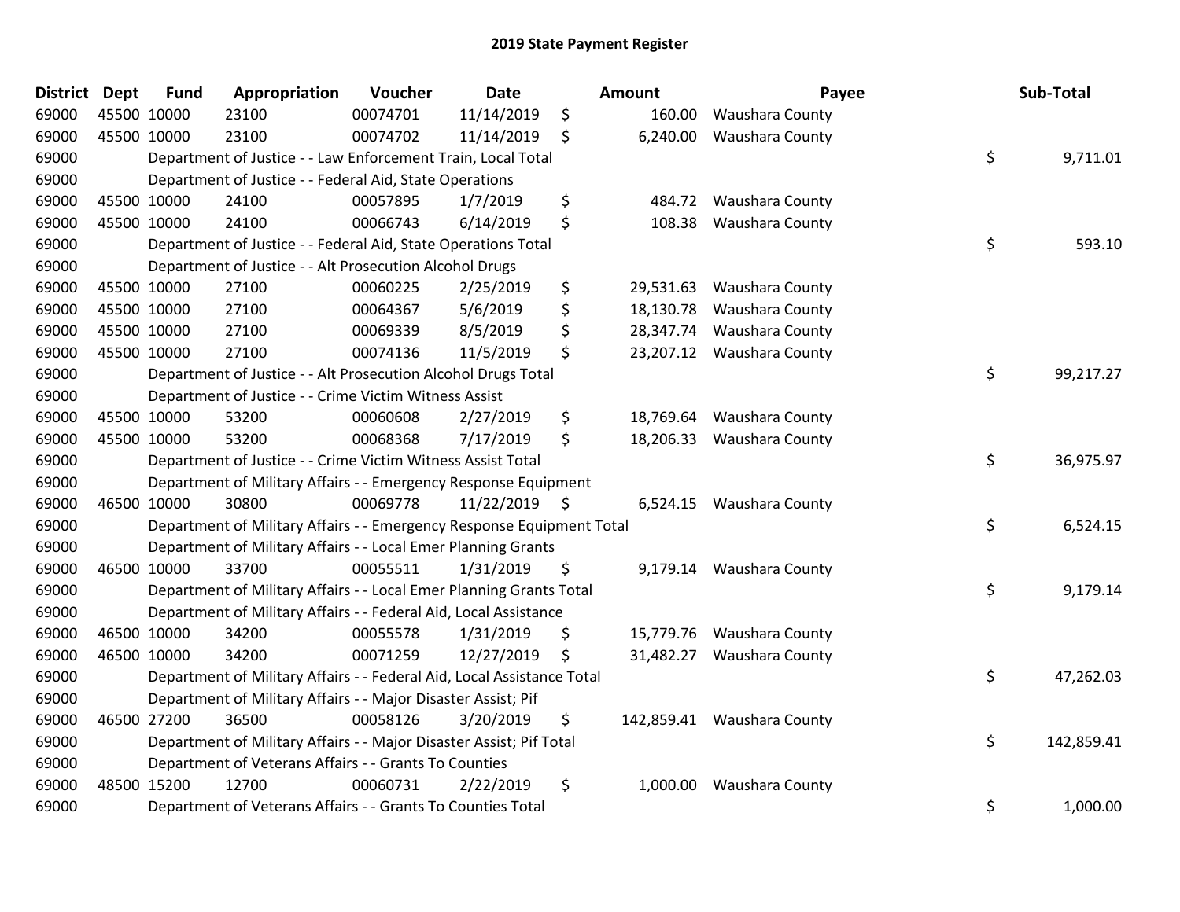## 2019 State Payment Register

| District | Dept | Fund | Appropriation | Voucher | Date | Amount | Payee | Sub-Total |
|---|---|---|---|---|---|---|---|---|
| 69000 | 45500 | 10000 | 23100 | 00074701 | 11/14/2019 | $ 160.00 | Waushara County | |
| 69000 | 45500 | 10000 | 23100 | 00074702 | 11/14/2019 | $ 6,240.00 | Waushara County | |
| 69000 | | | Department of Justice - - Law Enforcement Train, Local Total | | | | | $ 9,711.01 |
| 69000 | | | Department of Justice - - Federal Aid, State Operations | | | | | |
| 69000 | 45500 | 10000 | 24100 | 00057895 | 1/7/2019 | $ 484.72 | Waushara County | |
| 69000 | 45500 | 10000 | 24100 | 00066743 | 6/14/2019 | $ 108.38 | Waushara County | |
| 69000 | | | Department of Justice - - Federal Aid, State Operations Total | | | | | $ 593.10 |
| 69000 | | | Department of Justice - - Alt Prosecution Alcohol Drugs | | | | | |
| 69000 | 45500 | 10000 | 27100 | 00060225 | 2/25/2019 | $ 29,531.63 | Waushara County | |
| 69000 | 45500 | 10000 | 27100 | 00064367 | 5/6/2019 | $ 18,130.78 | Waushara County | |
| 69000 | 45500 | 10000 | 27100 | 00069339 | 8/5/2019 | $ 28,347.74 | Waushara County | |
| 69000 | 45500 | 10000 | 27100 | 00074136 | 11/5/2019 | $ 23,207.12 | Waushara County | |
| 69000 | | | Department of Justice - - Alt Prosecution Alcohol Drugs Total | | | | | $ 99,217.27 |
| 69000 | | | Department of Justice - - Crime Victim Witness Assist | | | | | |
| 69000 | 45500 | 10000 | 53200 | 00060608 | 2/27/2019 | $ 18,769.64 | Waushara County | |
| 69000 | 45500 | 10000 | 53200 | 00068368 | 7/17/2019 | $ 18,206.33 | Waushara County | |
| 69000 | | | Department of Justice - - Crime Victim Witness Assist Total | | | | | $ 36,975.97 |
| 69000 | | | Department of Military Affairs - - Emergency Response Equipment | | | | | |
| 69000 | 46500 | 10000 | 30800 | 00069778 | 11/22/2019 | $ 6,524.15 | Waushara County | |
| 69000 | | | Department of Military Affairs - - Emergency Response Equipment Total | | | | | $ 6,524.15 |
| 69000 | | | Department of Military Affairs - - Local Emer Planning Grants | | | | | |
| 69000 | 46500 | 10000 | 33700 | 00055511 | 1/31/2019 | $ 9,179.14 | Waushara County | |
| 69000 | | | Department of Military Affairs - - Local Emer Planning Grants Total | | | | | $ 9,179.14 |
| 69000 | | | Department of Military Affairs - - Federal Aid, Local Assistance | | | | | |
| 69000 | 46500 | 10000 | 34200 | 00055578 | 1/31/2019 | $ 15,779.76 | Waushara County | |
| 69000 | 46500 | 10000 | 34200 | 00071259 | 12/27/2019 | $ 31,482.27 | Waushara County | |
| 69000 | | | Department of Military Affairs - - Federal Aid, Local Assistance Total | | | | | $ 47,262.03 |
| 69000 | | | Department of Military Affairs - - Major Disaster Assist; Pif | | | | | |
| 69000 | 46500 | 27200 | 36500 | 00058126 | 3/20/2019 | $ 142,859.41 | Waushara County | |
| 69000 | | | Department of Military Affairs - - Major Disaster Assist; Pif Total | | | | | $ 142,859.41 |
| 69000 | | | Department of Veterans Affairs - - Grants To Counties | | | | | |
| 69000 | 48500 | 15200 | 12700 | 00060731 | 2/22/2019 | $ 1,000.00 | Waushara County | |
| 69000 | | | Department of Veterans Affairs - - Grants To Counties Total | | | | | $ 1,000.00 |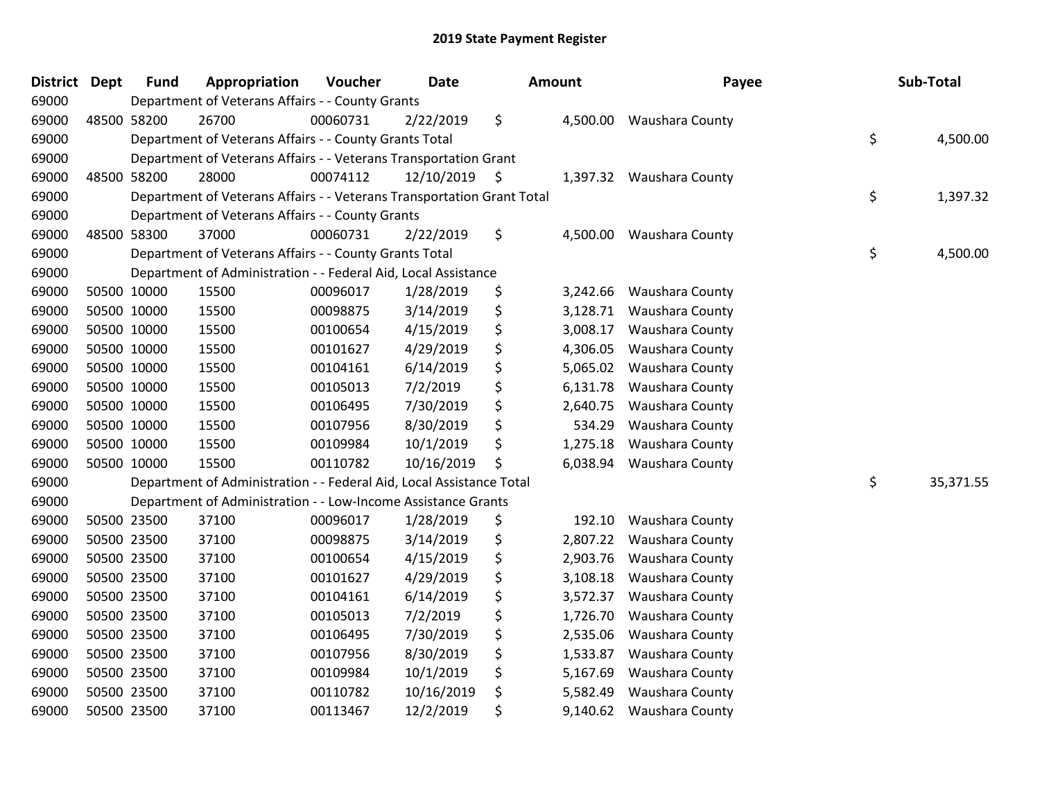## 2019 State Payment Register

| District | Dept | Fund | Appropriation | Voucher | Date | Amount | Payee | Sub-Total |
|---|---|---|---|---|---|---|---|---|
| 69000 | | Department of Veterans Affairs - - County Grants | | | | | | |
| 69000 | 48500 | 58200 | 26700 | 00060731 | 2/22/2019 | $ 4,500.00 | Waushara County | |
| 69000 | | Department of Veterans Affairs - - County Grants Total | | | | | | $ 4,500.00 |
| 69000 | | Department of Veterans Affairs - - Veterans Transportation Grant | | | | | | |
| 69000 | 48500 | 58200 | 28000 | 00074112 | 12/10/2019 | $ 1,397.32 | Waushara County | |
| 69000 | | Department of Veterans Affairs - - Veterans Transportation Grant Total | | | | | | $ 1,397.32 |
| 69000 | | Department of Veterans Affairs - - County Grants | | | | | | |
| 69000 | 48500 | 58300 | 37000 | 00060731 | 2/22/2019 | $ 4,500.00 | Waushara County | |
| 69000 | | Department of Veterans Affairs - - County Grants Total | | | | | | $ 4,500.00 |
| 69000 | | Department of Administration - - Federal Aid, Local Assistance | | | | | | |
| 69000 | 50500 | 10000 | 15500 | 00096017 | 1/28/2019 | $ 3,242.66 | Waushara County | |
| 69000 | 50500 | 10000 | 15500 | 00098875 | 3/14/2019 | $ 3,128.71 | Waushara County | |
| 69000 | 50500 | 10000 | 15500 | 00100654 | 4/15/2019 | $ 3,008.17 | Waushara County | |
| 69000 | 50500 | 10000 | 15500 | 00101627 | 4/29/2019 | $ 4,306.05 | Waushara County | |
| 69000 | 50500 | 10000 | 15500 | 00104161 | 6/14/2019 | $ 5,065.02 | Waushara County | |
| 69000 | 50500 | 10000 | 15500 | 00105013 | 7/2/2019 | $ 6,131.78 | Waushara County | |
| 69000 | 50500 | 10000 | 15500 | 00106495 | 7/30/2019 | $ 2,640.75 | Waushara County | |
| 69000 | 50500 | 10000 | 15500 | 00107956 | 8/30/2019 | $ 534.29 | Waushara County | |
| 69000 | 50500 | 10000 | 15500 | 00109984 | 10/1/2019 | $ 1,275.18 | Waushara County | |
| 69000 | 50500 | 10000 | 15500 | 00110782 | 10/16/2019 | $ 6,038.94 | Waushara County | |
| 69000 | | Department of Administration - - Federal Aid, Local Assistance Total | | | | | | $ 35,371.55 |
| 69000 | | Department of Administration - - Low-Income Assistance Grants | | | | | | |
| 69000 | 50500 | 23500 | 37100 | 00096017 | 1/28/2019 | $ 192.10 | Waushara County | |
| 69000 | 50500 | 23500 | 37100 | 00098875 | 3/14/2019 | $ 2,807.22 | Waushara County | |
| 69000 | 50500 | 23500 | 37100 | 00100654 | 4/15/2019 | $ 2,903.76 | Waushara County | |
| 69000 | 50500 | 23500 | 37100 | 00101627 | 4/29/2019 | $ 3,108.18 | Waushara County | |
| 69000 | 50500 | 23500 | 37100 | 00104161 | 6/14/2019 | $ 3,572.37 | Waushara County | |
| 69000 | 50500 | 23500 | 37100 | 00105013 | 7/2/2019 | $ 1,726.70 | Waushara County | |
| 69000 | 50500 | 23500 | 37100 | 00106495 | 7/30/2019 | $ 2,535.06 | Waushara County | |
| 69000 | 50500 | 23500 | 37100 | 00107956 | 8/30/2019 | $ 1,533.87 | Waushara County | |
| 69000 | 50500 | 23500 | 37100 | 00109984 | 10/1/2019 | $ 5,167.69 | Waushara County | |
| 69000 | 50500 | 23500 | 37100 | 00110782 | 10/16/2019 | $ 5,582.49 | Waushara County | |
| 69000 | 50500 | 23500 | 37100 | 00113467 | 12/2/2019 | $ 9,140.62 | Waushara County | |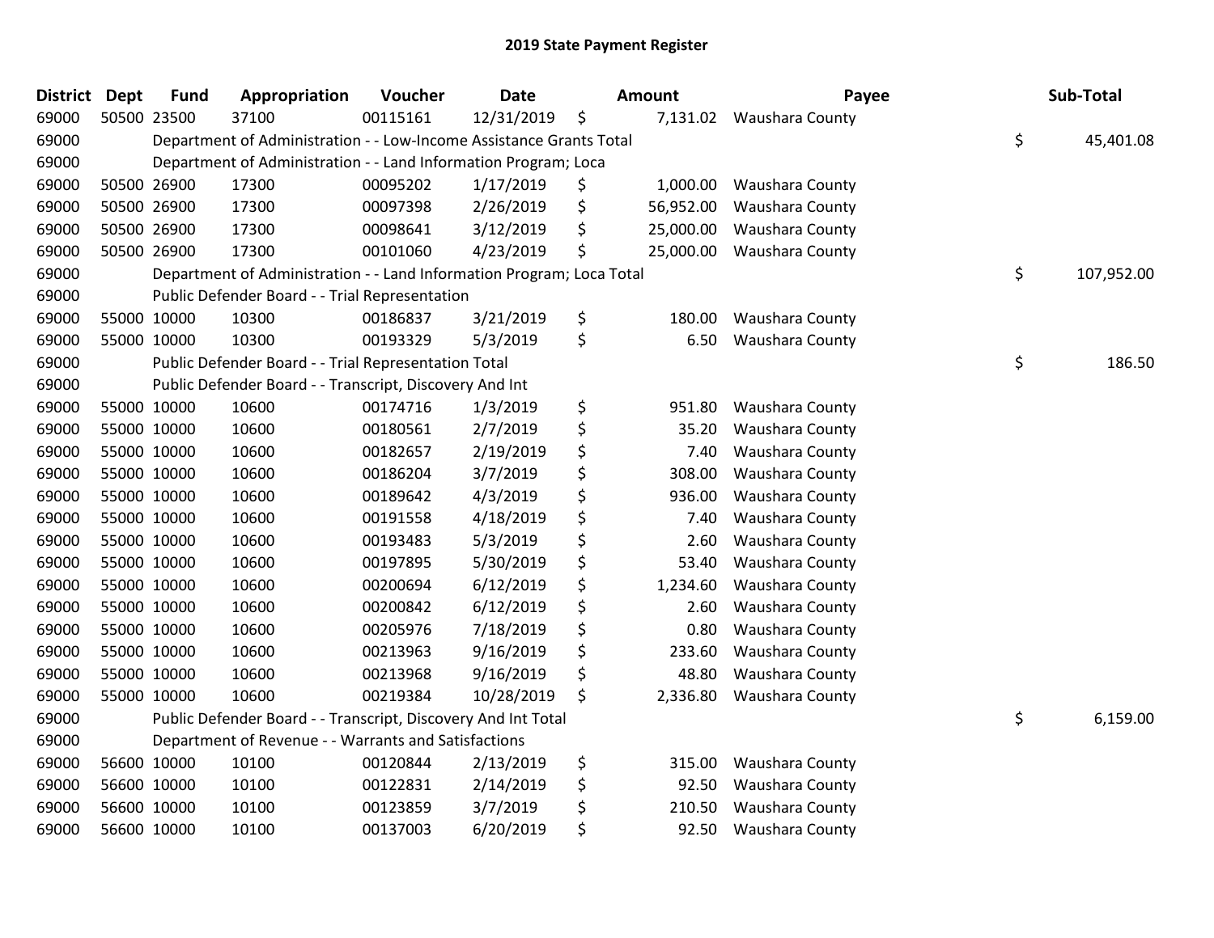# 2019 State Payment Register

| District | Dept | Fund | Appropriation | Voucher | Date | Amount | Payee | Sub-Total |
|---|---|---|---|---|---|---|---|---|
| 69000 | 50500 | 23500 | 37100 | 00115161 | 12/31/2019 | $ 7,131.02 | Waushara County | |
| 69000 | | Department of Administration - - Low-Income Assistance Grants Total | | | | | | $ 45,401.08 |
| 69000 | | Department of Administration - - Land Information Program; Loca | | | | | | |
| 69000 | 50500 | 26900 | 17300 | 00095202 | 1/17/2019 | $ 1,000.00 | Waushara County | |
| 69000 | 50500 | 26900 | 17300 | 00097398 | 2/26/2019 | $ 56,952.00 | Waushara County | |
| 69000 | 50500 | 26900 | 17300 | 00098641 | 3/12/2019 | $ 25,000.00 | Waushara County | |
| 69000 | 50500 | 26900 | 17300 | 00101060 | 4/23/2019 | $ 25,000.00 | Waushara County | |
| 69000 | | Department of Administration - - Land Information Program; Loca Total | | | | | | $ 107,952.00 |
| 69000 | | Public Defender Board - - Trial Representation | | | | | | |
| 69000 | 55000 | 10000 | 10300 | 00186837 | 3/21/2019 | $ 180.00 | Waushara County | |
| 69000 | 55000 | 10000 | 10300 | 00193329 | 5/3/2019 | $ 6.50 | Waushara County | |
| 69000 | | Public Defender Board - - Trial Representation Total | | | | | | $ 186.50 |
| 69000 | | Public Defender Board - - Transcript, Discovery And Int | | | | | | |
| 69000 | 55000 | 10000 | 10600 | 00174716 | 1/3/2019 | $ 951.80 | Waushara County | |
| 69000 | 55000 | 10000 | 10600 | 00180561 | 2/7/2019 | $ 35.20 | Waushara County | |
| 69000 | 55000 | 10000 | 10600 | 00182657 | 2/19/2019 | $ 7.40 | Waushara County | |
| 69000 | 55000 | 10000 | 10600 | 00186204 | 3/7/2019 | $ 308.00 | Waushara County | |
| 69000 | 55000 | 10000 | 10600 | 00189642 | 4/3/2019 | $ 936.00 | Waushara County | |
| 69000 | 55000 | 10000 | 10600 | 00191558 | 4/18/2019 | $ 7.40 | Waushara County | |
| 69000 | 55000 | 10000 | 10600 | 00193483 | 5/3/2019 | $ 2.60 | Waushara County | |
| 69000 | 55000 | 10000 | 10600 | 00197895 | 5/30/2019 | $ 53.40 | Waushara County | |
| 69000 | 55000 | 10000 | 10600 | 00200694 | 6/12/2019 | $ 1,234.60 | Waushara County | |
| 69000 | 55000 | 10000 | 10600 | 00200842 | 6/12/2019 | $ 2.60 | Waushara County | |
| 69000 | 55000 | 10000 | 10600 | 00205976 | 7/18/2019 | $ 0.80 | Waushara County | |
| 69000 | 55000 | 10000 | 10600 | 00213963 | 9/16/2019 | $ 233.60 | Waushara County | |
| 69000 | 55000 | 10000 | 10600 | 00213968 | 9/16/2019 | $ 48.80 | Waushara County | |
| 69000 | 55000 | 10000 | 10600 | 00219384 | 10/28/2019 | $ 2,336.80 | Waushara County | |
| 69000 | | Public Defender Board - - Transcript, Discovery And Int Total | | | | | | $ 6,159.00 |
| 69000 | | Department of Revenue - - Warrants and Satisfactions | | | | | | |
| 69000 | 56600 | 10000 | 10100 | 00120844 | 2/13/2019 | $ 315.00 | Waushara County | |
| 69000 | 56600 | 10000 | 10100 | 00122831 | 2/14/2019 | $ 92.50 | Waushara County | |
| 69000 | 56600 | 10000 | 10100 | 00123859 | 3/7/2019 | $ 210.50 | Waushara County | |
| 69000 | 56600 | 10000 | 10100 | 00137003 | 6/20/2019 | $ 92.50 | Waushara County | |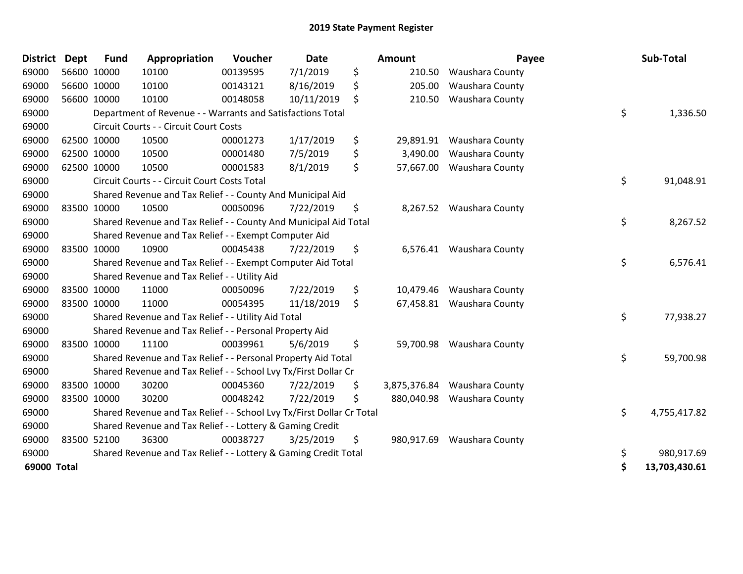# 2019 State Payment Register

| District | Dept | Fund | Appropriation | Voucher | Date | Amount | Payee | Sub-Total |
|---|---|---|---|---|---|---|---|---|
| 69000 | 56600 | 10000 | 10100 | 00139595 | 7/1/2019 | $ 210.50 | Waushara County | |
| 69000 | 56600 | 10000 | 10100 | 00143121 | 8/16/2019 | $ 205.00 | Waushara County | |
| 69000 | 56600 | 10000 | 10100 | 00148058 | 10/11/2019 | $ 210.50 | Waushara County | |
| 69000 | | Department of Revenue - - Warrants and Satisfactions Total | | | | | | $ 1,336.50 |
| 69000 | | Circuit Courts - - Circuit Court Costs | | | | | | |
| 69000 | 62500 | 10000 | 10500 | 00001273 | 1/17/2019 | $ 29,891.91 | Waushara County | |
| 69000 | 62500 | 10000 | 10500 | 00001480 | 7/5/2019 | $ 3,490.00 | Waushara County | |
| 69000 | 62500 | 10000 | 10500 | 00001583 | 8/1/2019 | $ 57,667.00 | Waushara County | |
| 69000 | | Circuit Courts - - Circuit Court Costs Total | | | | | | $ 91,048.91 |
| 69000 | | Shared Revenue and Tax Relief - - County And Municipal Aid | | | | | | |
| 69000 | 83500 | 10000 | 10500 | 00050096 | 7/22/2019 | $ 8,267.52 | Waushara County | |
| 69000 | | Shared Revenue and Tax Relief - - County And Municipal Aid Total | | | | | | $ 8,267.52 |
| 69000 | | Shared Revenue and Tax Relief - - Exempt Computer Aid | | | | | | |
| 69000 | 83500 | 10000 | 10900 | 00045438 | 7/22/2019 | $ 6,576.41 | Waushara County | |
| 69000 | | Shared Revenue and Tax Relief - - Exempt Computer Aid Total | | | | | | $ 6,576.41 |
| 69000 | | Shared Revenue and Tax Relief - - Utility Aid | | | | | | |
| 69000 | 83500 | 10000 | 11000 | 00050096 | 7/22/2019 | $ 10,479.46 | Waushara County | |
| 69000 | 83500 | 10000 | 11000 | 00054395 | 11/18/2019 | $ 67,458.81 | Waushara County | |
| 69000 | | Shared Revenue and Tax Relief - - Utility Aid Total | | | | | | $ 77,938.27 |
| 69000 | | Shared Revenue and Tax Relief - - Personal Property Aid | | | | | | |
| 69000 | 83500 | 10000 | 11100 | 00039961 | 5/6/2019 | $ 59,700.98 | Waushara County | |
| 69000 | | Shared Revenue and Tax Relief - - Personal Property Aid Total | | | | | | $ 59,700.98 |
| 69000 | | Shared Revenue and Tax Relief - - School Lvy Tx/First Dollar Cr | | | | | | |
| 69000 | 83500 | 10000 | 30200 | 00045360 | 7/22/2019 | $ 3,875,376.84 | Waushara County | |
| 69000 | 83500 | 10000 | 30200 | 00048242 | 7/22/2019 | $ 880,040.98 | Waushara County | |
| 69000 | | Shared Revenue and Tax Relief - - School Lvy Tx/First Dollar Cr Total | | | | | | $ 4,755,417.82 |
| 69000 | | Shared Revenue and Tax Relief - - Lottery & Gaming Credit | | | | | | |
| 69000 | 83500 | 52100 | 36300 | 00038727 | 3/25/2019 | $ 980,917.69 | Waushara County | |
| 69000 | | Shared Revenue and Tax Relief - - Lottery & Gaming Credit Total | | | | | | $ 980,917.69 |
| **69000 Total** | | | | | | | | **$ 13,703,430.61** |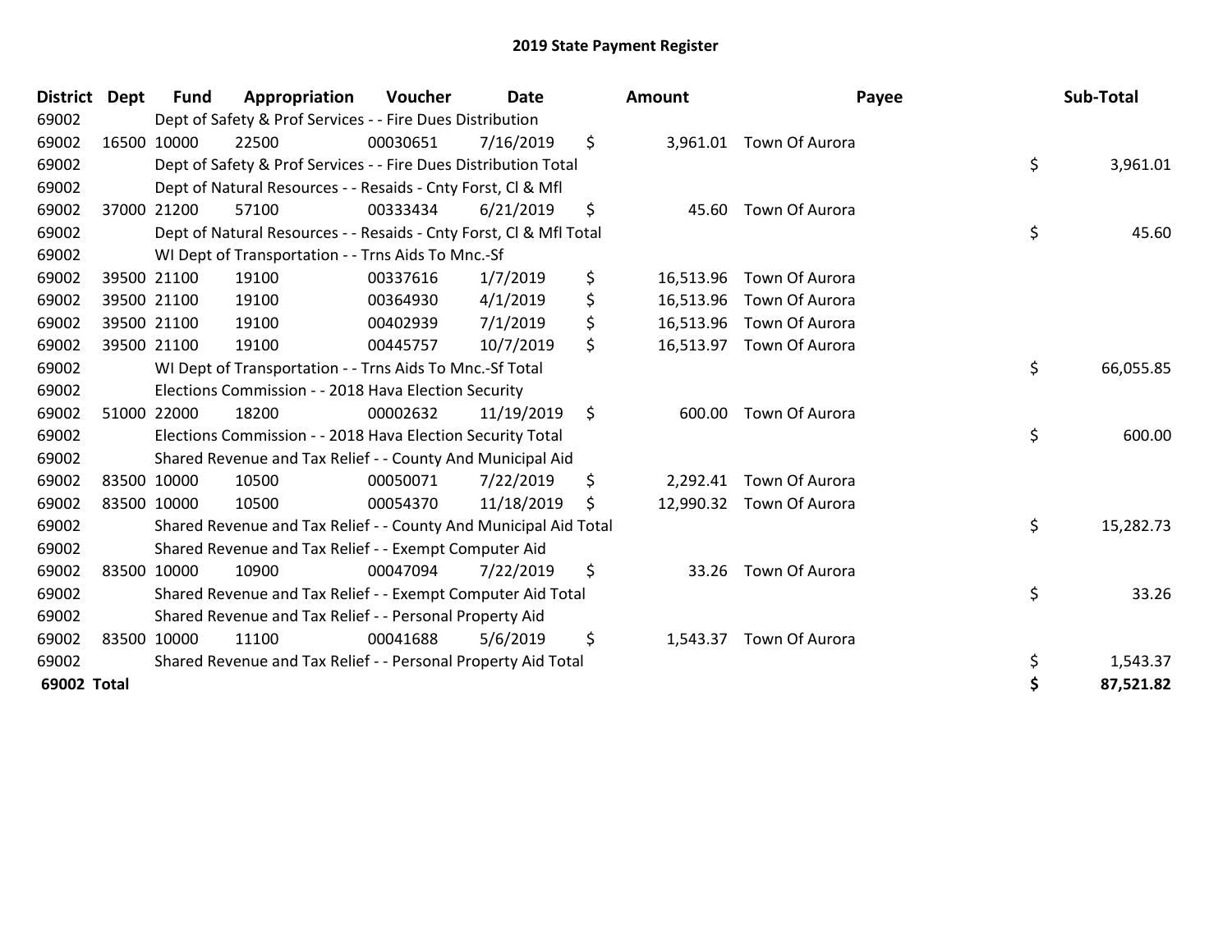# 2019 State Payment Register

| District | Dept | Fund | Appropriation | Voucher | Date | Amount | Payee | Sub-Total |
|---|---|---|---|---|---|---|---|---|
| 69002 | | Dept of Safety & Prof Services - - Fire Dues Distribution | | | | | | |
| 69002 | 16500 | 10000 | 22500 | 00030651 | 7/16/2019 | $ 3,961.01 | Town Of Aurora | |
| 69002 | | Dept of Safety & Prof Services - - Fire Dues Distribution Total | | | | | | $ 3,961.01 |
| 69002 | | Dept of Natural Resources - - Resaids - Cnty Forst, Cl & Mfl | | | | | | |
| 69002 | 37000 | 21200 | 57100 | 00333434 | 6/21/2019 | $ 45.60 | Town Of Aurora | |
| 69002 | | Dept of Natural Resources - - Resaids - Cnty Forst, Cl & Mfl Total | | | | | | $ 45.60 |
| 69002 | | WI Dept of Transportation - - Trns Aids To Mnc.-Sf | | | | | | |
| 69002 | 39500 | 21100 | 19100 | 00337616 | 1/7/2019 | $ 16,513.96 | Town Of Aurora | |
| 69002 | 39500 | 21100 | 19100 | 00364930 | 4/1/2019 | $ 16,513.96 | Town Of Aurora | |
| 69002 | 39500 | 21100 | 19100 | 00402939 | 7/1/2019 | $ 16,513.96 | Town Of Aurora | |
| 69002 | 39500 | 21100 | 19100 | 00445757 | 10/7/2019 | $ 16,513.97 | Town Of Aurora | |
| 69002 | | WI Dept of Transportation - - Trns Aids To Mnc.-Sf Total | | | | | | $ 66,055.85 |
| 69002 | | Elections Commission - - 2018 Hava Election Security | | | | | | |
| 69002 | 51000 | 22000 | 18200 | 00002632 | 11/19/2019 | $ 600.00 | Town Of Aurora | |
| 69002 | | Elections Commission - - 2018 Hava Election Security Total | | | | | | $ 600.00 |
| 69002 | | Shared Revenue and Tax Relief - - County And Municipal Aid | | | | | | |
| 69002 | 83500 | 10000 | 10500 | 00050071 | 7/22/2019 | $ 2,292.41 | Town Of Aurora | |
| 69002 | 83500 | 10000 | 10500 | 00054370 | 11/18/2019 | $ 12,990.32 | Town Of Aurora | |
| 69002 | | Shared Revenue and Tax Relief - - County And Municipal Aid Total | | | | | | $ 15,282.73 |
| 69002 | | Shared Revenue and Tax Relief - - Exempt Computer Aid | | | | | | |
| 69002 | 83500 | 10000 | 10900 | 00047094 | 7/22/2019 | $ 33.26 | Town Of Aurora | |
| 69002 | | Shared Revenue and Tax Relief - - Exempt Computer Aid Total | | | | | | $ 33.26 |
| 69002 | | Shared Revenue and Tax Relief - - Personal Property Aid | | | | | | |
| 69002 | 83500 | 10000 | 11100 | 00041688 | 5/6/2019 | $ 1,543.37 | Town Of Aurora | |
| 69002 | | Shared Revenue and Tax Relief - - Personal Property Aid Total | | | | | | $ 1,543.37 |
| **69002 Total** | | | | | | | | **$ 87,521.82** |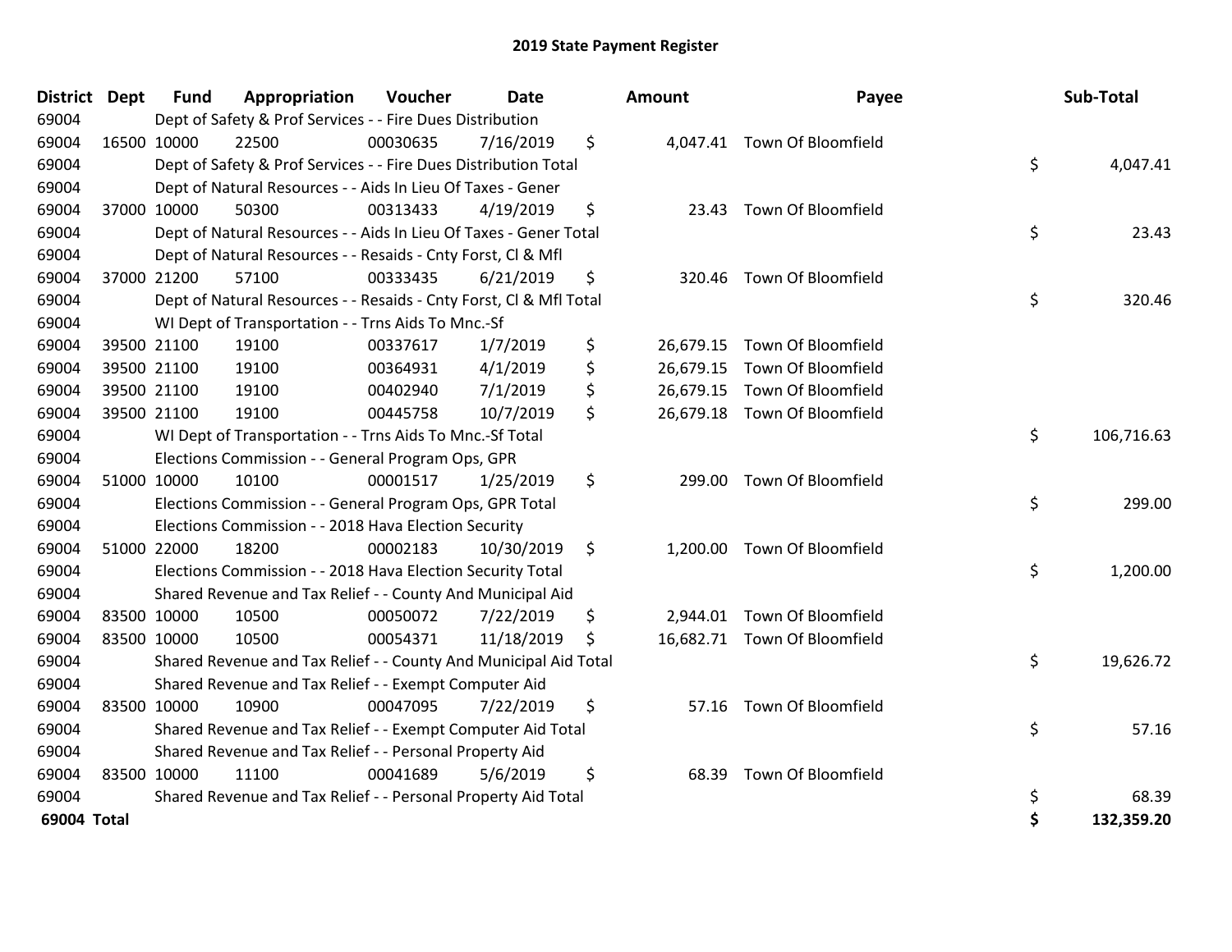# 2019 State Payment Register

| District | Dept | Fund | Appropriation | Voucher | Date | Amount | Payee | Sub-Total |
|---|---|---|---|---|---|---|---|---|
| 69004 | | Dept of Safety & Prof Services - - Fire Dues Distribution | | | | | | |
| 69004 | 16500 | 10000 | 22500 | 00030635 | 7/16/2019 | $ 4,047.41 | Town Of Bloomfield | |
| 69004 | | Dept of Safety & Prof Services - - Fire Dues Distribution Total | | | | | | $ 4,047.41 |
| 69004 | | Dept of Natural Resources - - Aids In Lieu Of Taxes - Gener | | | | | | |
| 69004 | 37000 | 10000 | 50300 | 00313433 | 4/19/2019 | $ 23.43 | Town Of Bloomfield | |
| 69004 | | Dept of Natural Resources - - Aids In Lieu Of Taxes - Gener Total | | | | | | $ 23.43 |
| 69004 | | Dept of Natural Resources - - Resaids - Cnty Forst, Cl & Mfl | | | | | | |
| 69004 | 37000 | 21200 | 57100 | 00333435 | 6/21/2019 | $ 320.46 | Town Of Bloomfield | |
| 69004 | | Dept of Natural Resources - - Resaids - Cnty Forst, Cl & Mfl Total | | | | | | $ 320.46 |
| 69004 | | WI Dept of Transportation - - Trns Aids To Mnc.-Sf | | | | | | |
| 69004 | 39500 | 21100 | 19100 | 00337617 | 1/7/2019 | $ 26,679.15 | Town Of Bloomfield | |
| 69004 | 39500 | 21100 | 19100 | 00364931 | 4/1/2019 | $ 26,679.15 | Town Of Bloomfield | |
| 69004 | 39500 | 21100 | 19100 | 00402940 | 7/1/2019 | $ 26,679.15 | Town Of Bloomfield | |
| 69004 | 39500 | 21100 | 19100 | 00445758 | 10/7/2019 | $ 26,679.18 | Town Of Bloomfield | |
| 69004 | | WI Dept of Transportation - - Trns Aids To Mnc.-Sf Total | | | | | | $ 106,716.63 |
| 69004 | | Elections Commission - - General Program Ops, GPR | | | | | | |
| 69004 | 51000 | 10000 | 10100 | 00001517 | 1/25/2019 | $ 299.00 | Town Of Bloomfield | |
| 69004 | | Elections Commission - - General Program Ops, GPR Total | | | | | | $ 299.00 |
| 69004 | | Elections Commission - - 2018 Hava Election Security | | | | | | |
| 69004 | 51000 | 22000 | 18200 | 00002183 | 10/30/2019 | $ 1,200.00 | Town Of Bloomfield | |
| 69004 | | Elections Commission - - 2018 Hava Election Security Total | | | | | | $ 1,200.00 |
| 69004 | | Shared Revenue and Tax Relief - - County And Municipal Aid | | | | | | |
| 69004 | 83500 | 10000 | 10500 | 00050072 | 7/22/2019 | $ 2,944.01 | Town Of Bloomfield | |
| 69004 | 83500 | 10000 | 10500 | 00054371 | 11/18/2019 | $ 16,682.71 | Town Of Bloomfield | |
| 69004 | | Shared Revenue and Tax Relief - - County And Municipal Aid Total | | | | | | $ 19,626.72 |
| 69004 | | Shared Revenue and Tax Relief - - Exempt Computer Aid | | | | | | |
| 69004 | 83500 | 10000 | 10900 | 00047095 | 7/22/2019 | $ 57.16 | Town Of Bloomfield | |
| 69004 | | Shared Revenue and Tax Relief - - Exempt Computer Aid Total | | | | | | $ 57.16 |
| 69004 | | Shared Revenue and Tax Relief - - Personal Property Aid | | | | | | |
| 69004 | 83500 | 10000 | 11100 | 00041689 | 5/6/2019 | $ 68.39 | Town Of Bloomfield | |
| 69004 | | Shared Revenue and Tax Relief - - Personal Property Aid Total | | | | | | $ 68.39 |
| **69004 Total** | | | | | | | | **$ 132,359.20** |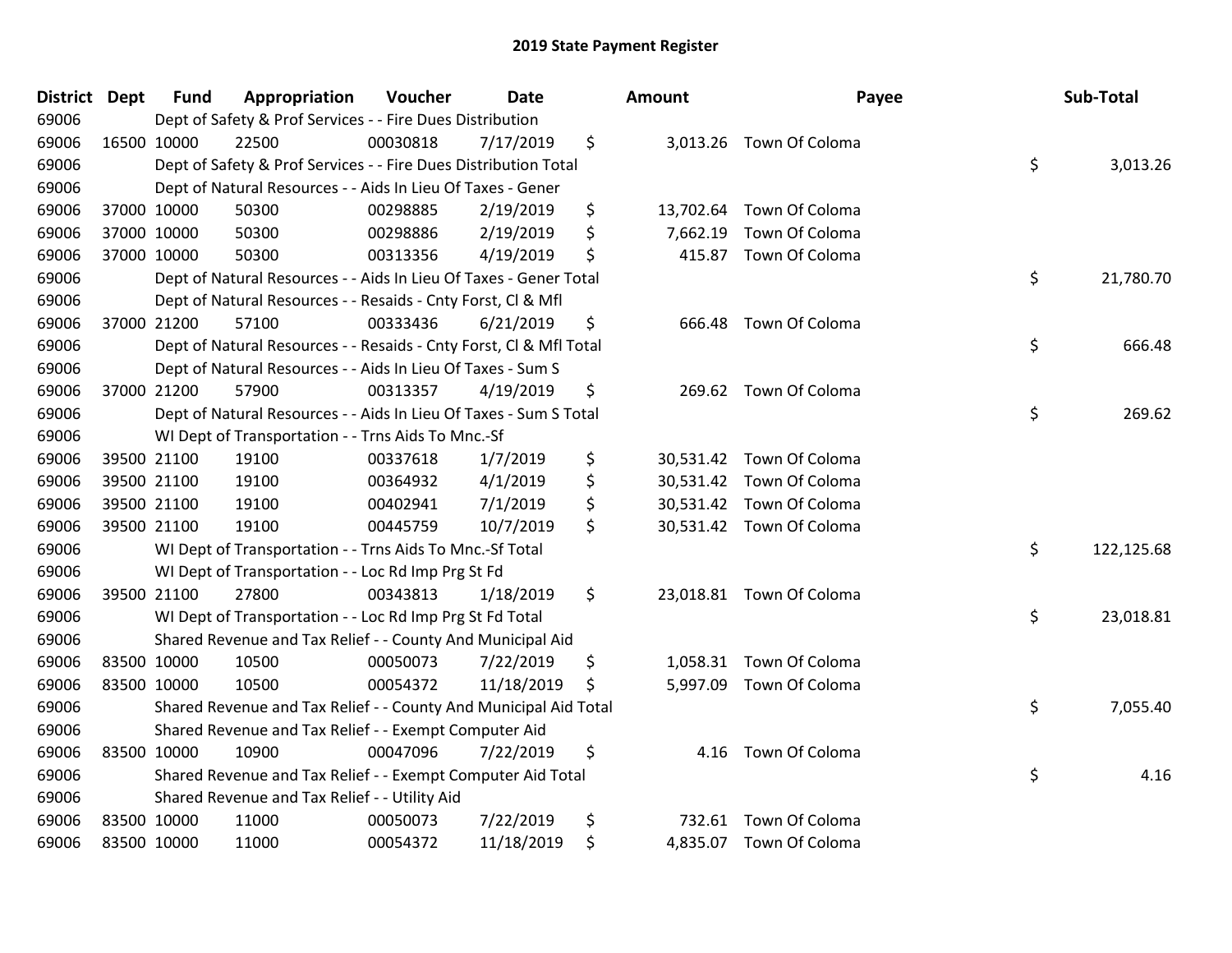# 2019 State Payment Register

| District | Dept | Fund | Appropriation | Voucher | Date | Amount | Payee | Sub-Total |
|---|---|---|---|---|---|---|---|---|
| 69006 | | | Dept of Safety & Prof Services - - Fire Dues Distribution | | | | | |
| 69006 | 16500 | 10000 | 22500 | 00030818 | 7/17/2019 | $ 3,013.26 | Town Of Coloma | |
| 69006 | | | Dept of Safety & Prof Services - - Fire Dues Distribution Total | | | | | $ 3,013.26 |
| 69006 | | | Dept of Natural Resources - - Aids In Lieu Of Taxes - Gener | | | | | |
| 69006 | 37000 | 10000 | 50300 | 00298885 | 2/19/2019 | $ 13,702.64 | Town Of Coloma | |
| 69006 | 37000 | 10000 | 50300 | 00298886 | 2/19/2019 | $ 7,662.19 | Town Of Coloma | |
| 69006 | 37000 | 10000 | 50300 | 00313356 | 4/19/2019 | $ 415.87 | Town Of Coloma | |
| 69006 | | | Dept of Natural Resources - - Aids In Lieu Of Taxes - Gener Total | | | | | $ 21,780.70 |
| 69006 | | | Dept of Natural Resources - - Resaids - Cnty Forst, Cl & Mfl | | | | | |
| 69006 | 37000 | 21200 | 57100 | 00333436 | 6/21/2019 | $ 666.48 | Town Of Coloma | |
| 69006 | | | Dept of Natural Resources - - Resaids - Cnty Forst, Cl & Mfl Total | | | | | $ 666.48 |
| 69006 | | | Dept of Natural Resources - - Aids In Lieu Of Taxes - Sum S | | | | | |
| 69006 | 37000 | 21200 | 57900 | 00313357 | 4/19/2019 | $ 269.62 | Town Of Coloma | |
| 69006 | | | Dept of Natural Resources - - Aids In Lieu Of Taxes - Sum S Total | | | | | $ 269.62 |
| 69006 | | | WI Dept of Transportation - - Trns Aids To Mnc.-Sf | | | | | |
| 69006 | 39500 | 21100 | 19100 | 00337618 | 1/7/2019 | $ 30,531.42 | Town Of Coloma | |
| 69006 | 39500 | 21100 | 19100 | 00364932 | 4/1/2019 | $ 30,531.42 | Town Of Coloma | |
| 69006 | 39500 | 21100 | 19100 | 00402941 | 7/1/2019 | $ 30,531.42 | Town Of Coloma | |
| 69006 | 39500 | 21100 | 19100 | 00445759 | 10/7/2019 | $ 30,531.42 | Town Of Coloma | |
| 69006 | | | WI Dept of Transportation - - Trns Aids To Mnc.-Sf Total | | | | | $ 122,125.68 |
| 69006 | | | WI Dept of Transportation - - Loc Rd Imp Prg St Fd | | | | | |
| 69006 | 39500 | 21100 | 27800 | 00343813 | 1/18/2019 | $ 23,018.81 | Town Of Coloma | |
| 69006 | | | WI Dept of Transportation - - Loc Rd Imp Prg St Fd Total | | | | | $ 23,018.81 |
| 69006 | | | Shared Revenue and Tax Relief - - County And Municipal Aid | | | | | |
| 69006 | 83500 | 10000 | 10500 | 00050073 | 7/22/2019 | $ 1,058.31 | Town Of Coloma | |
| 69006 | 83500 | 10000 | 10500 | 00054372 | 11/18/2019 | $ 5,997.09 | Town Of Coloma | |
| 69006 | | | Shared Revenue and Tax Relief - - County And Municipal Aid Total | | | | | $ 7,055.40 |
| 69006 | | | Shared Revenue and Tax Relief - - Exempt Computer Aid | | | | | |
| 69006 | 83500 | 10000 | 10900 | 00047096 | 7/22/2019 | $ 4.16 | Town Of Coloma | |
| 69006 | | | Shared Revenue and Tax Relief - - Exempt Computer Aid Total | | | | | $ 4.16 |
| 69006 | | | Shared Revenue and Tax Relief - - Utility Aid | | | | | |
| 69006 | 83500 | 10000 | 11000 | 00050073 | 7/22/2019 | $ 732.61 | Town Of Coloma | |
| 69006 | 83500 | 10000 | 11000 | 00054372 | 11/18/2019 | $ 4,835.07 | Town Of Coloma | |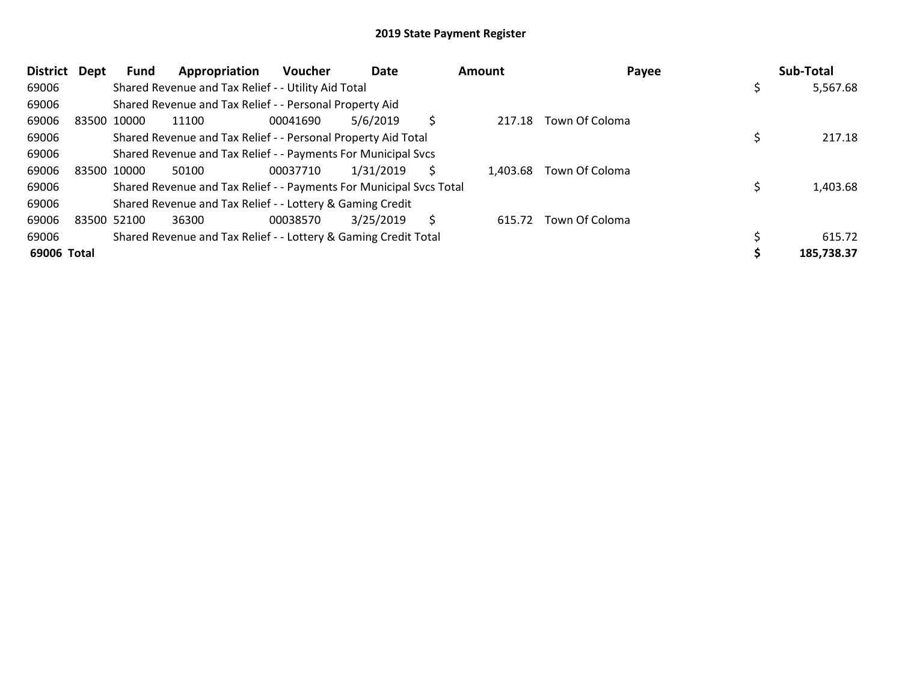## 2019 State Payment Register

| District | Dept | Fund | Appropriation | Voucher | Date | Amount | Payee | Sub-Total |
|---|---|---|---|---|---|---|---|---|
| 69006 | | Shared Revenue and Tax Relief - - Utility Aid Total | | | | | | $ 5,567.68 |
| 69006 | | Shared Revenue and Tax Relief - - Personal Property Aid | | | | | | |
| 69006 | 83500 | 10000 | 11100 | 00041690 | 5/6/2019 | $ 217.18 | Town Of Coloma | |
| 69006 | | Shared Revenue and Tax Relief - - Personal Property Aid Total | | | | | | $ 217.18 |
| 69006 | | Shared Revenue and Tax Relief - - Payments For Municipal Svcs | | | | | | |
| 69006 | 83500 | 10000 | 50100 | 00037710 | 1/31/2019 | $ 1,403.68 | Town Of Coloma | |
| 69006 | | Shared Revenue and Tax Relief - - Payments For Municipal Svcs Total | | | | | | $ 1,403.68 |
| 69006 | | Shared Revenue and Tax Relief - - Lottery & Gaming Credit | | | | | | |
| 69006 | 83500 | 52100 | 36300 | 00038570 | 3/25/2019 | $ 615.72 | Town Of Coloma | |
| 69006 | | Shared Revenue and Tax Relief - - Lottery & Gaming Credit Total | | | | | | $ 615.72 |
| **69006 Total** | | | | | | | | **$ 185,738.37** |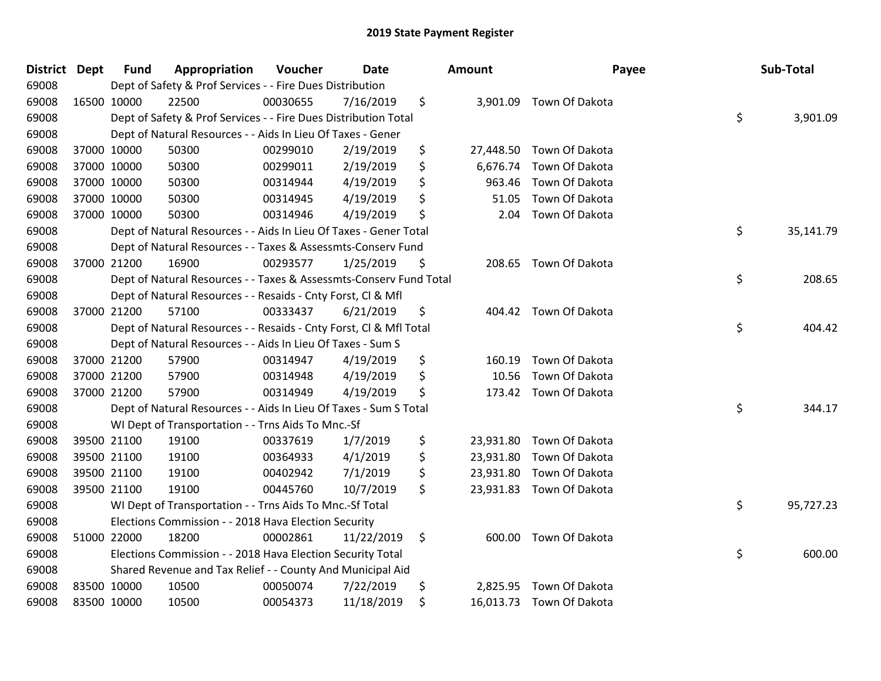# 2019 State Payment Register

| District | Dept | Fund | Appropriation | Voucher | Date | Amount | Payee | Sub-Total |
|---|---|---|---|---|---|---|---|---|
| 69008 | | Dept of Safety & Prof Services - - Fire Dues Distribution | | | | | | |
| 69008 | 16500 | 10000 | 22500 | 00030655 | 7/16/2019 | $ 3,901.09 | Town Of Dakota | |
| 69008 | | Dept of Safety & Prof Services - - Fire Dues Distribution Total | | | | | | $ 3,901.09 |
| 69008 | | Dept of Natural Resources - - Aids In Lieu Of Taxes - Gener | | | | | | |
| 69008 | 37000 | 10000 | 50300 | 00299010 | 2/19/2019 | $ 27,448.50 | Town Of Dakota | |
| 69008 | 37000 | 10000 | 50300 | 00299011 | 2/19/2019 | $ 6,676.74 | Town Of Dakota | |
| 69008 | 37000 | 10000 | 50300 | 00314944 | 4/19/2019 | $ 963.46 | Town Of Dakota | |
| 69008 | 37000 | 10000 | 50300 | 00314945 | 4/19/2019 | $ 51.05 | Town Of Dakota | |
| 69008 | 37000 | 10000 | 50300 | 00314946 | 4/19/2019 | $ 2.04 | Town Of Dakota | |
| 69008 | | Dept of Natural Resources - - Aids In Lieu Of Taxes - Gener Total | | | | | | $ 35,141.79 |
| 69008 | | Dept of Natural Resources - - Taxes & Assessmts-Conserv Fund | | | | | | |
| 69008 | 37000 | 21200 | 16900 | 00293577 | 1/25/2019 | $ 208.65 | Town Of Dakota | |
| 69008 | | Dept of Natural Resources - - Taxes & Assessmts-Conserv Fund Total | | | | | | $ 208.65 |
| 69008 | | Dept of Natural Resources - - Resaids - Cnty Forst, Cl & Mfl | | | | | | |
| 69008 | 37000 | 21200 | 57100 | 00333437 | 6/21/2019 | $ 404.42 | Town Of Dakota | |
| 69008 | | Dept of Natural Resources - - Resaids - Cnty Forst, Cl & Mfl Total | | | | | | $ 404.42 |
| 69008 | | Dept of Natural Resources - - Aids In Lieu Of Taxes - Sum S | | | | | | |
| 69008 | 37000 | 21200 | 57900 | 00314947 | 4/19/2019 | $ 160.19 | Town Of Dakota | |
| 69008 | 37000 | 21200 | 57900 | 00314948 | 4/19/2019 | $ 10.56 | Town Of Dakota | |
| 69008 | 37000 | 21200 | 57900 | 00314949 | 4/19/2019 | $ 173.42 | Town Of Dakota | |
| 69008 | | Dept of Natural Resources - - Aids In Lieu Of Taxes - Sum S Total | | | | | | $ 344.17 |
| 69008 | | WI Dept of Transportation - - Trns Aids To Mnc.-Sf | | | | | | |
| 69008 | 39500 | 21100 | 19100 | 00337619 | 1/7/2019 | $ 23,931.80 | Town Of Dakota | |
| 69008 | 39500 | 21100 | 19100 | 00364933 | 4/1/2019 | $ 23,931.80 | Town Of Dakota | |
| 69008 | 39500 | 21100 | 19100 | 00402942 | 7/1/2019 | $ 23,931.80 | Town Of Dakota | |
| 69008 | 39500 | 21100 | 19100 | 00445760 | 10/7/2019 | $ 23,931.83 | Town Of Dakota | |
| 69008 | | WI Dept of Transportation - - Trns Aids To Mnc.-Sf Total | | | | | | $ 95,727.23 |
| 69008 | | Elections Commission - - 2018 Hava Election Security | | | | | | |
| 69008 | 51000 | 22000 | 18200 | 00002861 | 11/22/2019 | $ 600.00 | Town Of Dakota | |
| 69008 | | Elections Commission - - 2018 Hava Election Security Total | | | | | | $ 600.00 |
| 69008 | | Shared Revenue and Tax Relief - - County And Municipal Aid | | | | | | |
| 69008 | 83500 | 10000 | 10500 | 00050074 | 7/22/2019 | $ 2,825.95 | Town Of Dakota | |
| 69008 | 83500 | 10000 | 10500 | 00054373 | 11/18/2019 | $ 16,013.73 | Town Of Dakota | |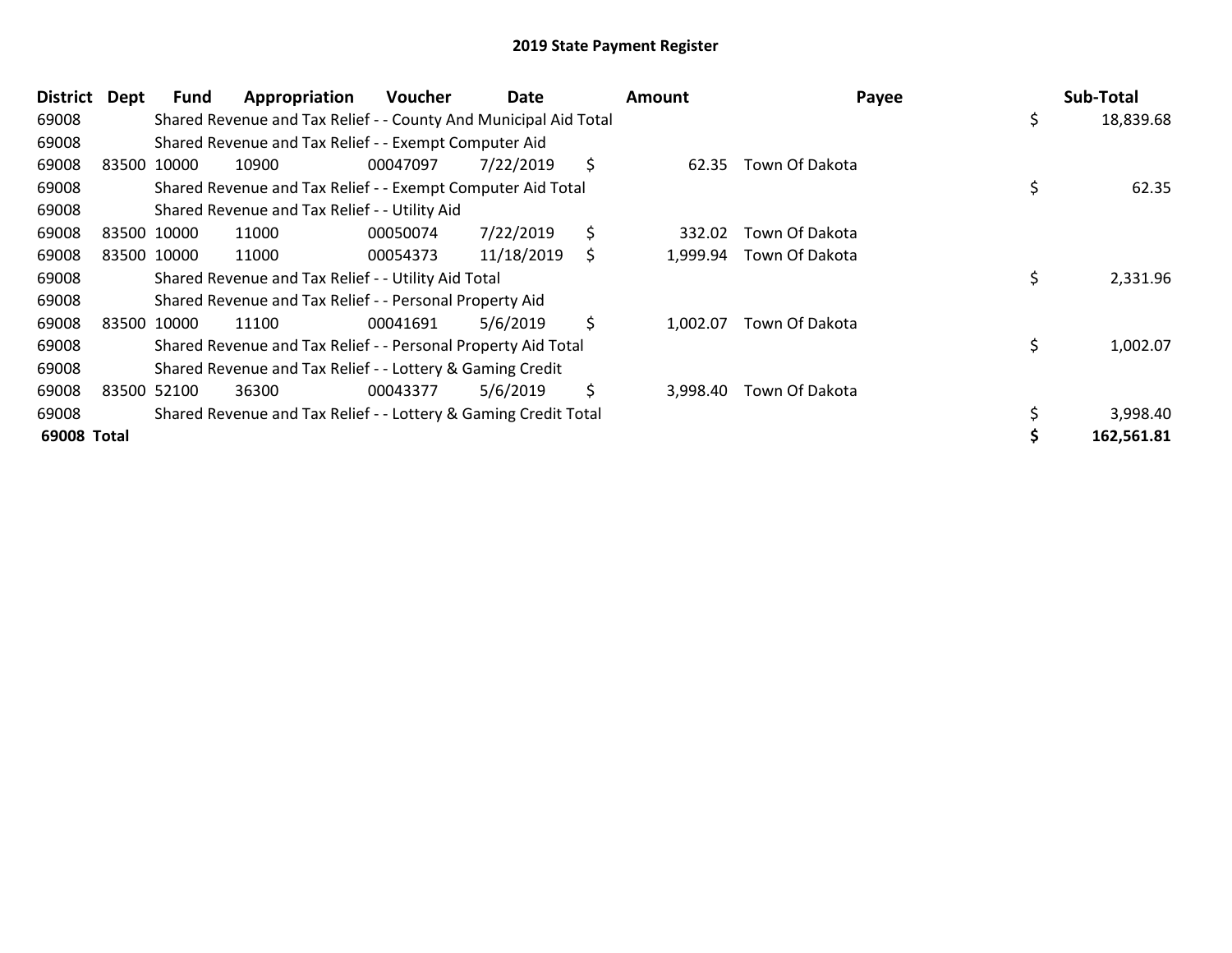## 2019 State Payment Register

| District | Dept | Fund | Appropriation | Voucher | Date | Amount | Payee | Sub-Total |
|---|---|---|---|---|---|---|---|---|
| 69008 | | Shared Revenue and Tax Relief - - County And Municipal Aid Total | | | | | | $ 18,839.68 |
| 69008 | | Shared Revenue and Tax Relief - - Exempt Computer Aid | | | | | | |
| 69008 | 83500 | 10000 | 10900 | 00047097 | 7/22/2019 | $ 62.35 | Town Of Dakota | |
| 69008 | | Shared Revenue and Tax Relief - - Exempt Computer Aid Total | | | | | | $ 62.35 |
| 69008 | | Shared Revenue and Tax Relief - - Utility Aid | | | | | | |
| 69008 | 83500 | 10000 | 11000 | 00050074 | 7/22/2019 | $ 332.02 | Town Of Dakota | |
| 69008 | 83500 | 10000 | 11000 | 00054373 | 11/18/2019 | $ 1,999.94 | Town Of Dakota | |
| 69008 | | Shared Revenue and Tax Relief - - Utility Aid Total | | | | | | $ 2,331.96 |
| 69008 | | Shared Revenue and Tax Relief - - Personal Property Aid | | | | | | |
| 69008 | 83500 | 10000 | 11100 | 00041691 | 5/6/2019 | $ 1,002.07 | Town Of Dakota | |
| 69008 | | Shared Revenue and Tax Relief - - Personal Property Aid Total | | | | | | $ 1,002.07 |
| 69008 | | Shared Revenue and Tax Relief - - Lottery & Gaming Credit | | | | | | |
| 69008 | 83500 | 52100 | 36300 | 00043377 | 5/6/2019 | $ 3,998.40 | Town Of Dakota | |
| 69008 | | Shared Revenue and Tax Relief - - Lottery & Gaming Credit Total | | | | | | $ 3,998.40 |
| **69008 Total** | | | | | | | | **$ 162,561.81** |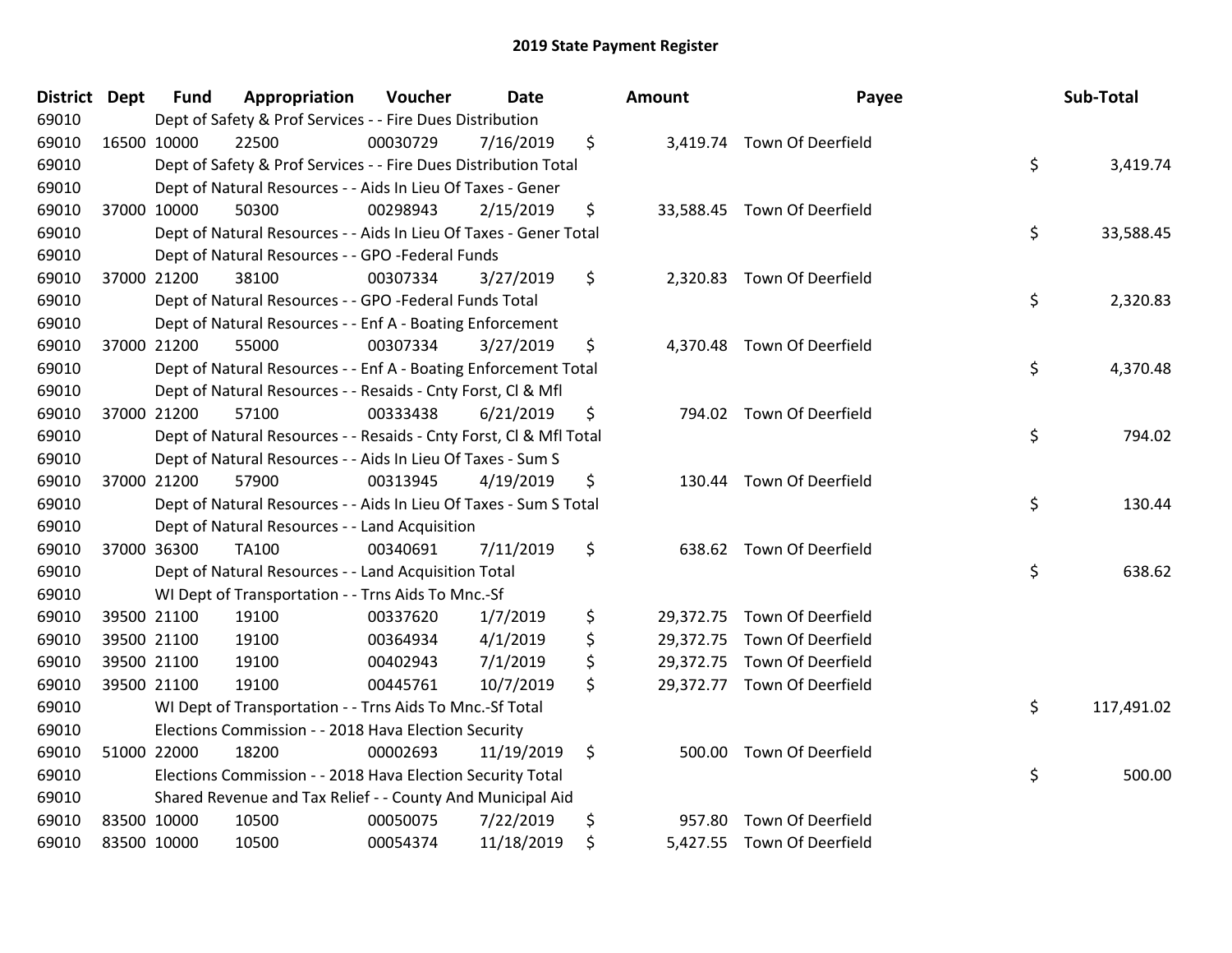## 2019 State Payment Register

| District | Dept | Fund | Appropriation | Voucher | Date | Amount | Payee | Sub-Total |
|---|---|---|---|---|---|---|---|---|
| 69010 | | Dept of Safety & Prof Services - - Fire Dues Distribution | | | | | | |
| 69010 | 16500 | 10000 | 22500 | 00030729 | 7/16/2019 | $ 3,419.74 | Town Of Deerfield | |
| 69010 | | Dept of Safety & Prof Services - - Fire Dues Distribution Total | | | | | | $ 3,419.74 |
| 69010 | | Dept of Natural Resources - - Aids In Lieu Of Taxes - Gener | | | | | | |
| 69010 | 37000 | 10000 | 50300 | 00298943 | 2/15/2019 | $ 33,588.45 | Town Of Deerfield | |
| 69010 | | Dept of Natural Resources - - Aids In Lieu Of Taxes - Gener Total | | | | | | $ 33,588.45 |
| 69010 | | Dept of Natural Resources - - GPO -Federal Funds | | | | | | |
| 69010 | 37000 | 21200 | 38100 | 00307334 | 3/27/2019 | $ 2,320.83 | Town Of Deerfield | |
| 69010 | | Dept of Natural Resources - - GPO -Federal Funds Total | | | | | | $ 2,320.83 |
| 69010 | | Dept of Natural Resources - - Enf A - Boating Enforcement | | | | | | |
| 69010 | 37000 | 21200 | 55000 | 00307334 | 3/27/2019 | $ 4,370.48 | Town Of Deerfield | |
| 69010 | | Dept of Natural Resources - - Enf A - Boating Enforcement Total | | | | | | $ 4,370.48 |
| 69010 | | Dept of Natural Resources - - Resaids - Cnty Forst, Cl & Mfl | | | | | | |
| 69010 | 37000 | 21200 | 57100 | 00333438 | 6/21/2019 | $ 794.02 | Town Of Deerfield | |
| 69010 | | Dept of Natural Resources - - Resaids - Cnty Forst, Cl & Mfl Total | | | | | | $ 794.02 |
| 69010 | | Dept of Natural Resources - - Aids In Lieu Of Taxes - Sum S | | | | | | |
| 69010 | 37000 | 21200 | 57900 | 00313945 | 4/19/2019 | $ 130.44 | Town Of Deerfield | |
| 69010 | | Dept of Natural Resources - - Aids In Lieu Of Taxes - Sum S Total | | | | | | $ 130.44 |
| 69010 | | Dept of Natural Resources - - Land Acquisition | | | | | | |
| 69010 | 37000 | 36300 | TA100 | 00340691 | 7/11/2019 | $ 638.62 | Town Of Deerfield | |
| 69010 | | Dept of Natural Resources - - Land Acquisition Total | | | | | | $ 638.62 |
| 69010 | | WI Dept of Transportation - - Trns Aids To Mnc.-Sf | | | | | | |
| 69010 | 39500 | 21100 | 19100 | 00337620 | 1/7/2019 | $ 29,372.75 | Town Of Deerfield | |
| 69010 | 39500 | 21100 | 19100 | 00364934 | 4/1/2019 | $ 29,372.75 | Town Of Deerfield | |
| 69010 | 39500 | 21100 | 19100 | 00402943 | 7/1/2019 | $ 29,372.75 | Town Of Deerfield | |
| 69010 | 39500 | 21100 | 19100 | 00445761 | 10/7/2019 | $ 29,372.77 | Town Of Deerfield | |
| 69010 | | WI Dept of Transportation - - Trns Aids To Mnc.-Sf Total | | | | | | $ 117,491.02 |
| 69010 | | Elections Commission - - 2018 Hava Election Security | | | | | | |
| 69010 | 51000 | 22000 | 18200 | 00002693 | 11/19/2019 | $ 500.00 | Town Of Deerfield | |
| 69010 | | Elections Commission - - 2018 Hava Election Security Total | | | | | | $ 500.00 |
| 69010 | | Shared Revenue and Tax Relief - - County And Municipal Aid | | | | | | |
| 69010 | 83500 | 10000 | 10500 | 00050075 | 7/22/2019 | $ 957.80 | Town Of Deerfield | |
| 69010 | 83500 | 10000 | 10500 | 00054374 | 11/18/2019 | $ 5,427.55 | Town Of Deerfield | |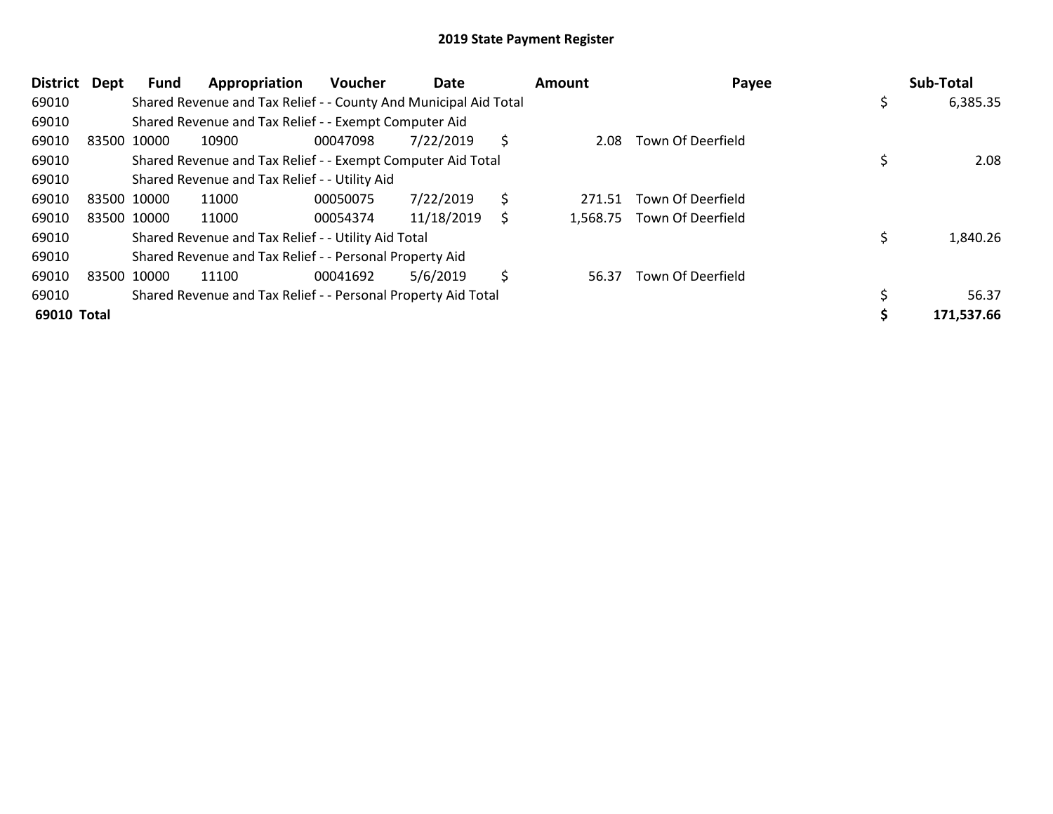# 2019 State Payment Register

| District | Dept | Fund | Appropriation | Voucher | Date | Amount | Payee | Sub-Total |
|---|---|---|---|---|---|---|---|---|
| 69010 | | Shared Revenue and Tax Relief - - County And Municipal Aid Total | | | | | | $ 6,385.35 |
| 69010 | | Shared Revenue and Tax Relief - - Exempt Computer Aid | | | | | | |
| 69010 | 83500 | 10000 | 10900 | 00047098 | 7/22/2019 | $ 2.08 | Town Of Deerfield | |
| 69010 | | Shared Revenue and Tax Relief - - Exempt Computer Aid Total | | | | | | $ 2.08 |
| 69010 | | Shared Revenue and Tax Relief - - Utility Aid | | | | | | |
| 69010 | 83500 | 10000 | 11000 | 00050075 | 7/22/2019 | $ 271.51 | Town Of Deerfield | |
| 69010 | 83500 | 10000 | 11000 | 00054374 | 11/18/2019 | $ 1,568.75 | Town Of Deerfield | |
| 69010 | | Shared Revenue and Tax Relief - - Utility Aid Total | | | | | | $ 1,840.26 |
| 69010 | | Shared Revenue and Tax Relief - - Personal Property Aid | | | | | | |
| 69010 | 83500 | 10000 | 11100 | 00041692 | 5/6/2019 | $ 56.37 | Town Of Deerfield | |
| 69010 | | Shared Revenue and Tax Relief - - Personal Property Aid Total | | | | | | $ 56.37 |
| **69010 Total** | | | | | | | | **$ 171,537.66** |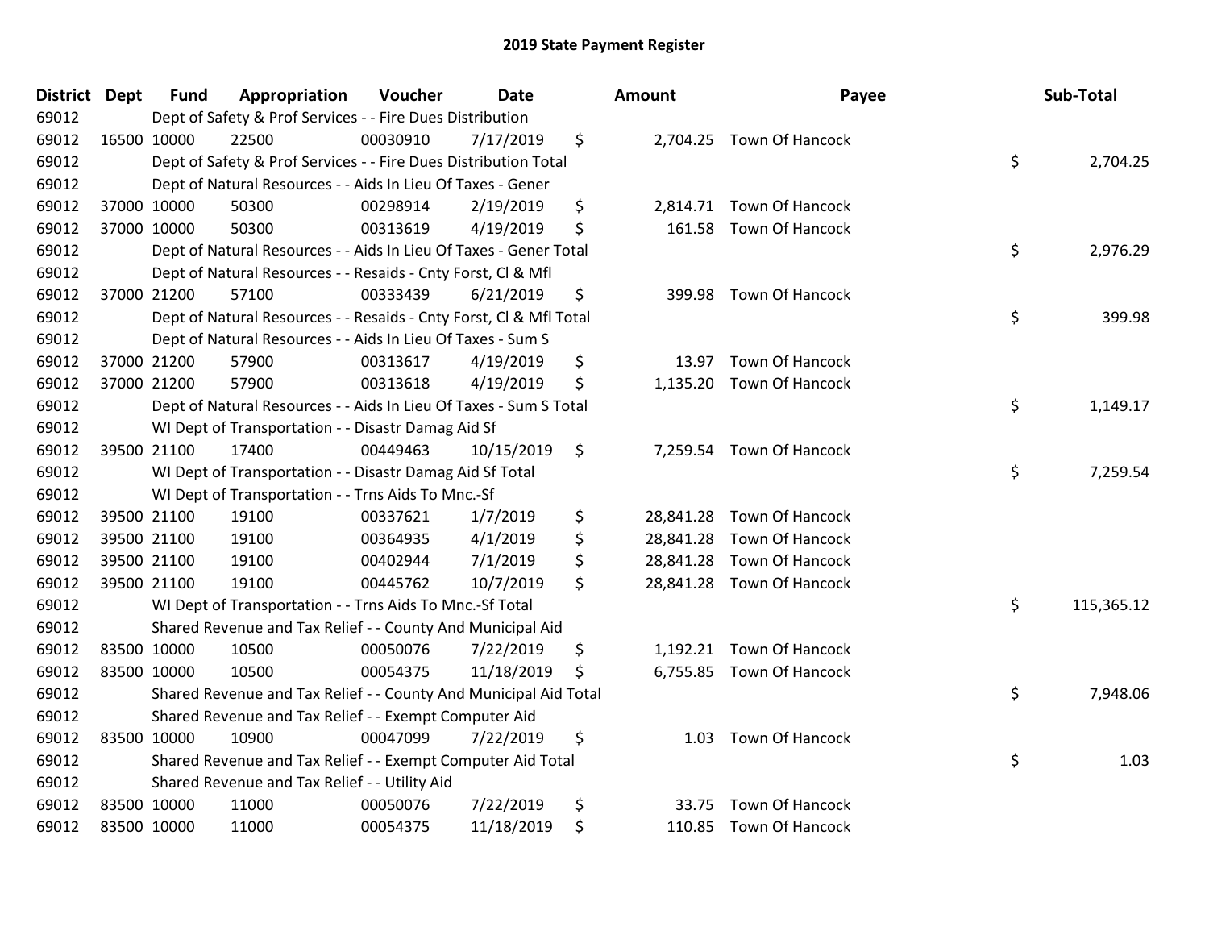## 2019 State Payment Register

| District | Dept | Fund | Appropriation | Voucher | Date | Amount | Payee | Sub-Total |
|---|---|---|---|---|---|---|---|---|
| 69012 | | Dept of Safety & Prof Services - - Fire Dues Distribution | | | | | | |
| 69012 | 16500 | 10000 | 22500 | 00030910 | 7/17/2019 | $ 2,704.25 | Town Of Hancock | |
| 69012 | | Dept of Safety & Prof Services - - Fire Dues Distribution Total | | | | | | $ 2,704.25 |
| 69012 | | Dept of Natural Resources - - Aids In Lieu Of Taxes - Gener | | | | | | |
| 69012 | 37000 | 10000 | 50300 | 00298914 | 2/19/2019 | $ 2,814.71 | Town Of Hancock | |
| 69012 | 37000 | 10000 | 50300 | 00313619 | 4/19/2019 | $ 161.58 | Town Of Hancock | |
| 69012 | | Dept of Natural Resources - - Aids In Lieu Of Taxes - Gener Total | | | | | | $ 2,976.29 |
| 69012 | | Dept of Natural Resources - - Resaids - Cnty Forst, Cl & Mfl | | | | | | |
| 69012 | 37000 | 21200 | 57100 | 00333439 | 6/21/2019 | $ 399.98 | Town Of Hancock | |
| 69012 | | Dept of Natural Resources - - Resaids - Cnty Forst, Cl & Mfl Total | | | | | | $ 399.98 |
| 69012 | | Dept of Natural Resources - - Aids In Lieu Of Taxes - Sum S | | | | | | |
| 69012 | 37000 | 21200 | 57900 | 00313617 | 4/19/2019 | $ 13.97 | Town Of Hancock | |
| 69012 | 37000 | 21200 | 57900 | 00313618 | 4/19/2019 | $ 1,135.20 | Town Of Hancock | |
| 69012 | | Dept of Natural Resources - - Aids In Lieu Of Taxes - Sum S Total | | | | | | $ 1,149.17 |
| 69012 | | WI Dept of Transportation - - Disastr Damag Aid Sf | | | | | | |
| 69012 | 39500 | 21100 | 17400 | 00449463 | 10/15/2019 | $ 7,259.54 | Town Of Hancock | |
| 69012 | | WI Dept of Transportation - - Disastr Damag Aid Sf Total | | | | | | $ 7,259.54 |
| 69012 | | WI Dept of Transportation - - Trns Aids To Mnc.-Sf | | | | | | |
| 69012 | 39500 | 21100 | 19100 | 00337621 | 1/7/2019 | $ 28,841.28 | Town Of Hancock | |
| 69012 | 39500 | 21100 | 19100 | 00364935 | 4/1/2019 | $ 28,841.28 | Town Of Hancock | |
| 69012 | 39500 | 21100 | 19100 | 00402944 | 7/1/2019 | $ 28,841.28 | Town Of Hancock | |
| 69012 | 39500 | 21100 | 19100 | 00445762 | 10/7/2019 | $ 28,841.28 | Town Of Hancock | |
| 69012 | | WI Dept of Transportation - - Trns Aids To Mnc.-Sf Total | | | | | | $ 115,365.12 |
| 69012 | | Shared Revenue and Tax Relief - - County And Municipal Aid | | | | | | |
| 69012 | 83500 | 10000 | 10500 | 00050076 | 7/22/2019 | $ 1,192.21 | Town Of Hancock | |
| 69012 | 83500 | 10000 | 10500 | 00054375 | 11/18/2019 | $ 6,755.85 | Town Of Hancock | |
| 69012 | | Shared Revenue and Tax Relief - - County And Municipal Aid Total | | | | | | $ 7,948.06 |
| 69012 | | Shared Revenue and Tax Relief - - Exempt Computer Aid | | | | | | |
| 69012 | 83500 | 10000 | 10900 | 00047099 | 7/22/2019 | $ 1.03 | Town Of Hancock | |
| 69012 | | Shared Revenue and Tax Relief - - Exempt Computer Aid Total | | | | | | $ 1.03 |
| 69012 | | Shared Revenue and Tax Relief - - Utility Aid | | | | | | |
| 69012 | 83500 | 10000 | 11000 | 00050076 | 7/22/2019 | $ 33.75 | Town Of Hancock | |
| 69012 | 83500 | 10000 | 11000 | 00054375 | 11/18/2019 | $ 110.85 | Town Of Hancock | |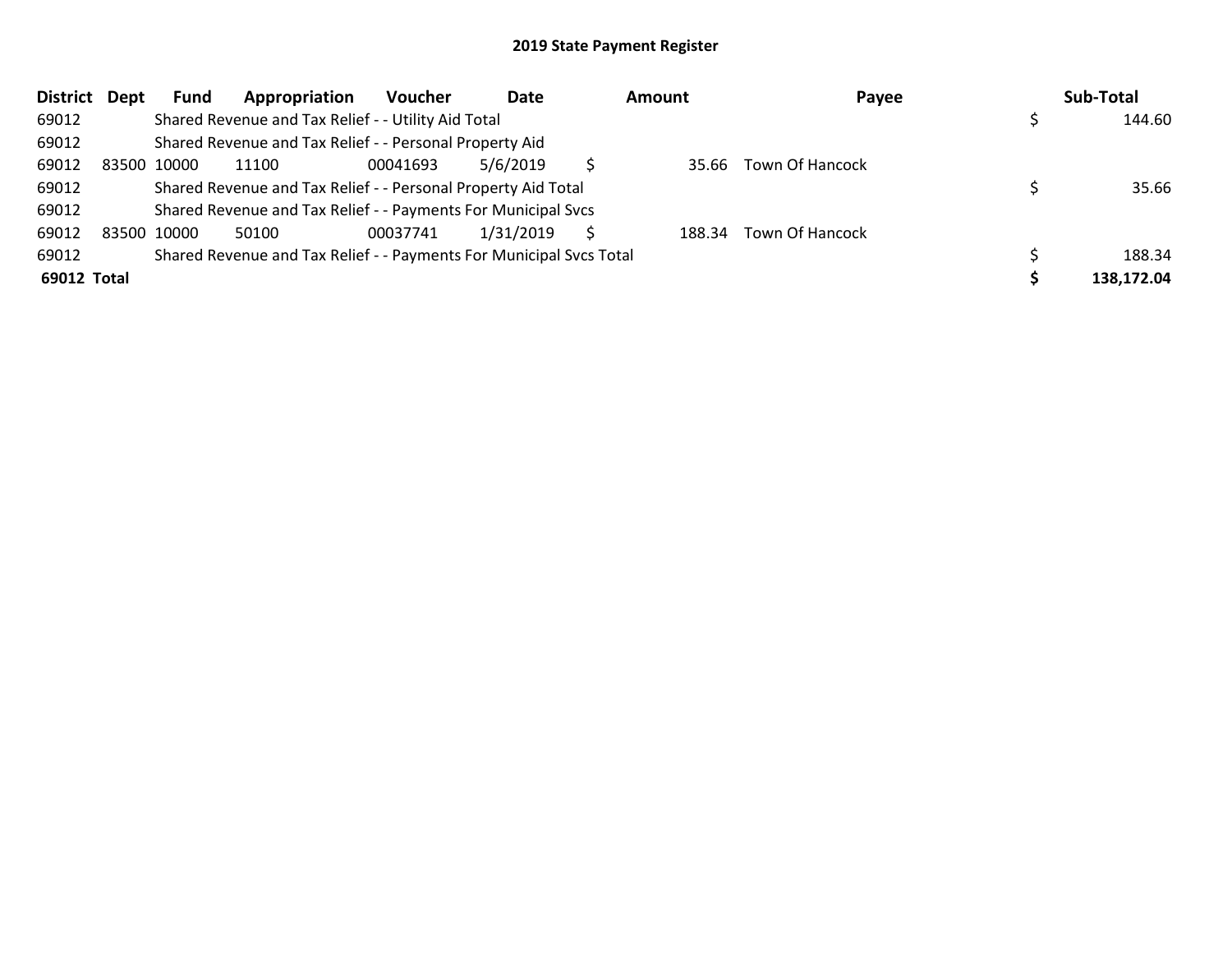# 2019 State Payment Register

| District | Dept | Fund | Appropriation | Voucher | Date | Amount | Payee | Sub-Total |
|---|---|---|---|---|---|---|---|---|
| 69012 | | Shared Revenue and Tax Relief - - Utility Aid Total | | | | | | $ 144.60 |
| 69012 | | Shared Revenue and Tax Relief - - Personal Property Aid | | | | | | |
| 69012 | 83500 | 10000 | 11100 | 00041693 | 5/6/2019 | $ 35.66 | Town Of Hancock | |
| 69012 | | Shared Revenue and Tax Relief - - Personal Property Aid Total | | | | | | $ 35.66 |
| 69012 | | Shared Revenue and Tax Relief - - Payments For Municipal Svcs | | | | | | |
| 69012 | 83500 | 10000 | 50100 | 00037741 | 1/31/2019 | $ 188.34 | Town Of Hancock | |
| 69012 | | Shared Revenue and Tax Relief - - Payments For Municipal Svcs Total | | | | | | $ 188.34 |
| **69012 Total** | | | | | | | | **$ 138,172.04** |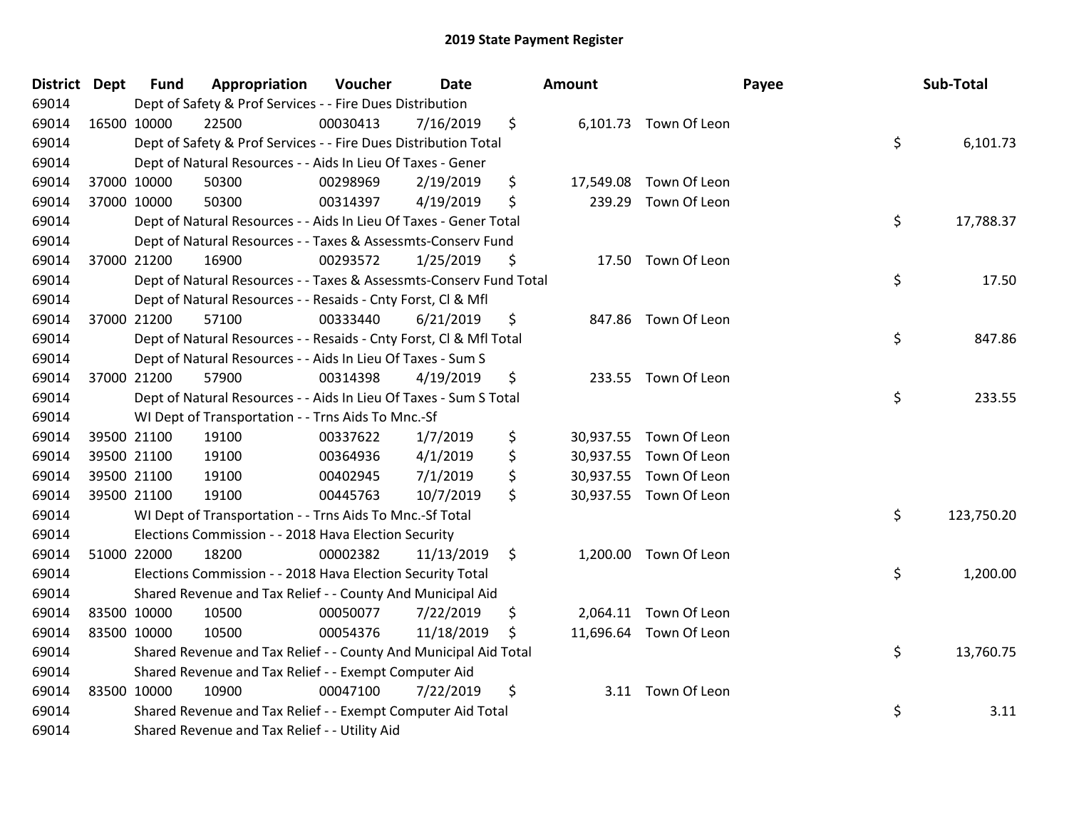# 2019 State Payment Register

| District | Dept | Fund | Appropriation | Voucher | Date | Amount | Payee | Sub-Total |
|---|---|---|---|---|---|---|---|---|
| 69014 | | Dept of Safety & Prof Services - - Fire Dues Distribution | | | | | | |
| 69014 | 16500 | 10000 | 22500 | 00030413 | 7/16/2019 | $ 6,101.73 | Town Of Leon | |
| 69014 | | Dept of Safety & Prof Services - - Fire Dues Distribution Total | | | | | | $ 6,101.73 |
| 69014 | | Dept of Natural Resources - - Aids In Lieu Of Taxes - Gener | | | | | | |
| 69014 | 37000 | 10000 | 50300 | 00298969 | 2/19/2019 | $ 17,549.08 | Town Of Leon | |
| 69014 | 37000 | 10000 | 50300 | 00314397 | 4/19/2019 | $ 239.29 | Town Of Leon | |
| 69014 | | Dept of Natural Resources - - Aids In Lieu Of Taxes - Gener Total | | | | | | $ 17,788.37 |
| 69014 | | Dept of Natural Resources - - Taxes & Assessmts-Conserv Fund | | | | | | |
| 69014 | 37000 | 21200 | 16900 | 00293572 | 1/25/2019 | $ 17.50 | Town Of Leon | |
| 69014 | | Dept of Natural Resources - - Taxes & Assessmts-Conserv Fund Total | | | | | | $ 17.50 |
| 69014 | | Dept of Natural Resources - - Resaids - Cnty Forst, Cl & Mfl | | | | | | |
| 69014 | 37000 | 21200 | 57100 | 00333440 | 6/21/2019 | $ 847.86 | Town Of Leon | |
| 69014 | | Dept of Natural Resources - - Resaids - Cnty Forst, Cl & Mfl Total | | | | | | $ 847.86 |
| 69014 | | Dept of Natural Resources - - Aids In Lieu Of Taxes - Sum S | | | | | | |
| 69014 | 37000 | 21200 | 57900 | 00314398 | 4/19/2019 | $ 233.55 | Town Of Leon | |
| 69014 | | Dept of Natural Resources - - Aids In Lieu Of Taxes - Sum S Total | | | | | | $ 233.55 |
| 69014 | | WI Dept of Transportation - - Trns Aids To Mnc.-Sf | | | | | | |
| 69014 | 39500 | 21100 | 19100 | 00337622 | 1/7/2019 | $ 30,937.55 | Town Of Leon | |
| 69014 | 39500 | 21100 | 19100 | 00364936 | 4/1/2019 | $ 30,937.55 | Town Of Leon | |
| 69014 | 39500 | 21100 | 19100 | 00402945 | 7/1/2019 | $ 30,937.55 | Town Of Leon | |
| 69014 | 39500 | 21100 | 19100 | 00445763 | 10/7/2019 | $ 30,937.55 | Town Of Leon | |
| 69014 | | WI Dept of Transportation - - Trns Aids To Mnc.-Sf Total | | | | | | $ 123,750.20 |
| 69014 | | Elections Commission - - 2018 Hava Election Security | | | | | | |
| 69014 | 51000 | 22000 | 18200 | 00002382 | 11/13/2019 | $ 1,200.00 | Town Of Leon | |
| 69014 | | Elections Commission - - 2018 Hava Election Security Total | | | | | | $ 1,200.00 |
| 69014 | | Shared Revenue and Tax Relief - - County And Municipal Aid | | | | | | |
| 69014 | 83500 | 10000 | 10500 | 00050077 | 7/22/2019 | $ 2,064.11 | Town Of Leon | |
| 69014 | 83500 | 10000 | 10500 | 00054376 | 11/18/2019 | $ 11,696.64 | Town Of Leon | |
| 69014 | | Shared Revenue and Tax Relief - - County And Municipal Aid Total | | | | | | $ 13,760.75 |
| 69014 | | Shared Revenue and Tax Relief - - Exempt Computer Aid | | | | | | |
| 69014 | 83500 | 10000 | 10900 | 00047100 | 7/22/2019 | $ 3.11 | Town Of Leon | |
| 69014 | | Shared Revenue and Tax Relief - - Exempt Computer Aid Total | | | | | | $ 3.11 |
| 69014 | | Shared Revenue and Tax Relief - - Utility Aid | | | | | | |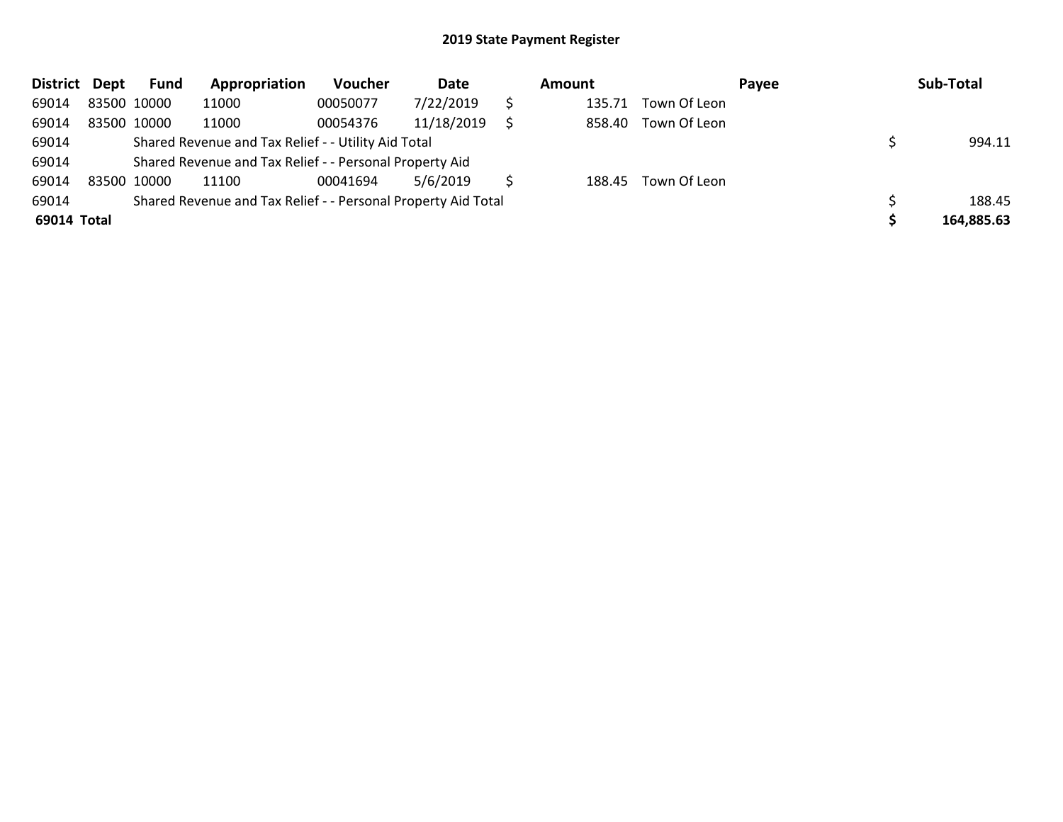# 2019 State Payment Register

| District | Dept | Fund | Appropriation | Voucher | Date | Amount | Payee | Sub-Total |
|---|---|---|---|---|---|---|---|---|
| 69014 | 83500 | 10000 | 11000 | 00050077 | 7/22/2019 | $ 135.71 | Town Of Leon | |
| 69014 | 83500 | 10000 | 11000 | 00054376 | 11/18/2019 | $ 858.40 | Town Of Leon | |
| 69014 | | Shared Revenue and Tax Relief - - Utility Aid Total | | | | | | $ 994.11 |
| 69014 | | Shared Revenue and Tax Relief - - Personal Property Aid | | | | | | |
| 69014 | 83500 | 10000 | 11100 | 00041694 | 5/6/2019 | $ 188.45 | Town Of Leon | |
| 69014 | | Shared Revenue and Tax Relief - - Personal Property Aid Total | | | | | | $ 188.45 |
| **69014 Total** | | | | | | | | **$ 164,885.63** |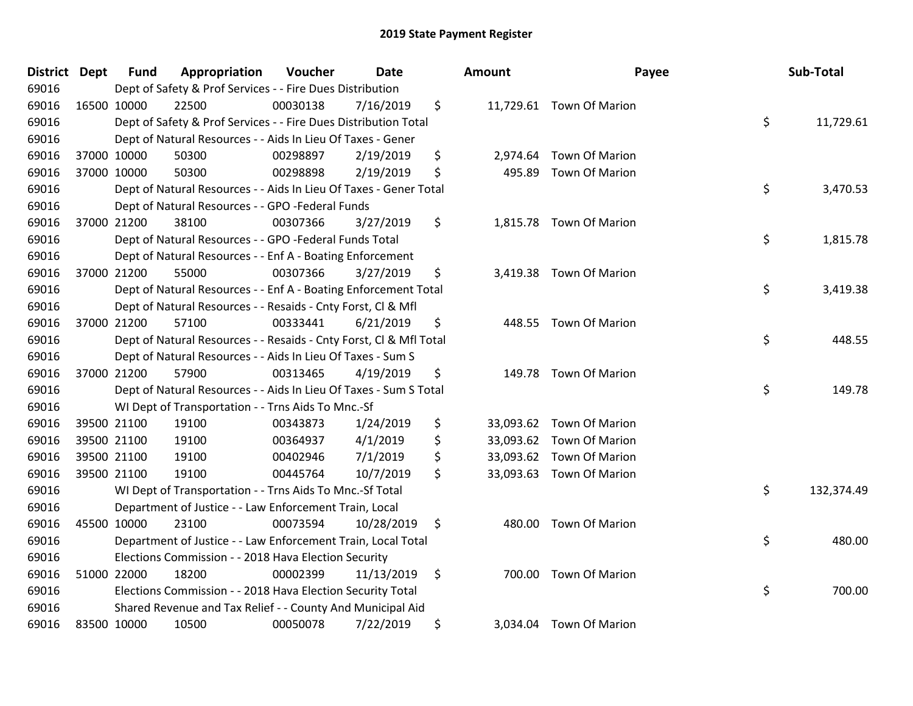# 2019 State Payment Register

| District | Dept | Fund | Appropriation | Voucher | Date | Amount | Payee | Sub-Total |
|---|---|---|---|---|---|---|---|---|
| 69016 | | | Dept of Safety & Prof Services - - Fire Dues Distribution | | | | | |
| 69016 | 16500 | 10000 | 22500 | 00030138 | 7/16/2019 | $ 11,729.61 | Town Of Marion | |
| 69016 | | | Dept of Safety & Prof Services - - Fire Dues Distribution Total | | | | | $ 11,729.61 |
| 69016 | | | Dept of Natural Resources - - Aids In Lieu Of Taxes - Gener | | | | | |
| 69016 | 37000 | 10000 | 50300 | 00298897 | 2/19/2019 | $ 2,974.64 | Town Of Marion | |
| 69016 | 37000 | 10000 | 50300 | 00298898 | 2/19/2019 | $ 495.89 | Town Of Marion | |
| 69016 | | | Dept of Natural Resources - - Aids In Lieu Of Taxes - Gener Total | | | | | $ 3,470.53 |
| 69016 | | | Dept of Natural Resources - - GPO -Federal Funds | | | | | |
| 69016 | 37000 | 21200 | 38100 | 00307366 | 3/27/2019 | $ 1,815.78 | Town Of Marion | |
| 69016 | | | Dept of Natural Resources - - GPO -Federal Funds Total | | | | | $ 1,815.78 |
| 69016 | | | Dept of Natural Resources - - Enf A - Boating Enforcement | | | | | |
| 69016 | 37000 | 21200 | 55000 | 00307366 | 3/27/2019 | $ 3,419.38 | Town Of Marion | |
| 69016 | | | Dept of Natural Resources - - Enf A - Boating Enforcement Total | | | | | $ 3,419.38 |
| 69016 | | | Dept of Natural Resources - - Resaids - Cnty Forst, Cl & Mfl | | | | | |
| 69016 | 37000 | 21200 | 57100 | 00333441 | 6/21/2019 | $ 448.55 | Town Of Marion | |
| 69016 | | | Dept of Natural Resources - - Resaids - Cnty Forst, Cl & Mfl Total | | | | | $ 448.55 |
| 69016 | | | Dept of Natural Resources - - Aids In Lieu Of Taxes - Sum S | | | | | |
| 69016 | 37000 | 21200 | 57900 | 00313465 | 4/19/2019 | $ 149.78 | Town Of Marion | |
| 69016 | | | Dept of Natural Resources - - Aids In Lieu Of Taxes - Sum S Total | | | | | $ 149.78 |
| 69016 | | | WI Dept of Transportation - - Trns Aids To Mnc.-Sf | | | | | |
| 69016 | 39500 | 21100 | 19100 | 00343873 | 1/24/2019 | $ 33,093.62 | Town Of Marion | |
| 69016 | 39500 | 21100 | 19100 | 00364937 | 4/1/2019 | $ 33,093.62 | Town Of Marion | |
| 69016 | 39500 | 21100 | 19100 | 00402946 | 7/1/2019 | $ 33,093.62 | Town Of Marion | |
| 69016 | 39500 | 21100 | 19100 | 00445764 | 10/7/2019 | $ 33,093.63 | Town Of Marion | |
| 69016 | | | WI Dept of Transportation - - Trns Aids To Mnc.-Sf Total | | | | | $ 132,374.49 |
| 69016 | | | Department of Justice - - Law Enforcement Train, Local | | | | | |
| 69016 | 45500 | 10000 | 23100 | 00073594 | 10/28/2019 | $ 480.00 | Town Of Marion | |
| 69016 | | | Department of Justice - - Law Enforcement Train, Local Total | | | | | $ 480.00 |
| 69016 | | | Elections Commission - - 2018 Hava Election Security | | | | | |
| 69016 | 51000 | 22000 | 18200 | 00002399 | 11/13/2019 | $ 700.00 | Town Of Marion | |
| 69016 | | | Elections Commission - - 2018 Hava Election Security Total | | | | | $ 700.00 |
| 69016 | | | Shared Revenue and Tax Relief - - County And Municipal Aid | | | | | |
| 69016 | 83500 | 10000 | 10500 | 00050078 | 7/22/2019 | $ 3,034.04 | Town Of Marion | |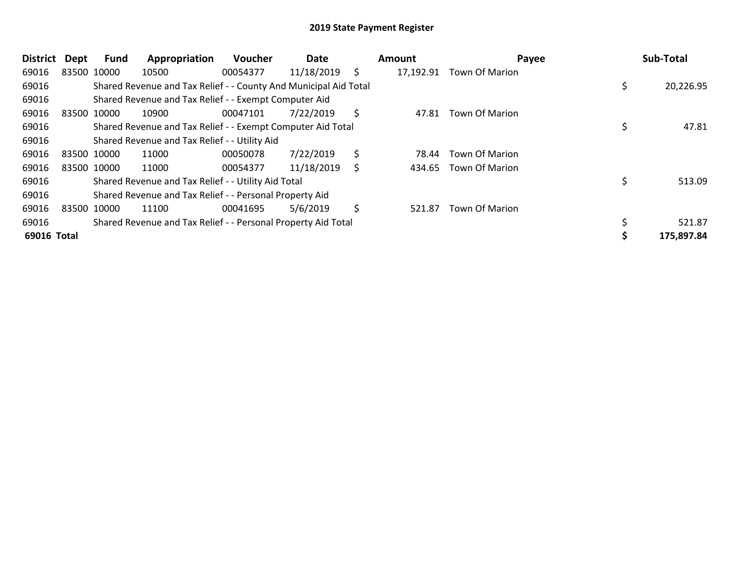# 2019 State Payment Register

| District | Dept | Fund | Appropriation | Voucher | Date | | Amount | Payee | | Sub-Total |
|---|---|---|---|---|---|---|---|---|---|---|
| 69016 | 83500 | 10000 | 10500 | 00054377 | 11/18/2019 | $ | 17,192.91 | Town Of Marion | | |
| 69016 | | Shared Revenue and Tax Relief - - County And Municipal Aid Total | | | | | | | $ | 20,226.95 |
| 69016 | | Shared Revenue and Tax Relief - - Exempt Computer Aid | | | | | | | | |
| 69016 | 83500 | 10000 | 10900 | 00047101 | 7/22/2019 | $ | 47.81 | Town Of Marion | | |
| 69016 | | Shared Revenue and Tax Relief - - Exempt Computer Aid Total | | | | | | | $ | 47.81 |
| 69016 | | Shared Revenue and Tax Relief - - Utility Aid | | | | | | | | |
| 69016 | 83500 | 10000 | 11000 | 00050078 | 7/22/2019 | $ | 78.44 | Town Of Marion | | |
| 69016 | 83500 | 10000 | 11000 | 00054377 | 11/18/2019 | $ | 434.65 | Town Of Marion | | |
| 69016 | | Shared Revenue and Tax Relief - - Utility Aid Total | | | | | | | $ | 513.09 |
| 69016 | | Shared Revenue and Tax Relief - - Personal Property Aid | | | | | | | | |
| 69016 | 83500 | 10000 | 11100 | 00041695 | 5/6/2019 | $ | 521.87 | Town Of Marion | | |
| 69016 | | Shared Revenue and Tax Relief - - Personal Property Aid Total | | | | | | | $ | 521.87 |
| **69016 Total** | | | | | | | | | **$** | **175,897.84** |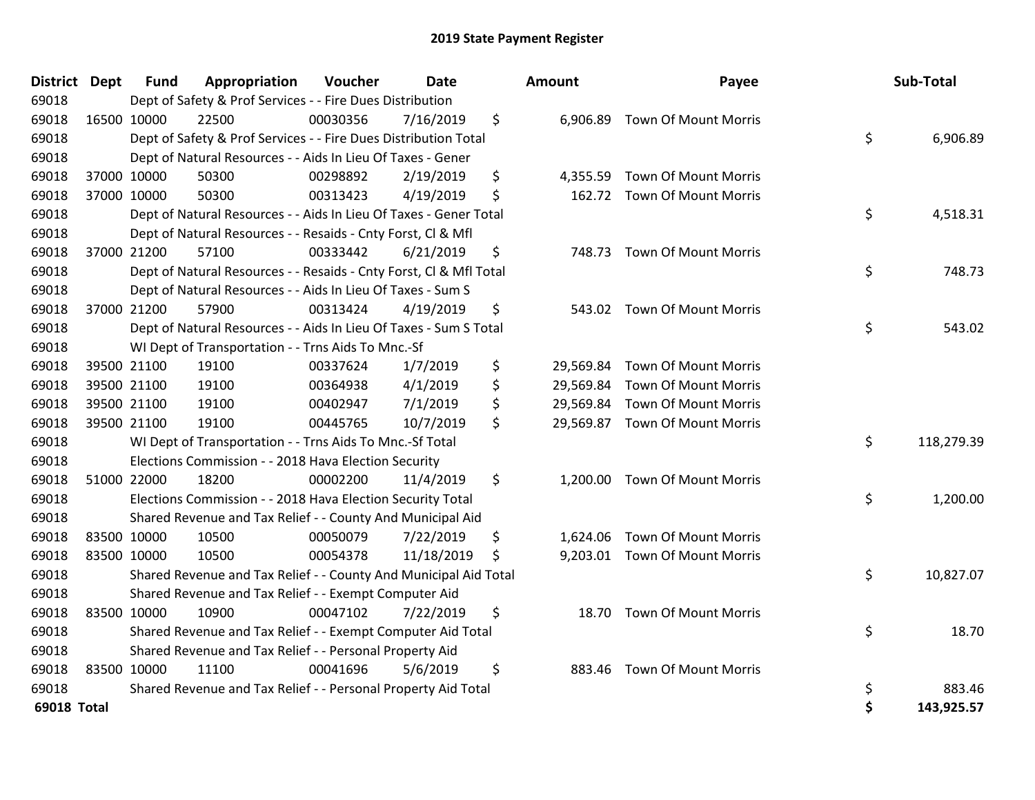## 2019 State Payment Register

| District | Dept | Fund | Appropriation | Voucher | Date | Amount | Payee | Sub-Total |
|---|---|---|---|---|---|---|---|---|
| 69018 | | Dept of Safety & Prof Services - - Fire Dues Distribution | | | | | | |
| 69018 | 16500 | 10000 | 22500 | 00030356 | 7/16/2019 | $ 6,906.89 | Town Of Mount Morris | |
| 69018 | | Dept of Safety & Prof Services - - Fire Dues Distribution Total | | | | | | $ 6,906.89 |
| 69018 | | Dept of Natural Resources - - Aids In Lieu Of Taxes - Gener | | | | | | |
| 69018 | 37000 | 10000 | 50300 | 00298892 | 2/19/2019 | $ 4,355.59 | Town Of Mount Morris | |
| 69018 | 37000 | 10000 | 50300 | 00313423 | 4/19/2019 | $ 162.72 | Town Of Mount Morris | |
| 69018 | | Dept of Natural Resources - - Aids In Lieu Of Taxes - Gener Total | | | | | | $ 4,518.31 |
| 69018 | | Dept of Natural Resources - - Resaids - Cnty Forst, Cl & Mfl | | | | | | |
| 69018 | 37000 | 21200 | 57100 | 00333442 | 6/21/2019 | $ 748.73 | Town Of Mount Morris | |
| 69018 | | Dept of Natural Resources - - Resaids - Cnty Forst, Cl & Mfl Total | | | | | | $ 748.73 |
| 69018 | | Dept of Natural Resources - - Aids In Lieu Of Taxes - Sum S | | | | | | |
| 69018 | 37000 | 21200 | 57900 | 00313424 | 4/19/2019 | $ 543.02 | Town Of Mount Morris | |
| 69018 | | Dept of Natural Resources - - Aids In Lieu Of Taxes - Sum S Total | | | | | | $ 543.02 |
| 69018 | | WI Dept of Transportation - - Trns Aids To Mnc.-Sf | | | | | | |
| 69018 | 39500 | 21100 | 19100 | 00337624 | 1/7/2019 | $ 29,569.84 | Town Of Mount Morris | |
| 69018 | 39500 | 21100 | 19100 | 00364938 | 4/1/2019 | $ 29,569.84 | Town Of Mount Morris | |
| 69018 | 39500 | 21100 | 19100 | 00402947 | 7/1/2019 | $ 29,569.84 | Town Of Mount Morris | |
| 69018 | 39500 | 21100 | 19100 | 00445765 | 10/7/2019 | $ 29,569.87 | Town Of Mount Morris | |
| 69018 | | WI Dept of Transportation - - Trns Aids To Mnc.-Sf Total | | | | | | $ 118,279.39 |
| 69018 | | Elections Commission - - 2018 Hava Election Security | | | | | | |
| 69018 | 51000 | 22000 | 18200 | 00002200 | 11/4/2019 | $ 1,200.00 | Town Of Mount Morris | |
| 69018 | | Elections Commission - - 2018 Hava Election Security Total | | | | | | $ 1,200.00 |
| 69018 | | Shared Revenue and Tax Relief - - County And Municipal Aid | | | | | | |
| 69018 | 83500 | 10000 | 10500 | 00050079 | 7/22/2019 | $ 1,624.06 | Town Of Mount Morris | |
| 69018 | 83500 | 10000 | 10500 | 00054378 | 11/18/2019 | $ 9,203.01 | Town Of Mount Morris | |
| 69018 | | Shared Revenue and Tax Relief - - County And Municipal Aid Total | | | | | | $ 10,827.07 |
| 69018 | | Shared Revenue and Tax Relief - - Exempt Computer Aid | | | | | | |
| 69018 | 83500 | 10000 | 10900 | 00047102 | 7/22/2019 | $ 18.70 | Town Of Mount Morris | |
| 69018 | | Shared Revenue and Tax Relief - - Exempt Computer Aid Total | | | | | | $ 18.70 |
| 69018 | | Shared Revenue and Tax Relief - - Personal Property Aid | | | | | | |
| 69018 | 83500 | 10000 | 11100 | 00041696 | 5/6/2019 | $ 883.46 | Town Of Mount Morris | |
| 69018 | | Shared Revenue and Tax Relief - - Personal Property Aid Total | | | | | | $ 883.46 |
| **69018 Total** | | | | | | | | **$ 143,925.57** |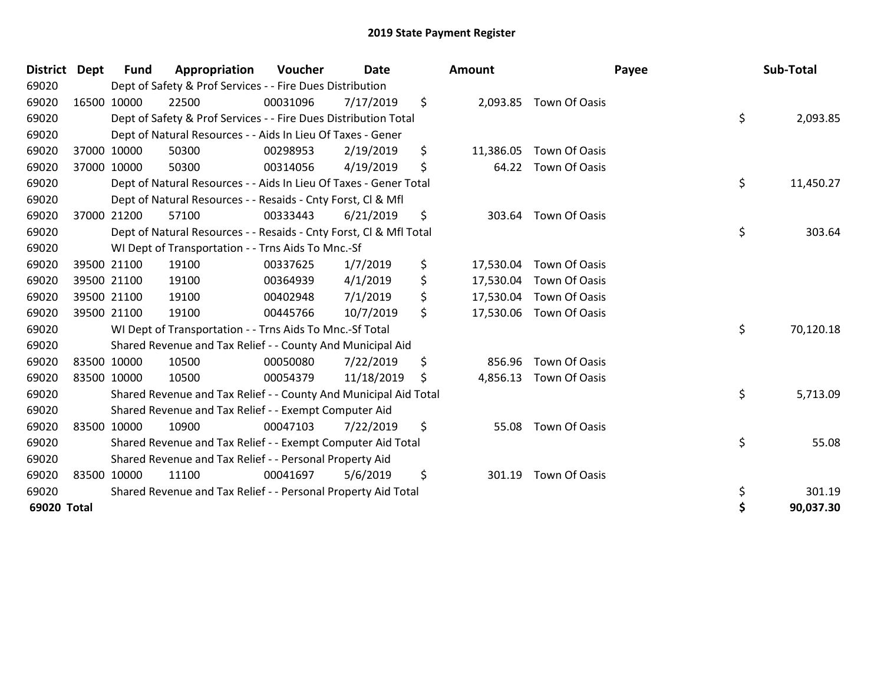# 2019 State Payment Register

| District | Dept | Fund | Appropriation | Voucher | Date | Amount | Payee | Sub-Total |
|---|---|---|---|---|---|---|---|---|
| 69020 | | Dept of Safety & Prof Services - - Fire Dues Distribution | | | | | | |
| 69020 | 16500 | 10000 | 22500 | 00031096 | 7/17/2019 | $ 2,093.85 | Town Of Oasis | |
| 69020 | | Dept of Safety & Prof Services - - Fire Dues Distribution Total | | | | | | $ 2,093.85 |
| 69020 | | Dept of Natural Resources - - Aids In Lieu Of Taxes - Gener | | | | | | |
| 69020 | 37000 | 10000 | 50300 | 00298953 | 2/19/2019 | $ 11,386.05 | Town Of Oasis | |
| 69020 | 37000 | 10000 | 50300 | 00314056 | 4/19/2019 | $ 64.22 | Town Of Oasis | |
| 69020 | | Dept of Natural Resources - - Aids In Lieu Of Taxes - Gener Total | | | | | | $ 11,450.27 |
| 69020 | | Dept of Natural Resources - - Resaids - Cnty Forst, Cl & Mfl | | | | | | |
| 69020 | 37000 | 21200 | 57100 | 00333443 | 6/21/2019 | $ 303.64 | Town Of Oasis | |
| 69020 | | Dept of Natural Resources - - Resaids - Cnty Forst, Cl & Mfl Total | | | | | | $ 303.64 |
| 69020 | | WI Dept of Transportation - - Trns Aids To Mnc.-Sf | | | | | | |
| 69020 | 39500 | 21100 | 19100 | 00337625 | 1/7/2019 | $ 17,530.04 | Town Of Oasis | |
| 69020 | 39500 | 21100 | 19100 | 00364939 | 4/1/2019 | $ 17,530.04 | Town Of Oasis | |
| 69020 | 39500 | 21100 | 19100 | 00402948 | 7/1/2019 | $ 17,530.04 | Town Of Oasis | |
| 69020 | 39500 | 21100 | 19100 | 00445766 | 10/7/2019 | $ 17,530.06 | Town Of Oasis | |
| 69020 | | WI Dept of Transportation - - Trns Aids To Mnc.-Sf Total | | | | | | $ 70,120.18 |
| 69020 | | Shared Revenue and Tax Relief - - County And Municipal Aid | | | | | | |
| 69020 | 83500 | 10000 | 10500 | 00050080 | 7/22/2019 | $ 856.96 | Town Of Oasis | |
| 69020 | 83500 | 10000 | 10500 | 00054379 | 11/18/2019 | $ 4,856.13 | Town Of Oasis | |
| 69020 | | Shared Revenue and Tax Relief - - County And Municipal Aid Total | | | | | | $ 5,713.09 |
| 69020 | | Shared Revenue and Tax Relief - - Exempt Computer Aid | | | | | | |
| 69020 | 83500 | 10000 | 10900 | 00047103 | 7/22/2019 | $ 55.08 | Town Of Oasis | |
| 69020 | | Shared Revenue and Tax Relief - - Exempt Computer Aid Total | | | | | | $ 55.08 |
| 69020 | | Shared Revenue and Tax Relief - - Personal Property Aid | | | | | | |
| 69020 | 83500 | 10000 | 11100 | 00041697 | 5/6/2019 | $ 301.19 | Town Of Oasis | |
| 69020 | | Shared Revenue and Tax Relief - - Personal Property Aid Total | | | | | | $ 301.19 |
| **69020 Total** | | | | | | | | **$ 90,037.30** |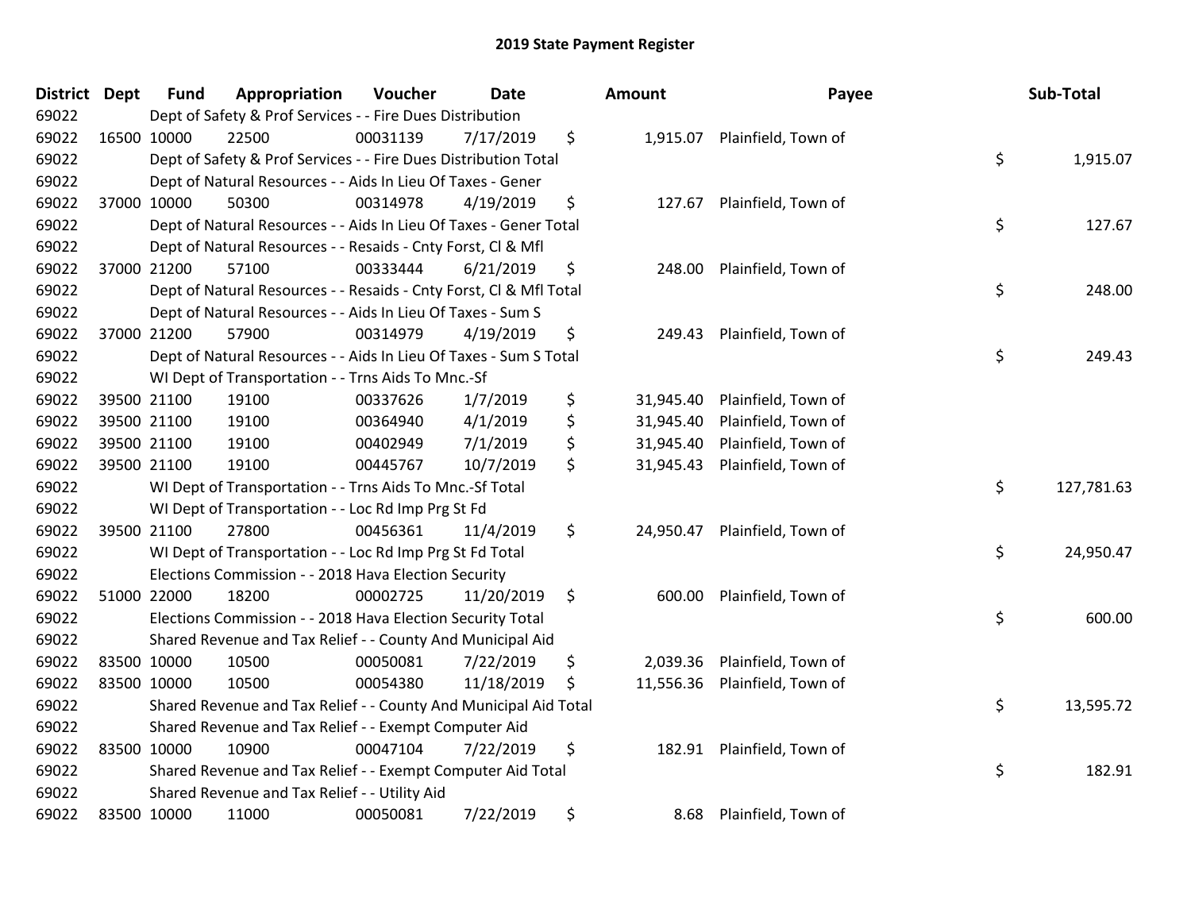# 2019 State Payment Register

| District | Dept | Fund | Appropriation | Voucher | Date | Amount | Payee | Sub-Total |
|---|---|---|---|---|---|---|---|---|
| 69022 | | Dept of Safety & Prof Services - - Fire Dues Distribution | | | | | | |
| 69022 | 16500 | 10000 | 22500 | 00031139 | 7/17/2019 | $ 1,915.07 | Plainfield, Town of | |
| 69022 | | Dept of Safety & Prof Services - - Fire Dues Distribution Total | | | | | | $ 1,915.07 |
| 69022 | | Dept of Natural Resources - - Aids In Lieu Of Taxes - Gener | | | | | | |
| 69022 | 37000 | 10000 | 50300 | 00314978 | 4/19/2019 | $ 127.67 | Plainfield, Town of | |
| 69022 | | Dept of Natural Resources - - Aids In Lieu Of Taxes - Gener Total | | | | | | $ 127.67 |
| 69022 | | Dept of Natural Resources - - Resaids - Cnty Forst, Cl & Mfl | | | | | | |
| 69022 | 37000 | 21200 | 57100 | 00333444 | 6/21/2019 | $ 248.00 | Plainfield, Town of | |
| 69022 | | Dept of Natural Resources - - Resaids - Cnty Forst, Cl & Mfl Total | | | | | | $ 248.00 |
| 69022 | | Dept of Natural Resources - - Aids In Lieu Of Taxes - Sum S | | | | | | |
| 69022 | 37000 | 21200 | 57900 | 00314979 | 4/19/2019 | $ 249.43 | Plainfield, Town of | |
| 69022 | | Dept of Natural Resources - - Aids In Lieu Of Taxes - Sum S Total | | | | | | $ 249.43 |
| 69022 | | WI Dept of Transportation - - Trns Aids To Mnc.-Sf | | | | | | |
| 69022 | 39500 | 21100 | 19100 | 00337626 | 1/7/2019 | $ 31,945.40 | Plainfield, Town of | |
| 69022 | 39500 | 21100 | 19100 | 00364940 | 4/1/2019 | $ 31,945.40 | Plainfield, Town of | |
| 69022 | 39500 | 21100 | 19100 | 00402949 | 7/1/2019 | $ 31,945.40 | Plainfield, Town of | |
| 69022 | 39500 | 21100 | 19100 | 00445767 | 10/7/2019 | $ 31,945.43 | Plainfield, Town of | |
| 69022 | | WI Dept of Transportation - - Trns Aids To Mnc.-Sf Total | | | | | | $ 127,781.63 |
| 69022 | | WI Dept of Transportation - - Loc Rd Imp Prg St Fd | | | | | | |
| 69022 | 39500 | 21100 | 27800 | 00456361 | 11/4/2019 | $ 24,950.47 | Plainfield, Town of | |
| 69022 | | WI Dept of Transportation - - Loc Rd Imp Prg St Fd Total | | | | | | $ 24,950.47 |
| 69022 | | Elections Commission - - 2018 Hava Election Security | | | | | | |
| 69022 | 51000 | 22000 | 18200 | 00002725 | 11/20/2019 | $ 600.00 | Plainfield, Town of | |
| 69022 | | Elections Commission - - 2018 Hava Election Security Total | | | | | | $ 600.00 |
| 69022 | | Shared Revenue and Tax Relief - - County And Municipal Aid | | | | | | |
| 69022 | 83500 | 10000 | 10500 | 00050081 | 7/22/2019 | $ 2,039.36 | Plainfield, Town of | |
| 69022 | 83500 | 10000 | 10500 | 00054380 | 11/18/2019 | $ 11,556.36 | Plainfield, Town of | |
| 69022 | | Shared Revenue and Tax Relief - - County And Municipal Aid Total | | | | | | $ 13,595.72 |
| 69022 | | Shared Revenue and Tax Relief - - Exempt Computer Aid | | | | | | |
| 69022 | 83500 | 10000 | 10900 | 00047104 | 7/22/2019 | $ 182.91 | Plainfield, Town of | |
| 69022 | | Shared Revenue and Tax Relief - - Exempt Computer Aid Total | | | | | | $ 182.91 |
| 69022 | | Shared Revenue and Tax Relief - - Utility Aid | | | | | | |
| 69022 | 83500 | 10000 | 11000 | 00050081 | 7/22/2019 | $ 8.68 | Plainfield, Town of | |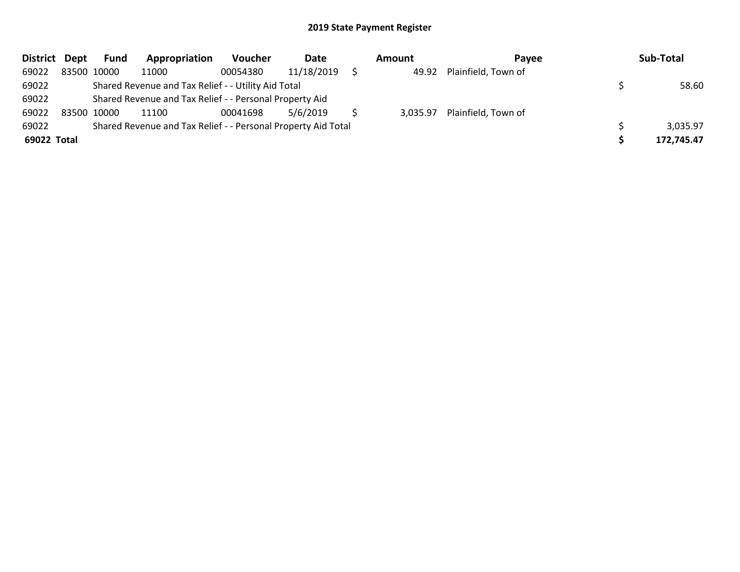# 2019 State Payment Register

| District | Dept | Fund | Appropriation | Voucher | Date | Amount | Payee | Sub-Total |
|---|---|---|---|---|---|---|---|---|
| 69022 | 83500 | 10000 | 11000 | 00054380 | 11/18/2019 | $ 49.92 | Plainfield, Town of | |
| 69022 | | Shared Revenue and Tax Relief - - Utility Aid Total | | | | | | $ 58.60 |
| 69022 | | Shared Revenue and Tax Relief - - Personal Property Aid | | | | | | |
| 69022 | 83500 | 10000 | 11100 | 00041698 | 5/6/2019 | $ 3,035.97 | Plainfield, Town of | |
| 69022 | | Shared Revenue and Tax Relief - - Personal Property Aid Total | | | | | | $ 3,035.97 |
| **69022 Total** | | | | | | | | **$ 172,745.47** |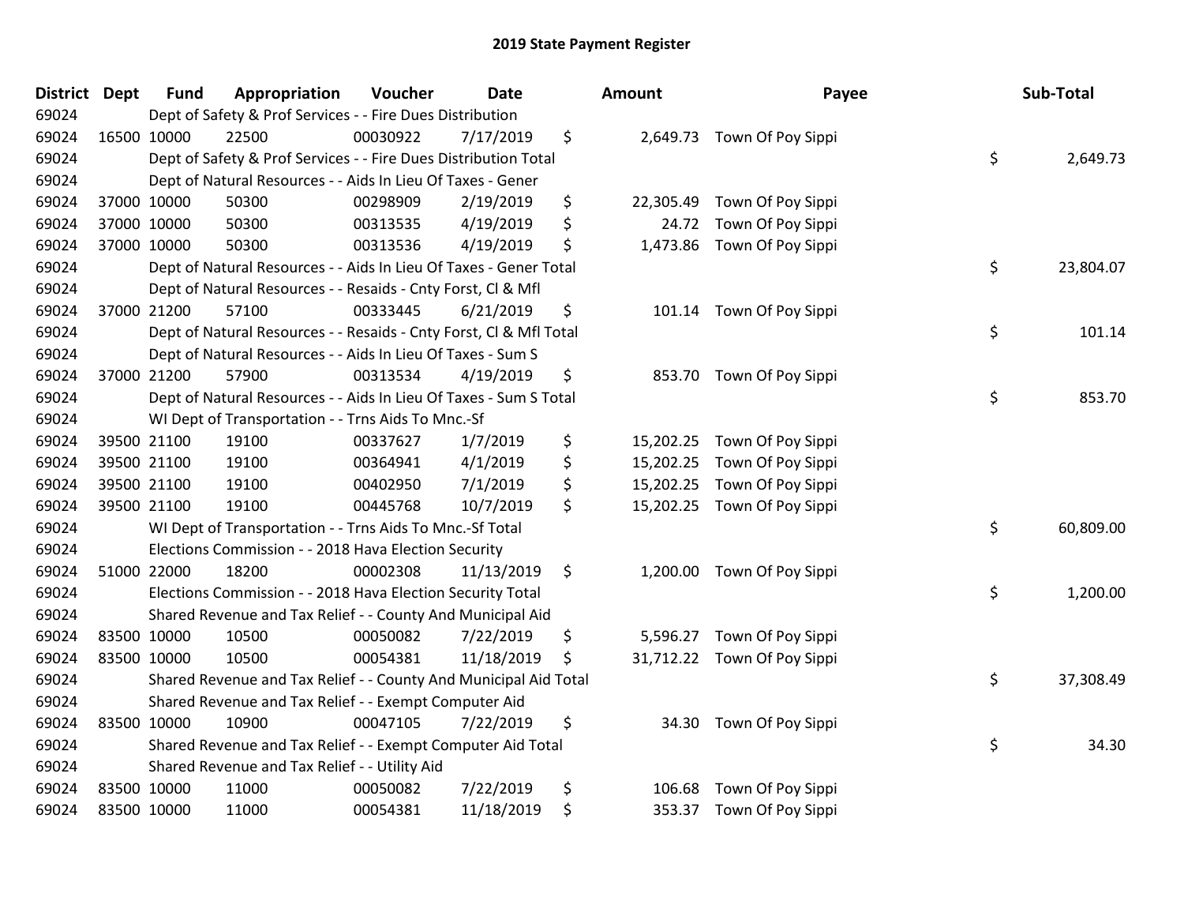# 2019 State Payment Register

| District | Dept | Fund | Appropriation | Voucher | Date | Amount | Payee | Sub-Total |
|---|---|---|---|---|---|---|---|---|
| 69024 | | Dept of Safety & Prof Services - - Fire Dues Distribution | | | | | | |
| 69024 | 16500 | 10000 | 22500 | 00030922 | 7/17/2019 | $ 2,649.73 | Town Of Poy Sippi | |
| 69024 | | Dept of Safety & Prof Services - - Fire Dues Distribution Total | | | | | | $ 2,649.73 |
| 69024 | | Dept of Natural Resources - - Aids In Lieu Of Taxes - Gener | | | | | | |
| 69024 | 37000 | 10000 | 50300 | 00298909 | 2/19/2019 | $ 22,305.49 | Town Of Poy Sippi | |
| 69024 | 37000 | 10000 | 50300 | 00313535 | 4/19/2019 | $ 24.72 | Town Of Poy Sippi | |
| 69024 | 37000 | 10000 | 50300 | 00313536 | 4/19/2019 | $ 1,473.86 | Town Of Poy Sippi | |
| 69024 | | Dept of Natural Resources - - Aids In Lieu Of Taxes - Gener Total | | | | | | $ 23,804.07 |
| 69024 | | Dept of Natural Resources - - Resaids - Cnty Forst, Cl & Mfl | | | | | | |
| 69024 | 37000 | 21200 | 57100 | 00333445 | 6/21/2019 | $ 101.14 | Town Of Poy Sippi | |
| 69024 | | Dept of Natural Resources - - Resaids - Cnty Forst, Cl & Mfl Total | | | | | | $ 101.14 |
| 69024 | | Dept of Natural Resources - - Aids In Lieu Of Taxes - Sum S | | | | | | |
| 69024 | 37000 | 21200 | 57900 | 00313534 | 4/19/2019 | $ 853.70 | Town Of Poy Sippi | |
| 69024 | | Dept of Natural Resources - - Aids In Lieu Of Taxes - Sum S Total | | | | | | $ 853.70 |
| 69024 | | WI Dept of Transportation - - Trns Aids To Mnc.-Sf | | | | | | |
| 69024 | 39500 | 21100 | 19100 | 00337627 | 1/7/2019 | $ 15,202.25 | Town Of Poy Sippi | |
| 69024 | 39500 | 21100 | 19100 | 00364941 | 4/1/2019 | $ 15,202.25 | Town Of Poy Sippi | |
| 69024 | 39500 | 21100 | 19100 | 00402950 | 7/1/2019 | $ 15,202.25 | Town Of Poy Sippi | |
| 69024 | 39500 | 21100 | 19100 | 00445768 | 10/7/2019 | $ 15,202.25 | Town Of Poy Sippi | |
| 69024 | | WI Dept of Transportation - - Trns Aids To Mnc.-Sf Total | | | | | | $ 60,809.00 |
| 69024 | | Elections Commission - - 2018 Hava Election Security | | | | | | |
| 69024 | 51000 | 22000 | 18200 | 00002308 | 11/13/2019 | $ 1,200.00 | Town Of Poy Sippi | |
| 69024 | | Elections Commission - - 2018 Hava Election Security Total | | | | | | $ 1,200.00 |
| 69024 | | Shared Revenue and Tax Relief - - County And Municipal Aid | | | | | | |
| 69024 | 83500 | 10000 | 10500 | 00050082 | 7/22/2019 | $ 5,596.27 | Town Of Poy Sippi | |
| 69024 | 83500 | 10000 | 10500 | 00054381 | 11/18/2019 | $ 31,712.22 | Town Of Poy Sippi | |
| 69024 | | Shared Revenue and Tax Relief - - County And Municipal Aid Total | | | | | | $ 37,308.49 |
| 69024 | | Shared Revenue and Tax Relief - - Exempt Computer Aid | | | | | | |
| 69024 | 83500 | 10000 | 10900 | 00047105 | 7/22/2019 | $ 34.30 | Town Of Poy Sippi | |
| 69024 | | Shared Revenue and Tax Relief - - Exempt Computer Aid Total | | | | | | $ 34.30 |
| 69024 | | Shared Revenue and Tax Relief - - Utility Aid | | | | | | |
| 69024 | 83500 | 10000 | 11000 | 00050082 | 7/22/2019 | $ 106.68 | Town Of Poy Sippi | |
| 69024 | 83500 | 10000 | 11000 | 00054381 | 11/18/2019 | $ 353.37 | Town Of Poy Sippi | |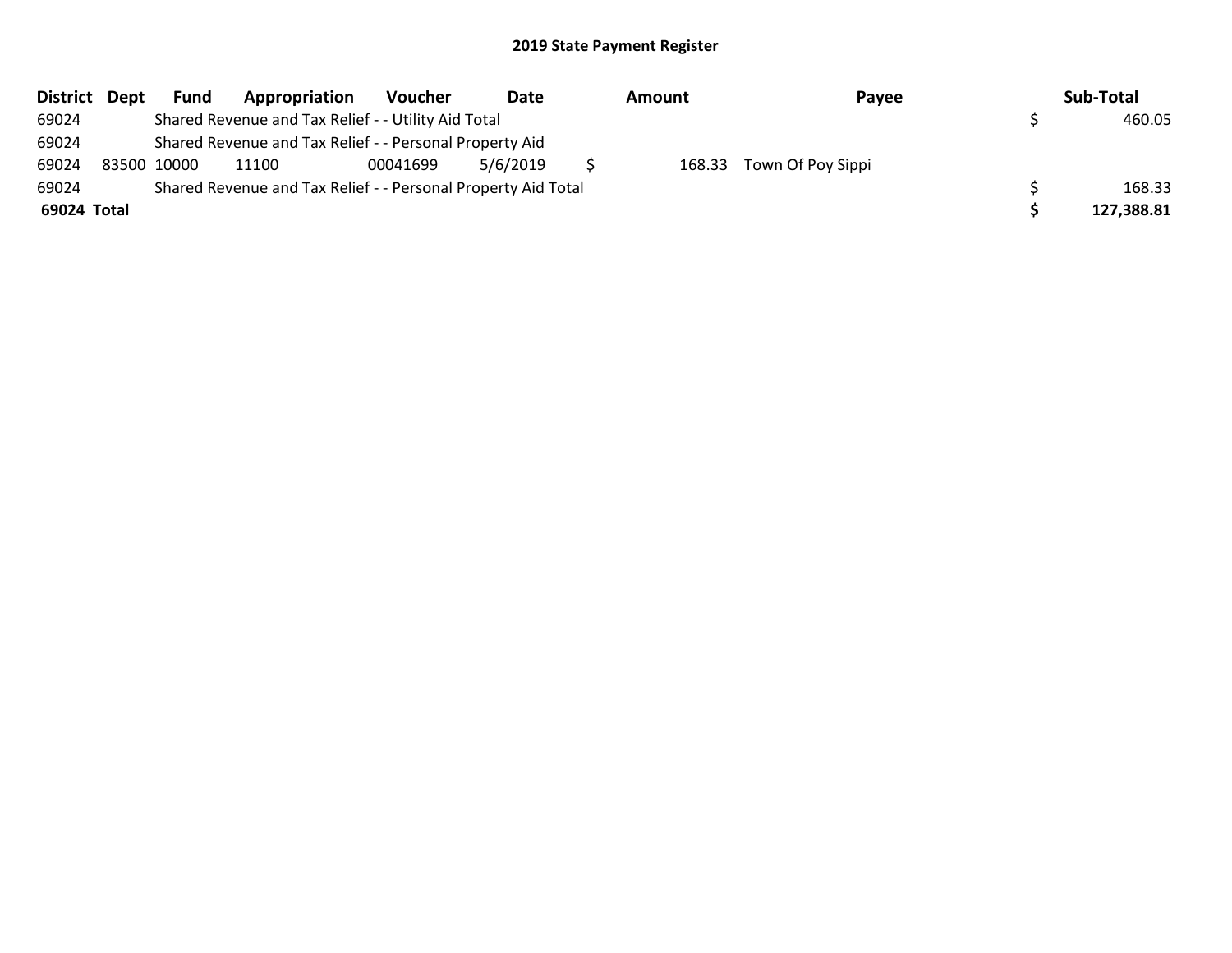# 2019 State Payment Register

| District | Dept | Fund | Appropriation | Voucher | Date | Amount | Payee | Sub-Total |
|---|---|---|---|---|---|---|---|---|
| 69024 | | Shared Revenue and Tax Relief - - Utility Aid Total | | | | | | $ 460.05 |
| 69024 | | Shared Revenue and Tax Relief - - Personal Property Aid | | | | | | |
| 69024 | 83500 | 10000 | 11100 | 00041699 | 5/6/2019 | $ 168.33 | Town Of Poy Sippi | |
| 69024 | | Shared Revenue and Tax Relief - - Personal Property Aid Total | | | | | | $ 168.33 |
| **69024 Total** | | | | | | | | **$ 127,388.81** |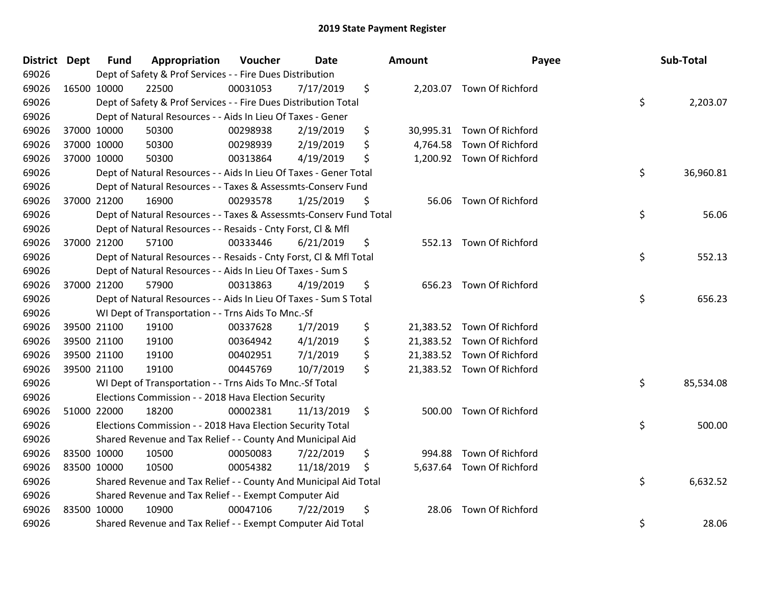# 2019 State Payment Register

| District | Dept | Fund | Appropriation | Voucher | Date | Amount | Payee | Sub-Total |
|---|---|---|---|---|---|---|---|---|
| 69026 | | Dept of Safety & Prof Services - - Fire Dues Distribution | | | | | | |
| 69026 | 16500 | 10000 | 22500 | 00031053 | 7/17/2019 | $ 2,203.07 | Town Of Richford | |
| 69026 | | Dept of Safety & Prof Services - - Fire Dues Distribution Total | | | | | | $ 2,203.07 |
| 69026 | | Dept of Natural Resources - - Aids In Lieu Of Taxes - Gener | | | | | | |
| 69026 | 37000 | 10000 | 50300 | 00298938 | 2/19/2019 | $ 30,995.31 | Town Of Richford | |
| 69026 | 37000 | 10000 | 50300 | 00298939 | 2/19/2019 | $ 4,764.58 | Town Of Richford | |
| 69026 | 37000 | 10000 | 50300 | 00313864 | 4/19/2019 | $ 1,200.92 | Town Of Richford | |
| 69026 | | Dept of Natural Resources - - Aids In Lieu Of Taxes - Gener Total | | | | | | $ 36,960.81 |
| 69026 | | Dept of Natural Resources - - Taxes & Assessmts-Conserv Fund | | | | | | |
| 69026 | 37000 | 21200 | 16900 | 00293578 | 1/25/2019 | $ 56.06 | Town Of Richford | |
| 69026 | | Dept of Natural Resources - - Taxes & Assessmts-Conserv Fund Total | | | | | | $ 56.06 |
| 69026 | | Dept of Natural Resources - - Resaids - Cnty Forst, Cl & Mfl | | | | | | |
| 69026 | 37000 | 21200 | 57100 | 00333446 | 6/21/2019 | $ 552.13 | Town Of Richford | |
| 69026 | | Dept of Natural Resources - - Resaids - Cnty Forst, Cl & Mfl Total | | | | | | $ 552.13 |
| 69026 | | Dept of Natural Resources - - Aids In Lieu Of Taxes - Sum S | | | | | | |
| 69026 | 37000 | 21200 | 57900 | 00313863 | 4/19/2019 | $ 656.23 | Town Of Richford | |
| 69026 | | Dept of Natural Resources - - Aids In Lieu Of Taxes - Sum S Total | | | | | | $ 656.23 |
| 69026 | | WI Dept of Transportation - - Trns Aids To Mnc.-Sf | | | | | | |
| 69026 | 39500 | 21100 | 19100 | 00337628 | 1/7/2019 | $ 21,383.52 | Town Of Richford | |
| 69026 | 39500 | 21100 | 19100 | 00364942 | 4/1/2019 | $ 21,383.52 | Town Of Richford | |
| 69026 | 39500 | 21100 | 19100 | 00402951 | 7/1/2019 | $ 21,383.52 | Town Of Richford | |
| 69026 | 39500 | 21100 | 19100 | 00445769 | 10/7/2019 | $ 21,383.52 | Town Of Richford | |
| 69026 | | WI Dept of Transportation - - Trns Aids To Mnc.-Sf Total | | | | | | $ 85,534.08 |
| 69026 | | Elections Commission - - 2018 Hava Election Security | | | | | | |
| 69026 | 51000 | 22000 | 18200 | 00002381 | 11/13/2019 | $ 500.00 | Town Of Richford | |
| 69026 | | Elections Commission - - 2018 Hava Election Security Total | | | | | | $ 500.00 |
| 69026 | | Shared Revenue and Tax Relief - - County And Municipal Aid | | | | | | |
| 69026 | 83500 | 10000 | 10500 | 00050083 | 7/22/2019 | $ 994.88 | Town Of Richford | |
| 69026 | 83500 | 10000 | 10500 | 00054382 | 11/18/2019 | $ 5,637.64 | Town Of Richford | |
| 69026 | | Shared Revenue and Tax Relief - - County And Municipal Aid Total | | | | | | $ 6,632.52 |
| 69026 | | Shared Revenue and Tax Relief - - Exempt Computer Aid | | | | | | |
| 69026 | 83500 | 10000 | 10900 | 00047106 | 7/22/2019 | $ 28.06 | Town Of Richford | |
| 69026 | | Shared Revenue and Tax Relief - - Exempt Computer Aid Total | | | | | | $ 28.06 |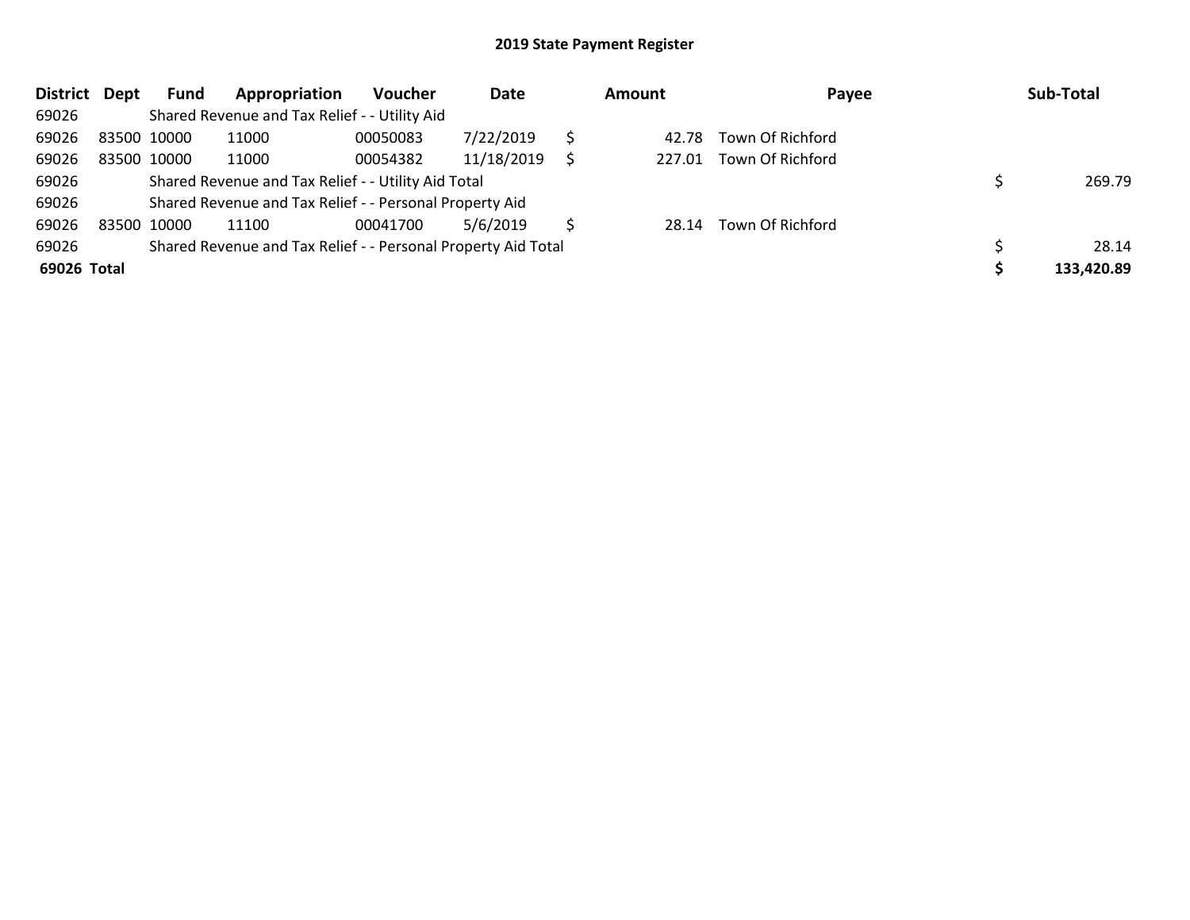## 2019 State Payment Register

| District | Dept | Fund | Appropriation | Voucher | Date | Amount | Payee | Sub-Total |
|---|---|---|---|---|---|---|---|---|
| 69026 | | Shared Revenue and Tax Relief - - Utility Aid | | | | | | |
| 69026 | 83500 | 10000 | 11000 | 00050083 | 7/22/2019 | $ 42.78 | Town Of Richford | |
| 69026 | 83500 | 10000 | 11000 | 00054382 | 11/18/2019 | $ 227.01 | Town Of Richford | |
| 69026 | | Shared Revenue and Tax Relief - - Utility Aid Total | | | | | | $ 269.79 |
| 69026 | | Shared Revenue and Tax Relief - - Personal Property Aid | | | | | | |
| 69026 | 83500 | 10000 | 11100 | 00041700 | 5/6/2019 | $ 28.14 | Town Of Richford | |
| 69026 | | Shared Revenue and Tax Relief - - Personal Property Aid Total | | | | | | $ 28.14 |
| **69026** | **Total** | | | | | | | **$ 133,420.89** |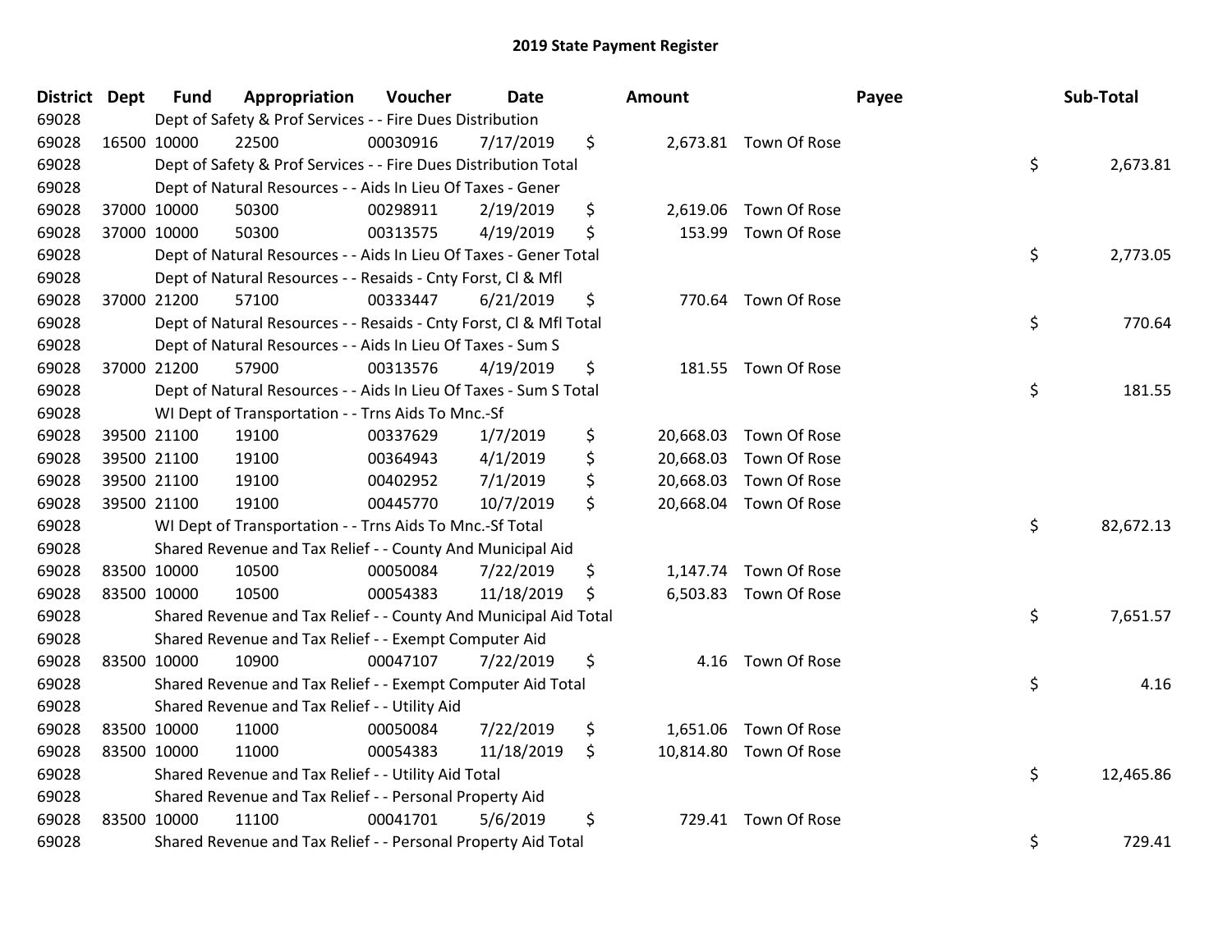# 2019 State Payment Register

| District | Dept | Fund | Appropriation | Voucher | Date | Amount | Payee | Sub-Total |
|---|---|---|---|---|---|---|---|---|
| 69028 | | Dept of Safety & Prof Services - - Fire Dues Distribution | | | | | | |
| 69028 | 16500 | 10000 | 22500 | 00030916 | 7/17/2019 | $ 2,673.81 | Town Of Rose | |
| 69028 | | Dept of Safety & Prof Services - - Fire Dues Distribution Total | | | | | | $ 2,673.81 |
| 69028 | | Dept of Natural Resources - - Aids In Lieu Of Taxes - Gener | | | | | | |
| 69028 | 37000 | 10000 | 50300 | 00298911 | 2/19/2019 | $ 2,619.06 | Town Of Rose | |
| 69028 | 37000 | 10000 | 50300 | 00313575 | 4/19/2019 | $ 153.99 | Town Of Rose | |
| 69028 | | Dept of Natural Resources - - Aids In Lieu Of Taxes - Gener Total | | | | | | $ 2,773.05 |
| 69028 | | Dept of Natural Resources - - Resaids - Cnty Forst, Cl & Mfl | | | | | | |
| 69028 | 37000 | 21200 | 57100 | 00333447 | 6/21/2019 | $ 770.64 | Town Of Rose | |
| 69028 | | Dept of Natural Resources - - Resaids - Cnty Forst, Cl & Mfl Total | | | | | | $ 770.64 |
| 69028 | | Dept of Natural Resources - - Aids In Lieu Of Taxes - Sum S | | | | | | |
| 69028 | 37000 | 21200 | 57900 | 00313576 | 4/19/2019 | $ 181.55 | Town Of Rose | |
| 69028 | | Dept of Natural Resources - - Aids In Lieu Of Taxes - Sum S Total | | | | | | $ 181.55 |
| 69028 | | WI Dept of Transportation - - Trns Aids To Mnc.-Sf | | | | | | |
| 69028 | 39500 | 21100 | 19100 | 00337629 | 1/7/2019 | $ 20,668.03 | Town Of Rose | |
| 69028 | 39500 | 21100 | 19100 | 00364943 | 4/1/2019 | $ 20,668.03 | Town Of Rose | |
| 69028 | 39500 | 21100 | 19100 | 00402952 | 7/1/2019 | $ 20,668.03 | Town Of Rose | |
| 69028 | 39500 | 21100 | 19100 | 00445770 | 10/7/2019 | $ 20,668.04 | Town Of Rose | |
| 69028 | | WI Dept of Transportation - - Trns Aids To Mnc.-Sf Total | | | | | | $ 82,672.13 |
| 69028 | | Shared Revenue and Tax Relief - - County And Municipal Aid | | | | | | |
| 69028 | 83500 | 10000 | 10500 | 00050084 | 7/22/2019 | $ 1,147.74 | Town Of Rose | |
| 69028 | 83500 | 10000 | 10500 | 00054383 | 11/18/2019 | $ 6,503.83 | Town Of Rose | |
| 69028 | | Shared Revenue and Tax Relief - - County And Municipal Aid Total | | | | | | $ 7,651.57 |
| 69028 | | Shared Revenue and Tax Relief - - Exempt Computer Aid | | | | | | |
| 69028 | 83500 | 10000 | 10900 | 00047107 | 7/22/2019 | $ 4.16 | Town Of Rose | |
| 69028 | | Shared Revenue and Tax Relief - - Exempt Computer Aid Total | | | | | | $ 4.16 |
| 69028 | | Shared Revenue and Tax Relief - - Utility Aid | | | | | | |
| 69028 | 83500 | 10000 | 11000 | 00050084 | 7/22/2019 | $ 1,651.06 | Town Of Rose | |
| 69028 | 83500 | 10000 | 11000 | 00054383 | 11/18/2019 | $ 10,814.80 | Town Of Rose | |
| 69028 | | Shared Revenue and Tax Relief - - Utility Aid Total | | | | | | $ 12,465.86 |
| 69028 | | Shared Revenue and Tax Relief - - Personal Property Aid | | | | | | |
| 69028 | 83500 | 10000 | 11100 | 00041701 | 5/6/2019 | $ 729.41 | Town Of Rose | |
| 69028 | | Shared Revenue and Tax Relief - - Personal Property Aid Total | | | | | | $ 729.41 |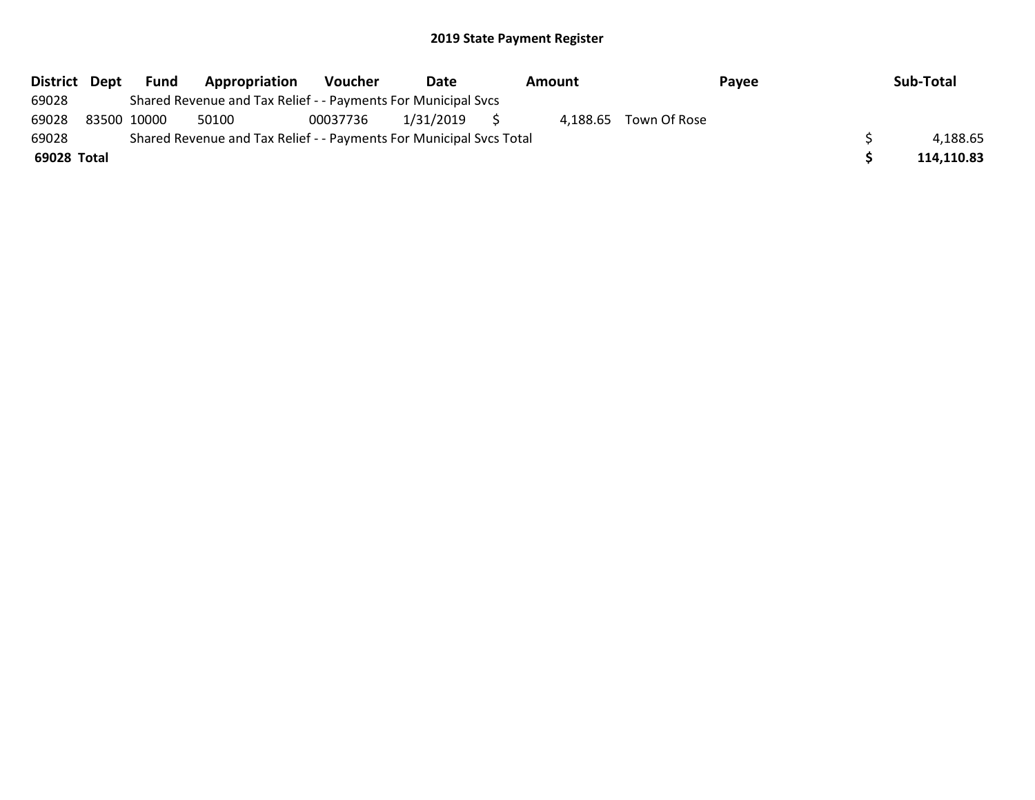## 2019 State Payment Register

| District | Dept | Fund | Appropriation | Voucher | Date | Amount | Payee | Sub-Total |
|---|---|---|---|---|---|---|---|---|
| 69028 | | Shared Revenue and Tax Relief - - Payments For Municipal Svcs | | | | | | |
| 69028 | 83500 | 10000 | 50100 | 00037736 | 1/31/2019 | $ 4,188.65 | Town Of Rose | |
| 69028 | | Shared Revenue and Tax Relief - - Payments For Municipal Svcs Total | | | | | | $ 4,188.65 |
| **69028 Total** | | | | | | | | **$ 114,110.83** |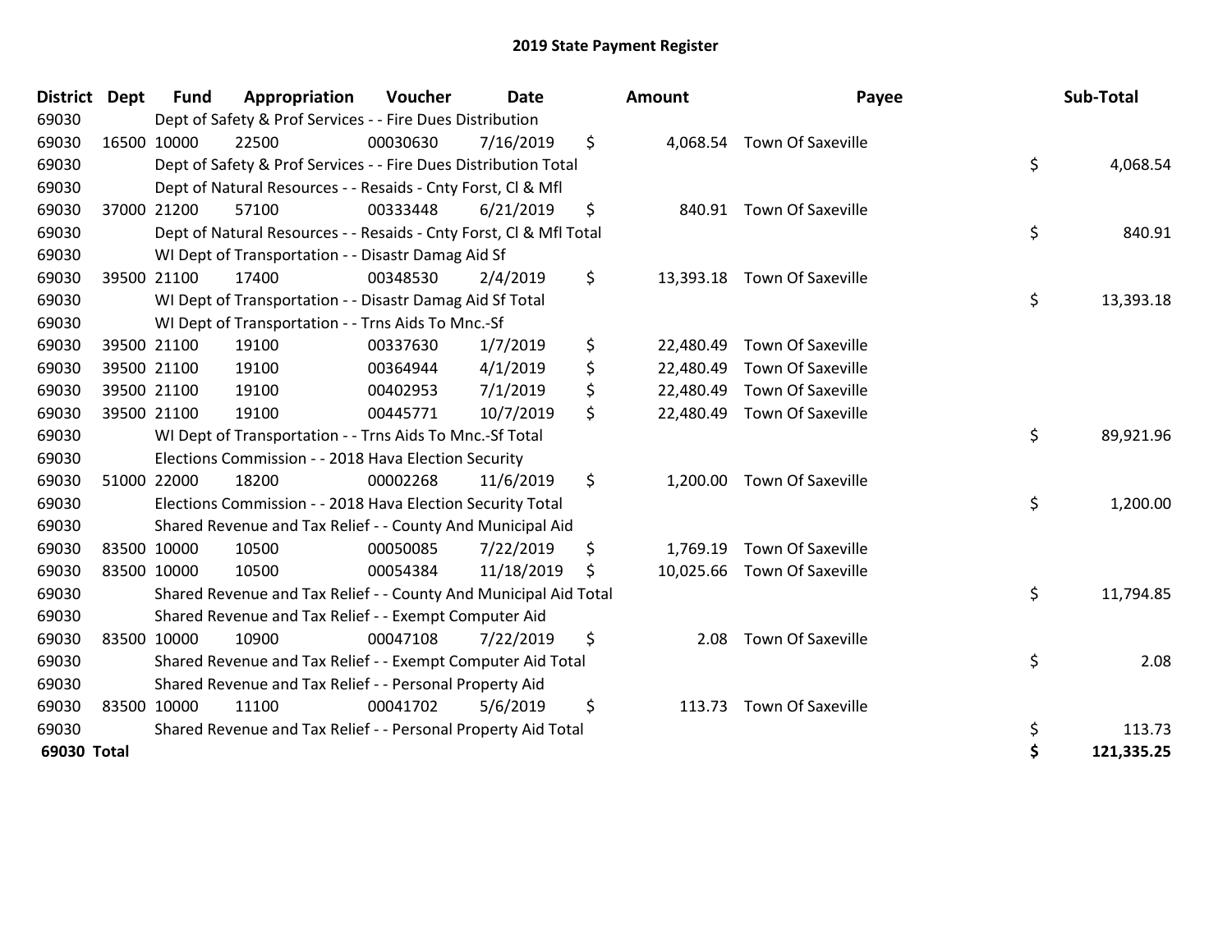# 2019 State Payment Register

| District | Dept | Fund | Appropriation | Voucher | Date | Amount | Payee | Sub-Total |
|---|---|---|---|---|---|---|---|---|
| 69030 | | Dept of Safety & Prof Services - - Fire Dues Distribution | | | | | | |
| 69030 | 16500 | 10000 | 22500 | 00030630 | 7/16/2019 | $ 4,068.54 | Town Of Saxeville | |
| 69030 | | Dept of Safety & Prof Services - - Fire Dues Distribution Total | | | | | | $ 4,068.54 |
| 69030 | | Dept of Natural Resources - - Resaids - Cnty Forst, Cl & Mfl | | | | | | |
| 69030 | 37000 | 21200 | 57100 | 00333448 | 6/21/2019 | $ 840.91 | Town Of Saxeville | |
| 69030 | | Dept of Natural Resources - - Resaids - Cnty Forst, Cl & Mfl Total | | | | | | $ 840.91 |
| 69030 | | WI Dept of Transportation - - Disastr Damag Aid Sf | | | | | | |
| 69030 | 39500 | 21100 | 17400 | 00348530 | 2/4/2019 | $ 13,393.18 | Town Of Saxeville | |
| 69030 | | WI Dept of Transportation - - Disastr Damag Aid Sf Total | | | | | | $ 13,393.18 |
| 69030 | | WI Dept of Transportation - - Trns Aids To Mnc.-Sf | | | | | | |
| 69030 | 39500 | 21100 | 19100 | 00337630 | 1/7/2019 | $ 22,480.49 | Town Of Saxeville | |
| 69030 | 39500 | 21100 | 19100 | 00364944 | 4/1/2019 | $ 22,480.49 | Town Of Saxeville | |
| 69030 | 39500 | 21100 | 19100 | 00402953 | 7/1/2019 | $ 22,480.49 | Town Of Saxeville | |
| 69030 | 39500 | 21100 | 19100 | 00445771 | 10/7/2019 | $ 22,480.49 | Town Of Saxeville | |
| 69030 | | WI Dept of Transportation - - Trns Aids To Mnc.-Sf Total | | | | | | $ 89,921.96 |
| 69030 | | Elections Commission - - 2018 Hava Election Security | | | | | | |
| 69030 | 51000 | 22000 | 18200 | 00002268 | 11/6/2019 | $ 1,200.00 | Town Of Saxeville | |
| 69030 | | Elections Commission - - 2018 Hava Election Security Total | | | | | | $ 1,200.00 |
| 69030 | | Shared Revenue and Tax Relief - - County And Municipal Aid | | | | | | |
| 69030 | 83500 | 10000 | 10500 | 00050085 | 7/22/2019 | $ 1,769.19 | Town Of Saxeville | |
| 69030 | 83500 | 10000 | 10500 | 00054384 | 11/18/2019 | $ 10,025.66 | Town Of Saxeville | |
| 69030 | | Shared Revenue and Tax Relief - - County And Municipal Aid Total | | | | | | $ 11,794.85 |
| 69030 | | Shared Revenue and Tax Relief - - Exempt Computer Aid | | | | | | |
| 69030 | 83500 | 10000 | 10900 | 00047108 | 7/22/2019 | $ 2.08 | Town Of Saxeville | |
| 69030 | | Shared Revenue and Tax Relief - - Exempt Computer Aid Total | | | | | | $ 2.08 |
| 69030 | | Shared Revenue and Tax Relief - - Personal Property Aid | | | | | | |
| 69030 | 83500 | 10000 | 11100 | 00041702 | 5/6/2019 | $ 113.73 | Town Of Saxeville | |
| 69030 | | Shared Revenue and Tax Relief - - Personal Property Aid Total | | | | | | $ 113.73 |
| **69030 Total** | | | | | | | | **$ 121,335.25** |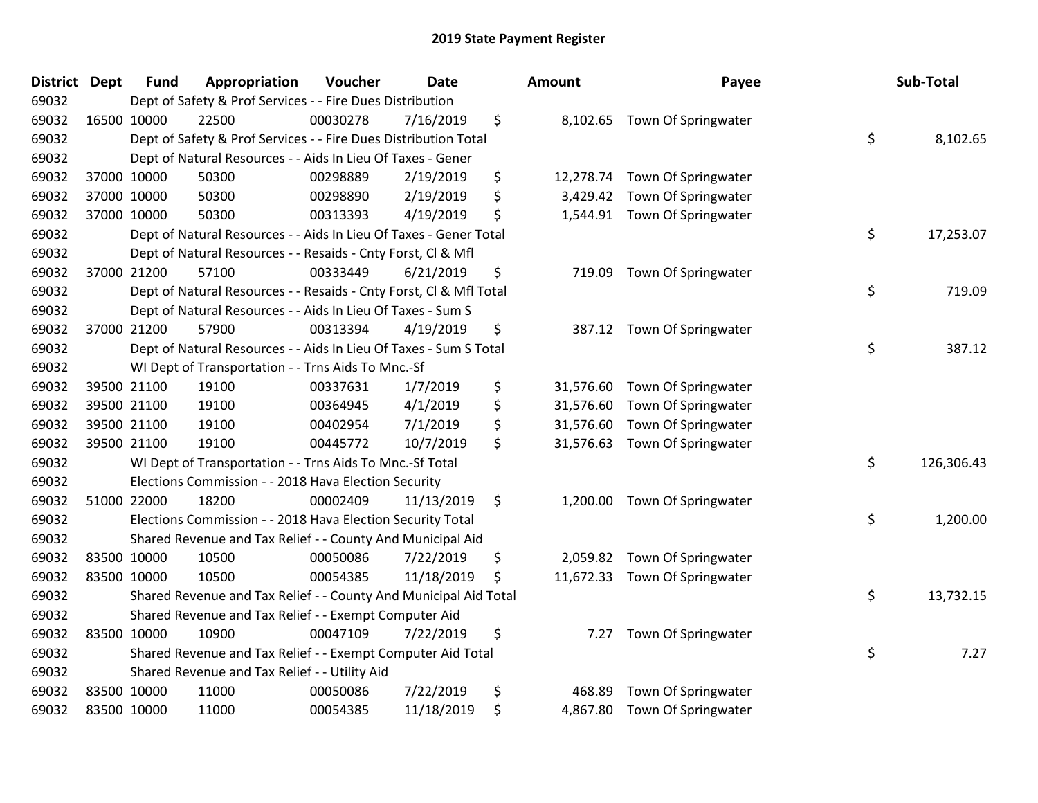# 2019 State Payment Register

| District | Dept | Fund | Appropriation | Voucher | Date | Amount | Payee | Sub-Total |
|---|---|---|---|---|---|---|---|---|
| 69032 | | Dept of Safety & Prof Services - - Fire Dues Distribution | | | | | | |
| 69032 | 16500 | 10000 | 22500 | 00030278 | 7/16/2019 | $ 8,102.65 | Town Of Springwater | |
| 69032 | | Dept of Safety & Prof Services - - Fire Dues Distribution Total | | | | | | $ 8,102.65 |
| 69032 | | Dept of Natural Resources - - Aids In Lieu Of Taxes - Gener | | | | | | |
| 69032 | 37000 | 10000 | 50300 | 00298889 | 2/19/2019 | $ 12,278.74 | Town Of Springwater | |
| 69032 | 37000 | 10000 | 50300 | 00298890 | 2/19/2019 | $ 3,429.42 | Town Of Springwater | |
| 69032 | 37000 | 10000 | 50300 | 00313393 | 4/19/2019 | $ 1,544.91 | Town Of Springwater | |
| 69032 | | Dept of Natural Resources - - Aids In Lieu Of Taxes - Gener Total | | | | | | $ 17,253.07 |
| 69032 | | Dept of Natural Resources - - Resaids - Cnty Forst, Cl & Mfl | | | | | | |
| 69032 | 37000 | 21200 | 57100 | 00333449 | 6/21/2019 | $ 719.09 | Town Of Springwater | |
| 69032 | | Dept of Natural Resources - - Resaids - Cnty Forst, Cl & Mfl Total | | | | | | $ 719.09 |
| 69032 | | Dept of Natural Resources - - Aids In Lieu Of Taxes - Sum S | | | | | | |
| 69032 | 37000 | 21200 | 57900 | 00313394 | 4/19/2019 | $ 387.12 | Town Of Springwater | |
| 69032 | | Dept of Natural Resources - - Aids In Lieu Of Taxes - Sum S Total | | | | | | $ 387.12 |
| 69032 | | WI Dept of Transportation - - Trns Aids To Mnc.-Sf | | | | | | |
| 69032 | 39500 | 21100 | 19100 | 00337631 | 1/7/2019 | $ 31,576.60 | Town Of Springwater | |
| 69032 | 39500 | 21100 | 19100 | 00364945 | 4/1/2019 | $ 31,576.60 | Town Of Springwater | |
| 69032 | 39500 | 21100 | 19100 | 00402954 | 7/1/2019 | $ 31,576.60 | Town Of Springwater | |
| 69032 | 39500 | 21100 | 19100 | 00445772 | 10/7/2019 | $ 31,576.63 | Town Of Springwater | |
| 69032 | | WI Dept of Transportation - - Trns Aids To Mnc.-Sf Total | | | | | | $ 126,306.43 |
| 69032 | | Elections Commission - - 2018 Hava Election Security | | | | | | |
| 69032 | 51000 | 22000 | 18200 | 00002409 | 11/13/2019 | $ 1,200.00 | Town Of Springwater | |
| 69032 | | Elections Commission - - 2018 Hava Election Security Total | | | | | | $ 1,200.00 |
| 69032 | | Shared Revenue and Tax Relief - - County And Municipal Aid | | | | | | |
| 69032 | 83500 | 10000 | 10500 | 00050086 | 7/22/2019 | $ 2,059.82 | Town Of Springwater | |
| 69032 | 83500 | 10000 | 10500 | 00054385 | 11/18/2019 | $ 11,672.33 | Town Of Springwater | |
| 69032 | | Shared Revenue and Tax Relief - - County And Municipal Aid Total | | | | | | $ 13,732.15 |
| 69032 | | Shared Revenue and Tax Relief - - Exempt Computer Aid | | | | | | |
| 69032 | 83500 | 10000 | 10900 | 00047109 | 7/22/2019 | $ 7.27 | Town Of Springwater | |
| 69032 | | Shared Revenue and Tax Relief - - Exempt Computer Aid Total | | | | | | $ 7.27 |
| 69032 | | Shared Revenue and Tax Relief - - Utility Aid | | | | | | |
| 69032 | 83500 | 10000 | 11000 | 00050086 | 7/22/2019 | $ 468.89 | Town Of Springwater | |
| 69032 | 83500 | 10000 | 11000 | 00054385 | 11/18/2019 | $ 4,867.80 | Town Of Springwater | |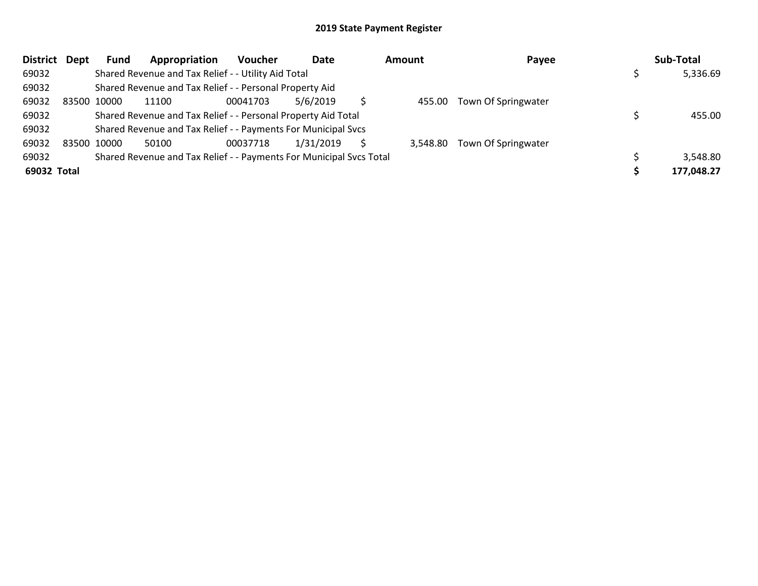# 2019 State Payment Register

| District | Dept | Fund | Appropriation | Voucher | Date | Amount | Payee | Sub-Total |
|---|---|---|---|---|---|---|---|---|
| 69032 | | Shared Revenue and Tax Relief - - Utility Aid Total | | | | | | $ 5,336.69 |
| 69032 | | Shared Revenue and Tax Relief - - Personal Property Aid | | | | | | |
| 69032 | 83500 | 10000 | 11100 | 00041703 | 5/6/2019 | $ 455.00 | Town Of Springwater | |
| 69032 | | Shared Revenue and Tax Relief - - Personal Property Aid Total | | | | | | $ 455.00 |
| 69032 | | Shared Revenue and Tax Relief - - Payments For Municipal Svcs | | | | | | |
| 69032 | 83500 | 10000 | 50100 | 00037718 | 1/31/2019 | $ 3,548.80 | Town Of Springwater | |
| 69032 | | Shared Revenue and Tax Relief - - Payments For Municipal Svcs Total | | | | | | $ 3,548.80 |
| **69032 Total** | | | | | | | | **$ 177,048.27** |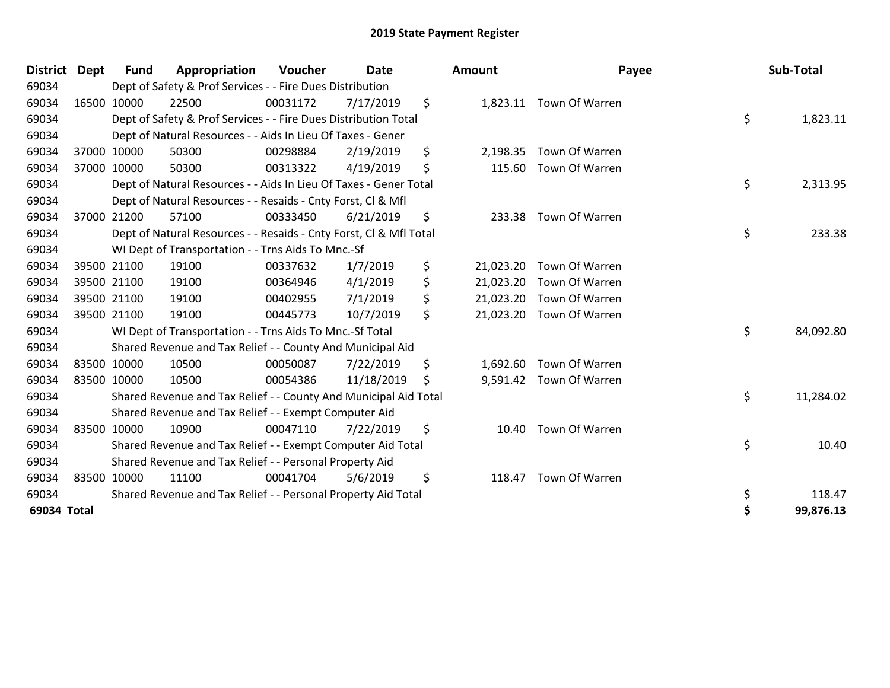# 2019 State Payment Register

| District | Dept | Fund | Appropriation | Voucher | Date | Amount | Payee | Sub-Total |
|---|---|---|---|---|---|---|---|---|
| 69034 | | Dept of Safety & Prof Services - - Fire Dues Distribution | | | | | | |
| 69034 | 16500 | 10000 | 22500 | 00031172 | 7/17/2019 | $ 1,823.11 | Town Of Warren | |
| 69034 | | Dept of Safety & Prof Services - - Fire Dues Distribution Total | | | | | | $ 1,823.11 |
| 69034 | | Dept of Natural Resources - - Aids In Lieu Of Taxes - Gener | | | | | | |
| 69034 | 37000 | 10000 | 50300 | 00298884 | 2/19/2019 | $ 2,198.35 | Town Of Warren | |
| 69034 | 37000 | 10000 | 50300 | 00313322 | 4/19/2019 | $ 115.60 | Town Of Warren | |
| 69034 | | Dept of Natural Resources - - Aids In Lieu Of Taxes - Gener Total | | | | | | $ 2,313.95 |
| 69034 | | Dept of Natural Resources - - Resaids - Cnty Forst, Cl & Mfl | | | | | | |
| 69034 | 37000 | 21200 | 57100 | 00333450 | 6/21/2019 | $ 233.38 | Town Of Warren | |
| 69034 | | Dept of Natural Resources - - Resaids - Cnty Forst, Cl & Mfl Total | | | | | | $ 233.38 |
| 69034 | | WI Dept of Transportation - - Trns Aids To Mnc.-Sf | | | | | | |
| 69034 | 39500 | 21100 | 19100 | 00337632 | 1/7/2019 | $ 21,023.20 | Town Of Warren | |
| 69034 | 39500 | 21100 | 19100 | 00364946 | 4/1/2019 | $ 21,023.20 | Town Of Warren | |
| 69034 | 39500 | 21100 | 19100 | 00402955 | 7/1/2019 | $ 21,023.20 | Town Of Warren | |
| 69034 | 39500 | 21100 | 19100 | 00445773 | 10/7/2019 | $ 21,023.20 | Town Of Warren | |
| 69034 | | WI Dept of Transportation - - Trns Aids To Mnc.-Sf Total | | | | | | $ 84,092.80 |
| 69034 | | Shared Revenue and Tax Relief - - County And Municipal Aid | | | | | | |
| 69034 | 83500 | 10000 | 10500 | 00050087 | 7/22/2019 | $ 1,692.60 | Town Of Warren | |
| 69034 | 83500 | 10000 | 10500 | 00054386 | 11/18/2019 | $ 9,591.42 | Town Of Warren | |
| 69034 | | Shared Revenue and Tax Relief - - County And Municipal Aid Total | | | | | | $ 11,284.02 |
| 69034 | | Shared Revenue and Tax Relief - - Exempt Computer Aid | | | | | | |
| 69034 | 83500 | 10000 | 10900 | 00047110 | 7/22/2019 | $ 10.40 | Town Of Warren | |
| 69034 | | Shared Revenue and Tax Relief - - Exempt Computer Aid Total | | | | | | $ 10.40 |
| 69034 | | Shared Revenue and Tax Relief - - Personal Property Aid | | | | | | |
| 69034 | 83500 | 10000 | 11100 | 00041704 | 5/6/2019 | $ 118.47 | Town Of Warren | |
| 69034 | | Shared Revenue and Tax Relief - - Personal Property Aid Total | | | | | | $ 118.47 |
| **69034 Total** | | | | | | | | **$ 99,876.13** |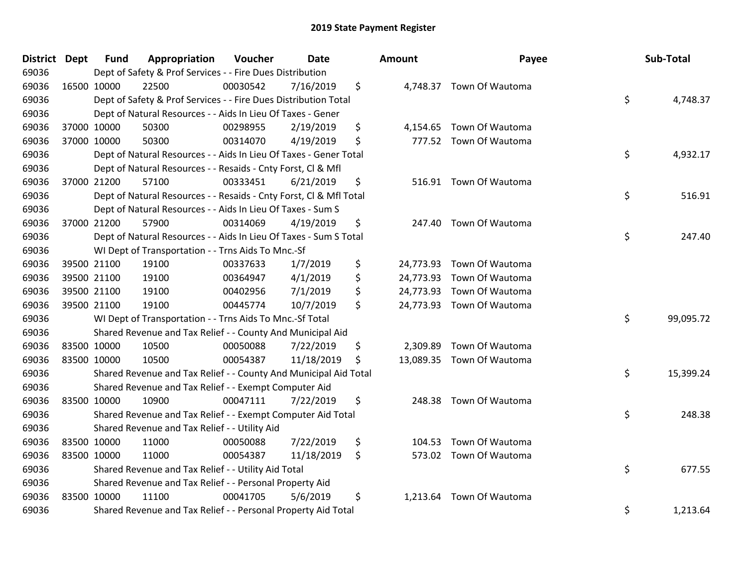# 2019 State Payment Register

| District | Dept | Fund | Appropriation | Voucher | Date | Amount | Payee | Sub-Total |
|---|---|---|---|---|---|---|---|---|
| 69036 | | Dept of Safety & Prof Services - - Fire Dues Distribution | | | | | | |
| 69036 | 16500 | 10000 | 22500 | 00030542 | 7/16/2019 | $ 4,748.37 | Town Of Wautoma | |
| 69036 | | Dept of Safety & Prof Services - - Fire Dues Distribution Total | | | | | | $ 4,748.37 |
| 69036 | | Dept of Natural Resources - - Aids In Lieu Of Taxes - Gener | | | | | | |
| 69036 | 37000 | 10000 | 50300 | 00298955 | 2/19/2019 | $ 4,154.65 | Town Of Wautoma | |
| 69036 | 37000 | 10000 | 50300 | 00314070 | 4/19/2019 | $ 777.52 | Town Of Wautoma | |
| 69036 | | Dept of Natural Resources - - Aids In Lieu Of Taxes - Gener Total | | | | | | $ 4,932.17 |
| 69036 | | Dept of Natural Resources - - Resaids - Cnty Forst, Cl & Mfl | | | | | | |
| 69036 | 37000 | 21200 | 57100 | 00333451 | 6/21/2019 | $ 516.91 | Town Of Wautoma | |
| 69036 | | Dept of Natural Resources - - Resaids - Cnty Forst, Cl & Mfl Total | | | | | | $ 516.91 |
| 69036 | | Dept of Natural Resources - - Aids In Lieu Of Taxes - Sum S | | | | | | |
| 69036 | 37000 | 21200 | 57900 | 00314069 | 4/19/2019 | $ 247.40 | Town Of Wautoma | |
| 69036 | | Dept of Natural Resources - - Aids In Lieu Of Taxes - Sum S Total | | | | | | $ 247.40 |
| 69036 | | WI Dept of Transportation - - Trns Aids To Mnc.-Sf | | | | | | |
| 69036 | 39500 | 21100 | 19100 | 00337633 | 1/7/2019 | $ 24,773.93 | Town Of Wautoma | |
| 69036 | 39500 | 21100 | 19100 | 00364947 | 4/1/2019 | $ 24,773.93 | Town Of Wautoma | |
| 69036 | 39500 | 21100 | 19100 | 00402956 | 7/1/2019 | $ 24,773.93 | Town Of Wautoma | |
| 69036 | 39500 | 21100 | 19100 | 00445774 | 10/7/2019 | $ 24,773.93 | Town Of Wautoma | |
| 69036 | | WI Dept of Transportation - - Trns Aids To Mnc.-Sf Total | | | | | | $ 99,095.72 |
| 69036 | | Shared Revenue and Tax Relief - - County And Municipal Aid | | | | | | |
| 69036 | 83500 | 10000 | 10500 | 00050088 | 7/22/2019 | $ 2,309.89 | Town Of Wautoma | |
| 69036 | 83500 | 10000 | 10500 | 00054387 | 11/18/2019 | $ 13,089.35 | Town Of Wautoma | |
| 69036 | | Shared Revenue and Tax Relief - - County And Municipal Aid Total | | | | | | $ 15,399.24 |
| 69036 | | Shared Revenue and Tax Relief - - Exempt Computer Aid | | | | | | |
| 69036 | 83500 | 10000 | 10900 | 00047111 | 7/22/2019 | $ 248.38 | Town Of Wautoma | |
| 69036 | | Shared Revenue and Tax Relief - - Exempt Computer Aid Total | | | | | | $ 248.38 |
| 69036 | | Shared Revenue and Tax Relief - - Utility Aid | | | | | | |
| 69036 | 83500 | 10000 | 11000 | 00050088 | 7/22/2019 | $ 104.53 | Town Of Wautoma | |
| 69036 | 83500 | 10000 | 11000 | 00054387 | 11/18/2019 | $ 573.02 | Town Of Wautoma | |
| 69036 | | Shared Revenue and Tax Relief - - Utility Aid Total | | | | | | $ 677.55 |
| 69036 | | Shared Revenue and Tax Relief - - Personal Property Aid | | | | | | |
| 69036 | 83500 | 10000 | 11100 | 00041705 | 5/6/2019 | $ 1,213.64 | Town Of Wautoma | |
| 69036 | | Shared Revenue and Tax Relief - - Personal Property Aid Total | | | | | | $ 1,213.64 |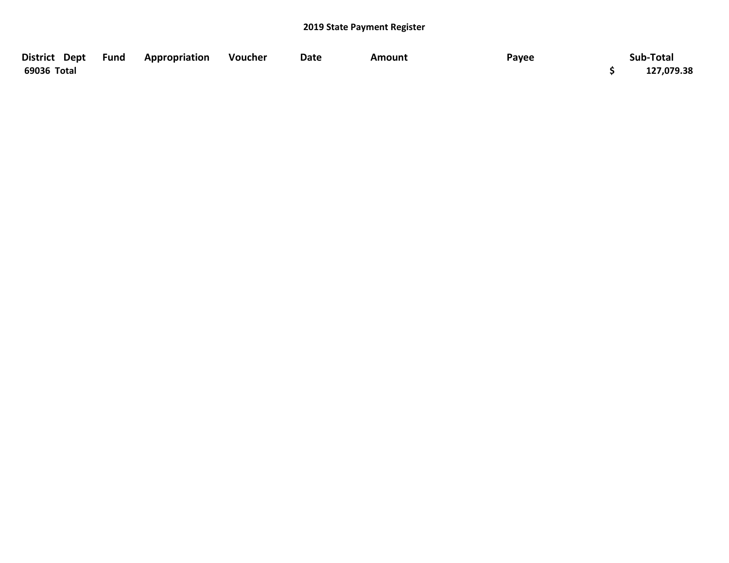## 2019 State Payment Register

| District | Dept | Fund | Appropriation | Voucher | Date | Amount | Payee | Sub-Total |
|---|---|---|---|---|---|---|---|---|
| 69036 Total | | | | | | | | $ 127,079.38 |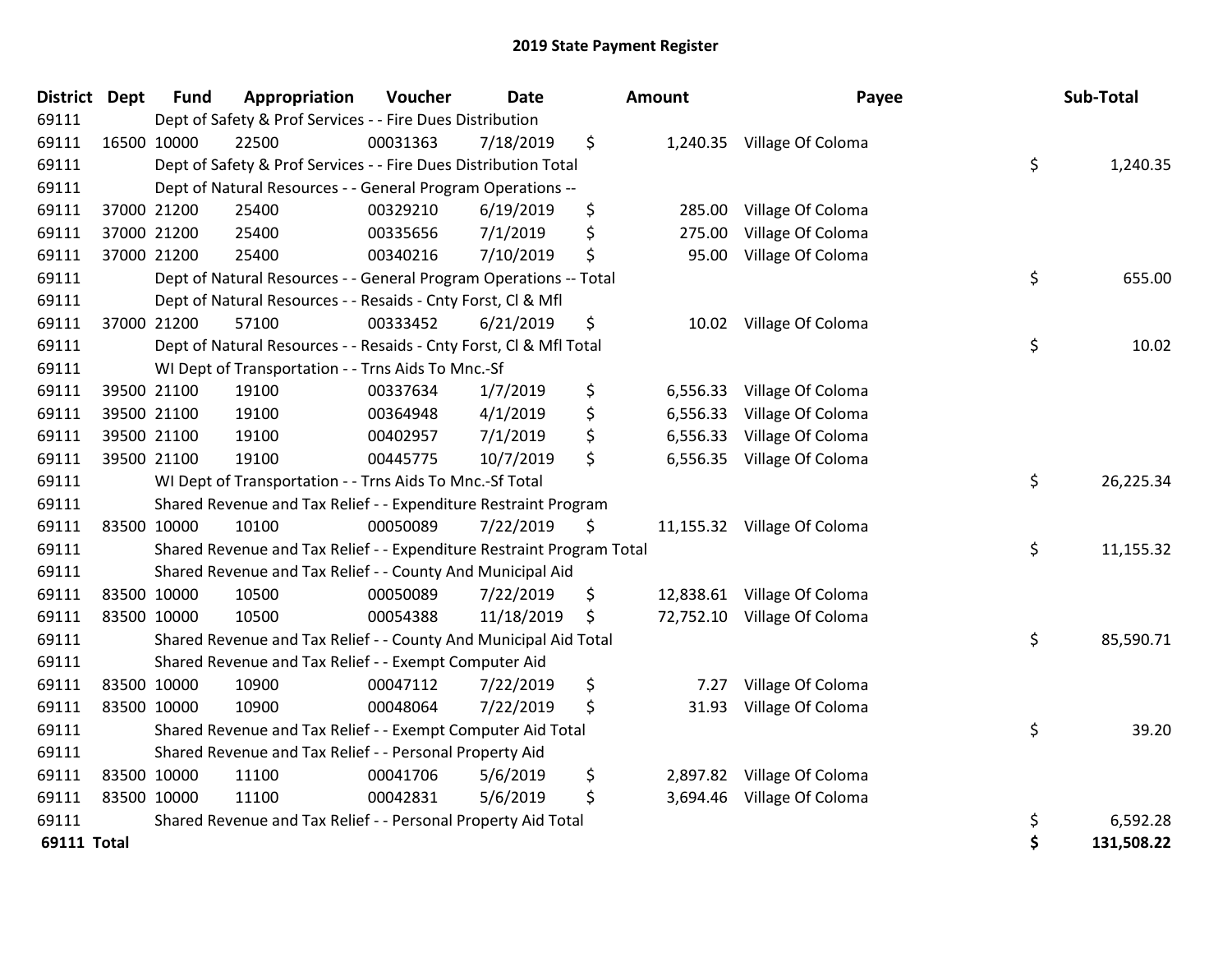# 2019 State Payment Register

| District | Dept | Fund | Appropriation | Voucher | Date | Amount | Payee | Sub-Total |
|---|---|---|---|---|---|---|---|---|
| 69111 | | Dept of Safety & Prof Services - - Fire Dues Distribution | | | | | | |
| 69111 | 16500 | 10000 | 22500 | 00031363 | 7/18/2019 | $ 1,240.35 | Village Of Coloma | |
| 69111 | | Dept of Safety & Prof Services - - Fire Dues Distribution Total | | | | | | $ 1,240.35 |
| 69111 | | Dept of Natural Resources - - General Program Operations -- | | | | | | |
| 69111 | 37000 | 21200 | 25400 | 00329210 | 6/19/2019 | $ 285.00 | Village Of Coloma | |
| 69111 | 37000 | 21200 | 25400 | 00335656 | 7/1/2019 | $ 275.00 | Village Of Coloma | |
| 69111 | 37000 | 21200 | 25400 | 00340216 | 7/10/2019 | $ 95.00 | Village Of Coloma | |
| 69111 | | Dept of Natural Resources - - General Program Operations -- Total | | | | | | $ 655.00 |
| 69111 | | Dept of Natural Resources - - Resaids - Cnty Forst, Cl & Mfl | | | | | | |
| 69111 | 37000 | 21200 | 57100 | 00333452 | 6/21/2019 | $ 10.02 | Village Of Coloma | |
| 69111 | | Dept of Natural Resources - - Resaids - Cnty Forst, Cl & Mfl Total | | | | | | $ 10.02 |
| 69111 | | WI Dept of Transportation - - Trns Aids To Mnc.-Sf | | | | | | |
| 69111 | 39500 | 21100 | 19100 | 00337634 | 1/7/2019 | $ 6,556.33 | Village Of Coloma | |
| 69111 | 39500 | 21100 | 19100 | 00364948 | 4/1/2019 | $ 6,556.33 | Village Of Coloma | |
| 69111 | 39500 | 21100 | 19100 | 00402957 | 7/1/2019 | $ 6,556.33 | Village Of Coloma | |
| 69111 | 39500 | 21100 | 19100 | 00445775 | 10/7/2019 | $ 6,556.35 | Village Of Coloma | |
| 69111 | | WI Dept of Transportation - - Trns Aids To Mnc.-Sf Total | | | | | | $ 26,225.34 |
| 69111 | | Shared Revenue and Tax Relief - - Expenditure Restraint Program | | | | | | |
| 69111 | 83500 | 10000 | 10100 | 00050089 | 7/22/2019 | $ 11,155.32 | Village Of Coloma | |
| 69111 | | Shared Revenue and Tax Relief - - Expenditure Restraint Program Total | | | | | | $ 11,155.32 |
| 69111 | | Shared Revenue and Tax Relief - - County And Municipal Aid | | | | | | |
| 69111 | 83500 | 10000 | 10500 | 00050089 | 7/22/2019 | $ 12,838.61 | Village Of Coloma | |
| 69111 | 83500 | 10000 | 10500 | 00054388 | 11/18/2019 | $ 72,752.10 | Village Of Coloma | |
| 69111 | | Shared Revenue and Tax Relief - - County And Municipal Aid Total | | | | | | $ 85,590.71 |
| 69111 | | Shared Revenue and Tax Relief - - Exempt Computer Aid | | | | | | |
| 69111 | 83500 | 10000 | 10900 | 00047112 | 7/22/2019 | $ 7.27 | Village Of Coloma | |
| 69111 | 83500 | 10000 | 10900 | 00048064 | 7/22/2019 | $ 31.93 | Village Of Coloma | |
| 69111 | | Shared Revenue and Tax Relief - - Exempt Computer Aid Total | | | | | | $ 39.20 |
| 69111 | | Shared Revenue and Tax Relief - - Personal Property Aid | | | | | | |
| 69111 | 83500 | 10000 | 11100 | 00041706 | 5/6/2019 | $ 2,897.82 | Village Of Coloma | |
| 69111 | 83500 | 10000 | 11100 | 00042831 | 5/6/2019 | $ 3,694.46 | Village Of Coloma | |
| 69111 | | Shared Revenue and Tax Relief - - Personal Property Aid Total | | | | | | $ 6,592.28 |
| **69111 Total** | | | | | | | | **$ 131,508.22** |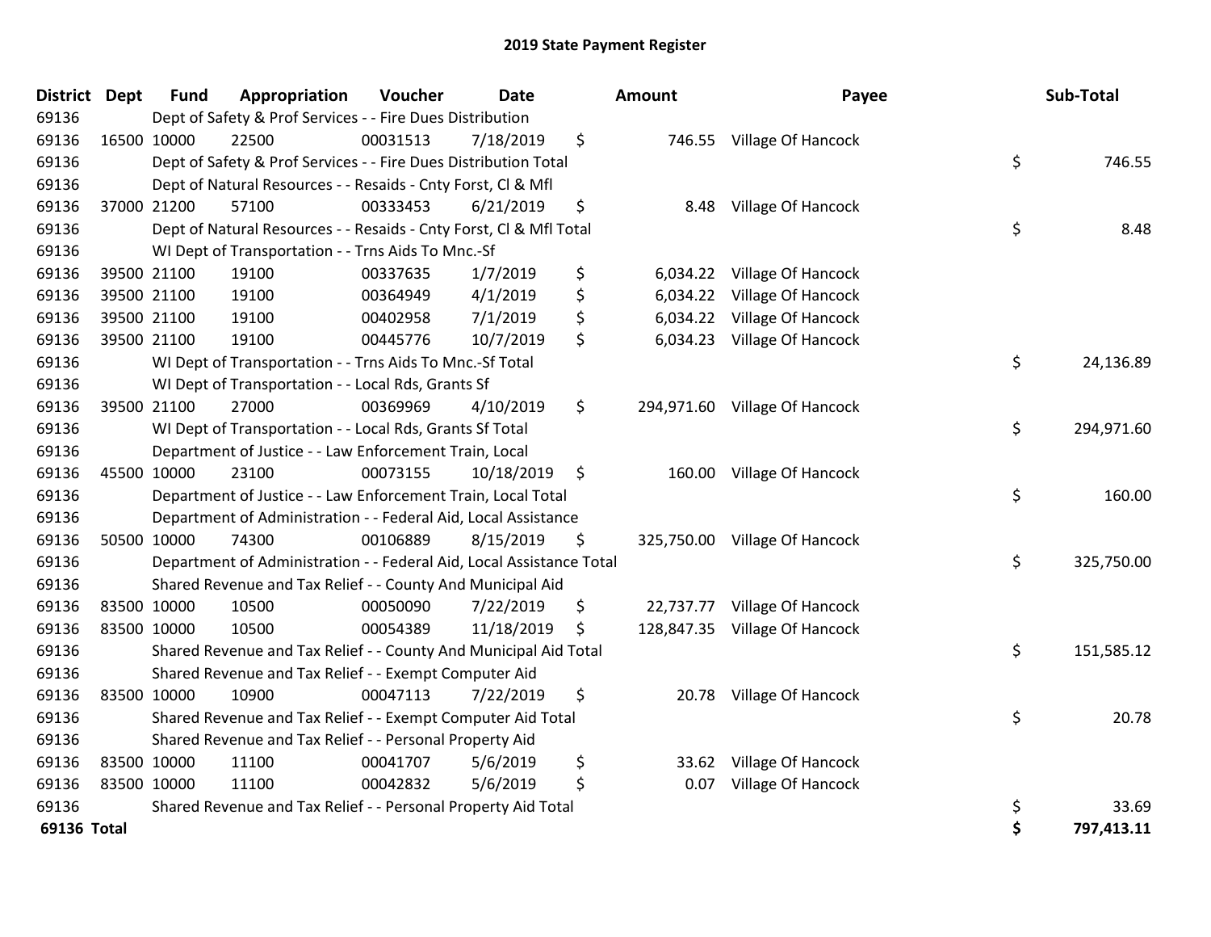# 2019 State Payment Register

| District | Dept | Fund | Appropriation | Voucher | Date | Amount | Payee | Sub-Total |
|---|---|---|---|---|---|---|---|---|
| 69136 | | Dept of Safety & Prof Services - - Fire Dues Distribution | | | | | | |
| 69136 | 16500 | 10000 | 22500 | 00031513 | 7/18/2019 | $ 746.55 | Village Of Hancock | |
| 69136 | | Dept of Safety & Prof Services - - Fire Dues Distribution Total | | | | | | $ 746.55 |
| 69136 | | Dept of Natural Resources - - Resaids - Cnty Forst, Cl & Mfl | | | | | | |
| 69136 | 37000 | 21200 | 57100 | 00333453 | 6/21/2019 | $ 8.48 | Village Of Hancock | |
| 69136 | | Dept of Natural Resources - - Resaids - Cnty Forst, Cl & Mfl Total | | | | | | $ 8.48 |
| 69136 | | WI Dept of Transportation - - Trns Aids To Mnc.-Sf | | | | | | |
| 69136 | 39500 | 21100 | 19100 | 00337635 | 1/7/2019 | $ 6,034.22 | Village Of Hancock | |
| 69136 | 39500 | 21100 | 19100 | 00364949 | 4/1/2019 | $ 6,034.22 | Village Of Hancock | |
| 69136 | 39500 | 21100 | 19100 | 00402958 | 7/1/2019 | $ 6,034.22 | Village Of Hancock | |
| 69136 | 39500 | 21100 | 19100 | 00445776 | 10/7/2019 | $ 6,034.23 | Village Of Hancock | |
| 69136 | | WI Dept of Transportation - - Trns Aids To Mnc.-Sf Total | | | | | | $ 24,136.89 |
| 69136 | | WI Dept of Transportation - - Local Rds, Grants Sf | | | | | | |
| 69136 | 39500 | 21100 | 27000 | 00369969 | 4/10/2019 | $ 294,971.60 | Village Of Hancock | |
| 69136 | | WI Dept of Transportation - - Local Rds, Grants Sf Total | | | | | | $ 294,971.60 |
| 69136 | | Department of Justice - - Law Enforcement Train, Local | | | | | | |
| 69136 | 45500 | 10000 | 23100 | 00073155 | 10/18/2019 | $ 160.00 | Village Of Hancock | |
| 69136 | | Department of Justice - - Law Enforcement Train, Local Total | | | | | | $ 160.00 |
| 69136 | | Department of Administration - - Federal Aid, Local Assistance | | | | | | |
| 69136 | 50500 | 10000 | 74300 | 00106889 | 8/15/2019 | $ 325,750.00 | Village Of Hancock | |
| 69136 | | Department of Administration - - Federal Aid, Local Assistance Total | | | | | | $ 325,750.00 |
| 69136 | | Shared Revenue and Tax Relief - - County And Municipal Aid | | | | | | |
| 69136 | 83500 | 10000 | 10500 | 00050090 | 7/22/2019 | $ 22,737.77 | Village Of Hancock | |
| 69136 | 83500 | 10000 | 10500 | 00054389 | 11/18/2019 | $ 128,847.35 | Village Of Hancock | |
| 69136 | | Shared Revenue and Tax Relief - - County And Municipal Aid Total | | | | | | $ 151,585.12 |
| 69136 | | Shared Revenue and Tax Relief - - Exempt Computer Aid | | | | | | |
| 69136 | 83500 | 10000 | 10900 | 00047113 | 7/22/2019 | $ 20.78 | Village Of Hancock | |
| 69136 | | Shared Revenue and Tax Relief - - Exempt Computer Aid Total | | | | | | $ 20.78 |
| 69136 | | Shared Revenue and Tax Relief - - Personal Property Aid | | | | | | |
| 69136 | 83500 | 10000 | 11100 | 00041707 | 5/6/2019 | $ 33.62 | Village Of Hancock | |
| 69136 | 83500 | 10000 | 11100 | 00042832 | 5/6/2019 | $ 0.07 | Village Of Hancock | |
| 69136 | | Shared Revenue and Tax Relief - - Personal Property Aid Total | | | | | | $ 33.69 |
| **69136 Total** | | | | | | | | **$ 797,413.11** |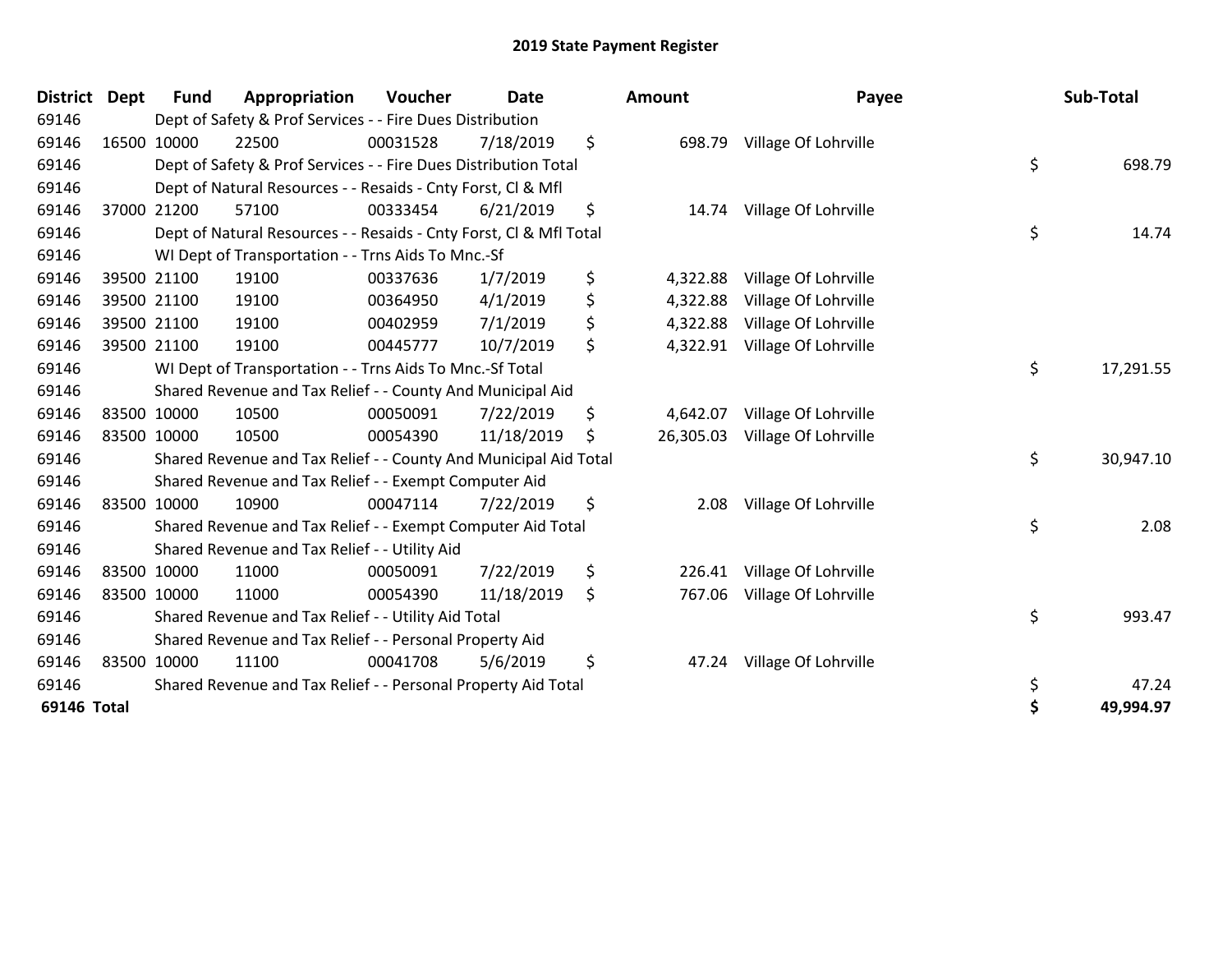# 2019 State Payment Register

| District | Dept | Fund | Appropriation | Voucher | Date | Amount | Payee | Sub-Total |
|---|---|---|---|---|---|---|---|---|
| 69146 | | Dept of Safety & Prof Services - - Fire Dues Distribution | | | | | | |
| 69146 | 16500 | 10000 | 22500 | 00031528 | 7/18/2019 | $ 698.79 | Village Of Lohrville | |
| 69146 | | Dept of Safety & Prof Services - - Fire Dues Distribution Total | | | | | | $ 698.79 |
| 69146 | | Dept of Natural Resources - - Resaids - Cnty Forst, Cl & Mfl | | | | | | |
| 69146 | 37000 | 21200 | 57100 | 00333454 | 6/21/2019 | $ 14.74 | Village Of Lohrville | |
| 69146 | | Dept of Natural Resources - - Resaids - Cnty Forst, Cl & Mfl Total | | | | | | $ 14.74 |
| 69146 | | WI Dept of Transportation - - Trns Aids To Mnc.-Sf | | | | | | |
| 69146 | 39500 | 21100 | 19100 | 00337636 | 1/7/2019 | $ 4,322.88 | Village Of Lohrville | |
| 69146 | 39500 | 21100 | 19100 | 00364950 | 4/1/2019 | $ 4,322.88 | Village Of Lohrville | |
| 69146 | 39500 | 21100 | 19100 | 00402959 | 7/1/2019 | $ 4,322.88 | Village Of Lohrville | |
| 69146 | 39500 | 21100 | 19100 | 00445777 | 10/7/2019 | $ 4,322.91 | Village Of Lohrville | |
| 69146 | | WI Dept of Transportation - - Trns Aids To Mnc.-Sf Total | | | | | | $ 17,291.55 |
| 69146 | | Shared Revenue and Tax Relief - - County And Municipal Aid | | | | | | |
| 69146 | 83500 | 10000 | 10500 | 00050091 | 7/22/2019 | $ 4,642.07 | Village Of Lohrville | |
| 69146 | 83500 | 10000 | 10500 | 00054390 | 11/18/2019 | $ 26,305.03 | Village Of Lohrville | |
| 69146 | | Shared Revenue and Tax Relief - - County And Municipal Aid Total | | | | | | $ 30,947.10 |
| 69146 | | Shared Revenue and Tax Relief - - Exempt Computer Aid | | | | | | |
| 69146 | 83500 | 10000 | 10900 | 00047114 | 7/22/2019 | $ 2.08 | Village Of Lohrville | |
| 69146 | | Shared Revenue and Tax Relief - - Exempt Computer Aid Total | | | | | | $ 2.08 |
| 69146 | | Shared Revenue and Tax Relief - - Utility Aid | | | | | | |
| 69146 | 83500 | 10000 | 11000 | 00050091 | 7/22/2019 | $ 226.41 | Village Of Lohrville | |
| 69146 | 83500 | 10000 | 11000 | 00054390 | 11/18/2019 | $ 767.06 | Village Of Lohrville | |
| 69146 | | Shared Revenue and Tax Relief - - Utility Aid Total | | | | | | $ 993.47 |
| 69146 | | Shared Revenue and Tax Relief - - Personal Property Aid | | | | | | |
| 69146 | 83500 | 10000 | 11100 | 00041708 | 5/6/2019 | $ 47.24 | Village Of Lohrville | |
| 69146 | | Shared Revenue and Tax Relief - - Personal Property Aid Total | | | | | | $ 47.24 |
| **69146 Total** | | | | | | | | **$ 49,994.97** |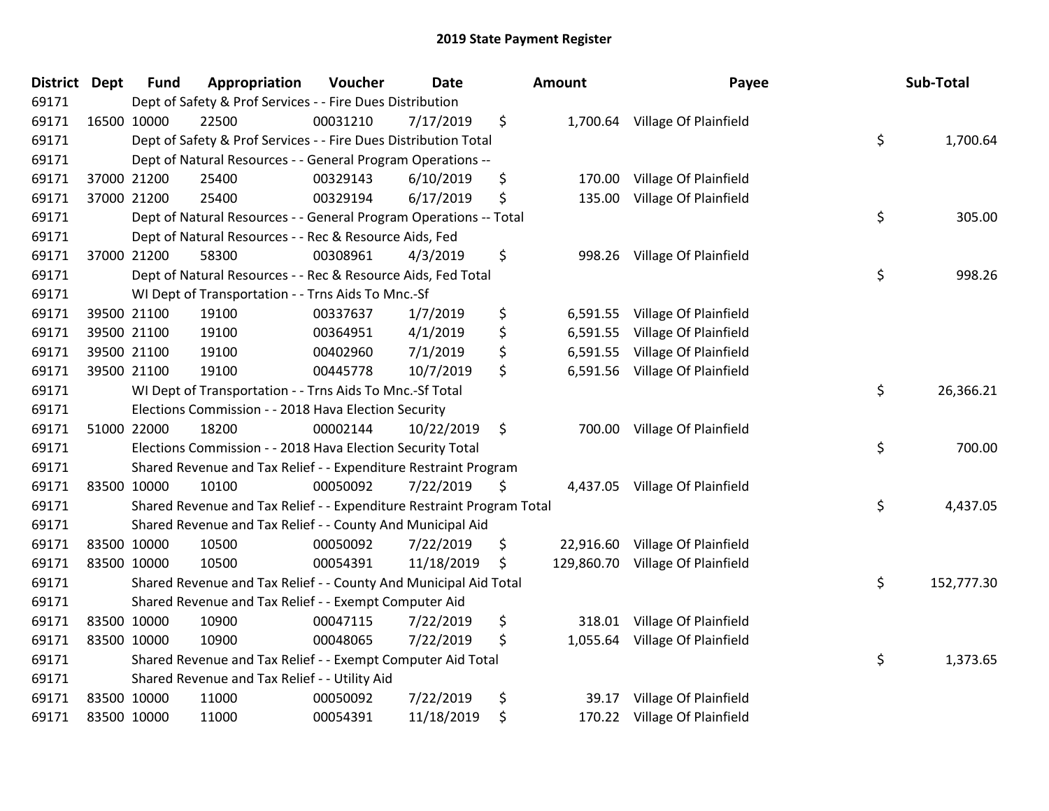# 2019 State Payment Register

| District | Dept | Fund | Appropriation | Voucher | Date | Amount | Payee | Sub-Total |
|---|---|---|---|---|---|---|---|---|
| 69171 | | Dept of Safety & Prof Services - - Fire Dues Distribution | | | | | | |
| 69171 | 16500 | 10000 | 22500 | 00031210 | 7/17/2019 | $ 1,700.64 | Village Of Plainfield | |
| 69171 | | Dept of Safety & Prof Services - - Fire Dues Distribution Total | | | | | | $ 1,700.64 |
| 69171 | | Dept of Natural Resources - - General Program Operations -- | | | | | | |
| 69171 | 37000 | 21200 | 25400 | 00329143 | 6/10/2019 | $ 170.00 | Village Of Plainfield | |
| 69171 | 37000 | 21200 | 25400 | 00329194 | 6/17/2019 | $ 135.00 | Village Of Plainfield | |
| 69171 | | Dept of Natural Resources - - General Program Operations -- Total | | | | | | $ 305.00 |
| 69171 | | Dept of Natural Resources - - Rec & Resource Aids, Fed | | | | | | |
| 69171 | 37000 | 21200 | 58300 | 00308961 | 4/3/2019 | $ 998.26 | Village Of Plainfield | |
| 69171 | | Dept of Natural Resources - - Rec & Resource Aids, Fed Total | | | | | | $ 998.26 |
| 69171 | | WI Dept of Transportation - - Trns Aids To Mnc.-Sf | | | | | | |
| 69171 | 39500 | 21100 | 19100 | 00337637 | 1/7/2019 | $ 6,591.55 | Village Of Plainfield | |
| 69171 | 39500 | 21100 | 19100 | 00364951 | 4/1/2019 | $ 6,591.55 | Village Of Plainfield | |
| 69171 | 39500 | 21100 | 19100 | 00402960 | 7/1/2019 | $ 6,591.55 | Village Of Plainfield | |
| 69171 | 39500 | 21100 | 19100 | 00445778 | 10/7/2019 | $ 6,591.56 | Village Of Plainfield | |
| 69171 | | WI Dept of Transportation - - Trns Aids To Mnc.-Sf Total | | | | | | $ 26,366.21 |
| 69171 | | Elections Commission - - 2018 Hava Election Security | | | | | | |
| 69171 | 51000 | 22000 | 18200 | 00002144 | 10/22/2019 | $ 700.00 | Village Of Plainfield | |
| 69171 | | Elections Commission - - 2018 Hava Election Security Total | | | | | | $ 700.00 |
| 69171 | | Shared Revenue and Tax Relief - - Expenditure Restraint Program | | | | | | |
| 69171 | 83500 | 10000 | 10100 | 00050092 | 7/22/2019 | $ 4,437.05 | Village Of Plainfield | |
| 69171 | | Shared Revenue and Tax Relief - - Expenditure Restraint Program Total | | | | | | $ 4,437.05 |
| 69171 | | Shared Revenue and Tax Relief - - County And Municipal Aid | | | | | | |
| 69171 | 83500 | 10000 | 10500 | 00050092 | 7/22/2019 | $ 22,916.60 | Village Of Plainfield | |
| 69171 | 83500 | 10000 | 10500 | 00054391 | 11/18/2019 | $ 129,860.70 | Village Of Plainfield | |
| 69171 | | Shared Revenue and Tax Relief - - County And Municipal Aid Total | | | | | | $ 152,777.30 |
| 69171 | | Shared Revenue and Tax Relief - - Exempt Computer Aid | | | | | | |
| 69171 | 83500 | 10000 | 10900 | 00047115 | 7/22/2019 | $ 318.01 | Village Of Plainfield | |
| 69171 | 83500 | 10000 | 10900 | 00048065 | 7/22/2019 | $ 1,055.64 | Village Of Plainfield | |
| 69171 | | Shared Revenue and Tax Relief - - Exempt Computer Aid Total | | | | | | $ 1,373.65 |
| 69171 | | Shared Revenue and Tax Relief - - Utility Aid | | | | | | |
| 69171 | 83500 | 10000 | 11000 | 00050092 | 7/22/2019 | $ 39.17 | Village Of Plainfield | |
| 69171 | 83500 | 10000 | 11000 | 00054391 | 11/18/2019 | $ 170.22 | Village Of Plainfield | |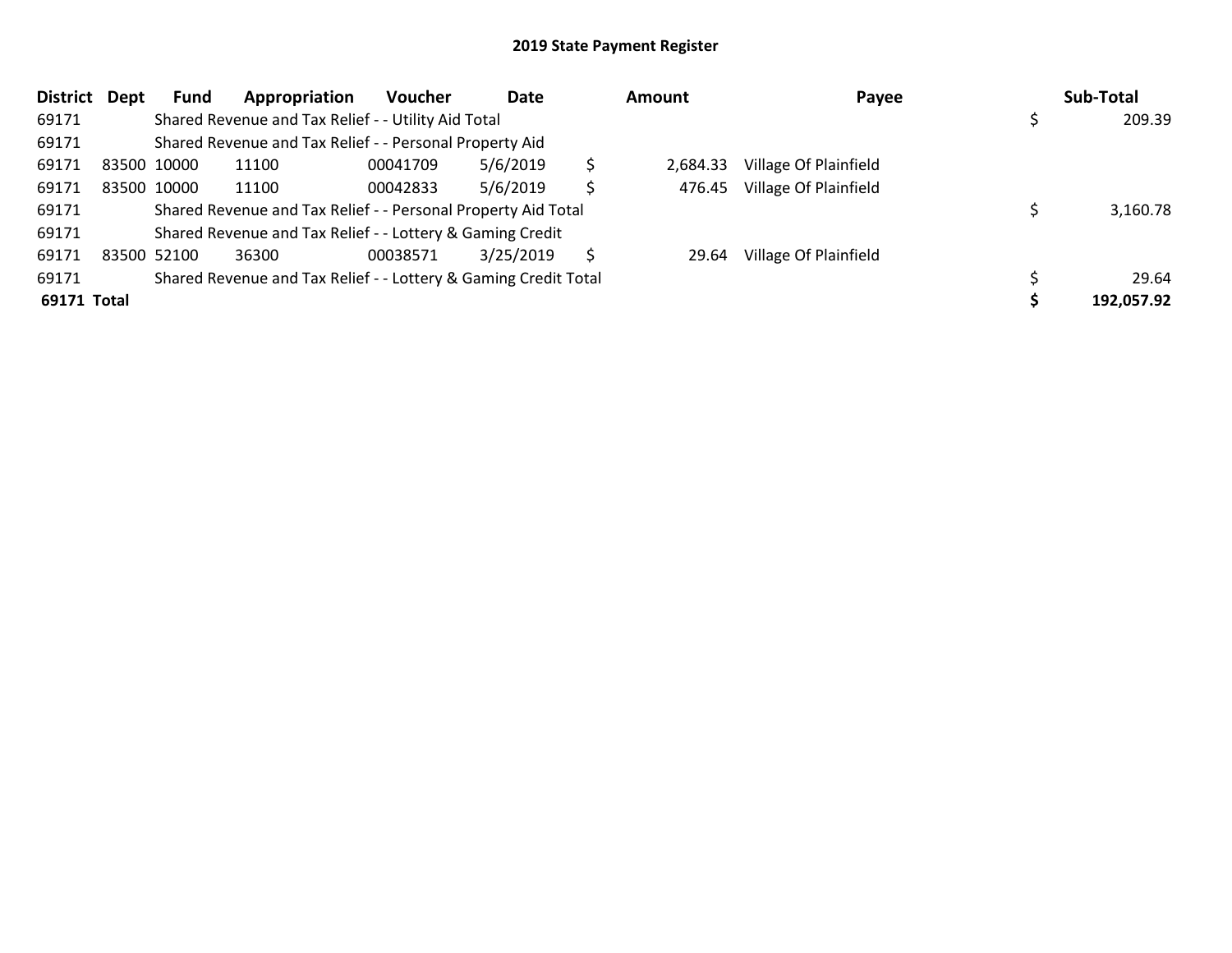## 2019 State Payment Register

| District | Dept | Fund | Appropriation | Voucher | Date | Amount | Payee | Sub-Total |
|---|---|---|---|---|---|---|---|---|
| 69171 | | Shared Revenue and Tax Relief - - Utility Aid Total | | | | | | $ 209.39 |
| 69171 | | Shared Revenue and Tax Relief - - Personal Property Aid | | | | | | |
| 69171 | 83500 | 10000 | 11100 | 00041709 | 5/6/2019 | $ 2,684.33 | Village Of Plainfield | |
| 69171 | 83500 | 10000 | 11100 | 00042833 | 5/6/2019 | $ 476.45 | Village Of Plainfield | |
| 69171 | | Shared Revenue and Tax Relief - - Personal Property Aid Total | | | | | | $ 3,160.78 |
| 69171 | | Shared Revenue and Tax Relief - - Lottery & Gaming Credit | | | | | | |
| 69171 | 83500 | 52100 | 36300 | 00038571 | 3/25/2019 | $ 29.64 | Village Of Plainfield | |
| 69171 | | Shared Revenue and Tax Relief - - Lottery & Gaming Credit Total | | | | | | $ 29.64 |
| **69171 Total** | | | | | | | | **$ 192,057.92** |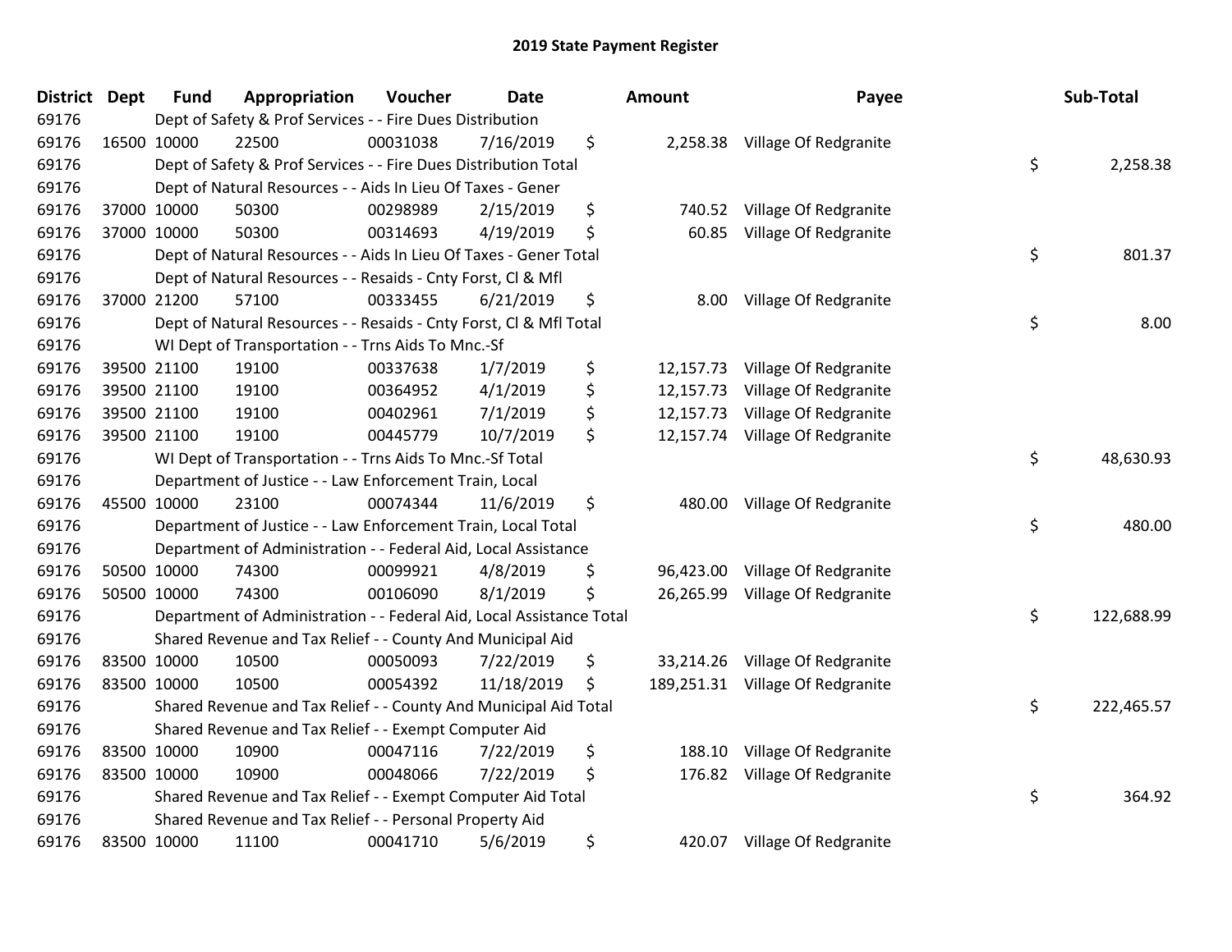# 2019 State Payment Register

| District | Dept | Fund | Appropriation | Voucher | Date | | Amount | Payee | | Sub-Total |
|---|---|---|---|---|---|---|---|---|---|---|
| 69176 | | Dept of Safety & Prof Services - - Fire Dues Distribution | | | | | | | | |
| 69176 | 16500 | 10000 | 22500 | 00031038 | 7/16/2019 | $ | 2,258.38 | Village Of Redgranite | | |
| 69176 | | Dept of Safety & Prof Services - - Fire Dues Distribution Total | | | | | | | $ | 2,258.38 |
| 69176 | | Dept of Natural Resources - - Aids In Lieu Of Taxes - Gener | | | | | | | | |
| 69176 | 37000 | 10000 | 50300 | 00298989 | 2/15/2019 | $ | 740.52 | Village Of Redgranite | | |
| 69176 | 37000 | 10000 | 50300 | 00314693 | 4/19/2019 | $ | 60.85 | Village Of Redgranite | | |
| 69176 | | Dept of Natural Resources - - Aids In Lieu Of Taxes - Gener Total | | | | | | | $ | 801.37 |
| 69176 | | Dept of Natural Resources - - Resaids - Cnty Forst, Cl & Mfl | | | | | | | | |
| 69176 | 37000 | 21200 | 57100 | 00333455 | 6/21/2019 | $ | 8.00 | Village Of Redgranite | | |
| 69176 | | Dept of Natural Resources - - Resaids - Cnty Forst, Cl & Mfl Total | | | | | | | $ | 8.00 |
| 69176 | | WI Dept of Transportation - - Trns Aids To Mnc.-Sf | | | | | | | | |
| 69176 | 39500 | 21100 | 19100 | 00337638 | 1/7/2019 | $ | 12,157.73 | Village Of Redgranite | | |
| 69176 | 39500 | 21100 | 19100 | 00364952 | 4/1/2019 | $ | 12,157.73 | Village Of Redgranite | | |
| 69176 | 39500 | 21100 | 19100 | 00402961 | 7/1/2019 | $ | 12,157.73 | Village Of Redgranite | | |
| 69176 | 39500 | 21100 | 19100 | 00445779 | 10/7/2019 | $ | 12,157.74 | Village Of Redgranite | | |
| 69176 | | WI Dept of Transportation - - Trns Aids To Mnc.-Sf Total | | | | | | | $ | 48,630.93 |
| 69176 | | Department of Justice - - Law Enforcement Train, Local | | | | | | | | |
| 69176 | 45500 | 10000 | 23100 | 00074344 | 11/6/2019 | $ | 480.00 | Village Of Redgranite | | |
| 69176 | | Department of Justice - - Law Enforcement Train, Local Total | | | | | | | $ | 480.00 |
| 69176 | | Department of Administration - - Federal Aid, Local Assistance | | | | | | | | |
| 69176 | 50500 | 10000 | 74300 | 00099921 | 4/8/2019 | $ | 96,423.00 | Village Of Redgranite | | |
| 69176 | 50500 | 10000 | 74300 | 00106090 | 8/1/2019 | $ | 26,265.99 | Village Of Redgranite | | |
| 69176 | | Department of Administration - - Federal Aid, Local Assistance Total | | | | | | | $ | 122,688.99 |
| 69176 | | Shared Revenue and Tax Relief - - County And Municipal Aid | | | | | | | | |
| 69176 | 83500 | 10000 | 10500 | 00050093 | 7/22/2019 | $ | 33,214.26 | Village Of Redgranite | | |
| 69176 | 83500 | 10000 | 10500 | 00054392 | 11/18/2019 | $ | 189,251.31 | Village Of Redgranite | | |
| 69176 | | Shared Revenue and Tax Relief - - County And Municipal Aid Total | | | | | | | $ | 222,465.57 |
| 69176 | | Shared Revenue and Tax Relief - - Exempt Computer Aid | | | | | | | | |
| 69176 | 83500 | 10000 | 10900 | 00047116 | 7/22/2019 | $ | 188.10 | Village Of Redgranite | | |
| 69176 | 83500 | 10000 | 10900 | 00048066 | 7/22/2019 | $ | 176.82 | Village Of Redgranite | | |
| 69176 | | Shared Revenue and Tax Relief - - Exempt Computer Aid Total | | | | | | | $ | 364.92 |
| 69176 | | Shared Revenue and Tax Relief - - Personal Property Aid | | | | | | | | |
| 69176 | 83500 | 10000 | 11100 | 00041710 | 5/6/2019 | $ | 420.07 | Village Of Redgranite | | |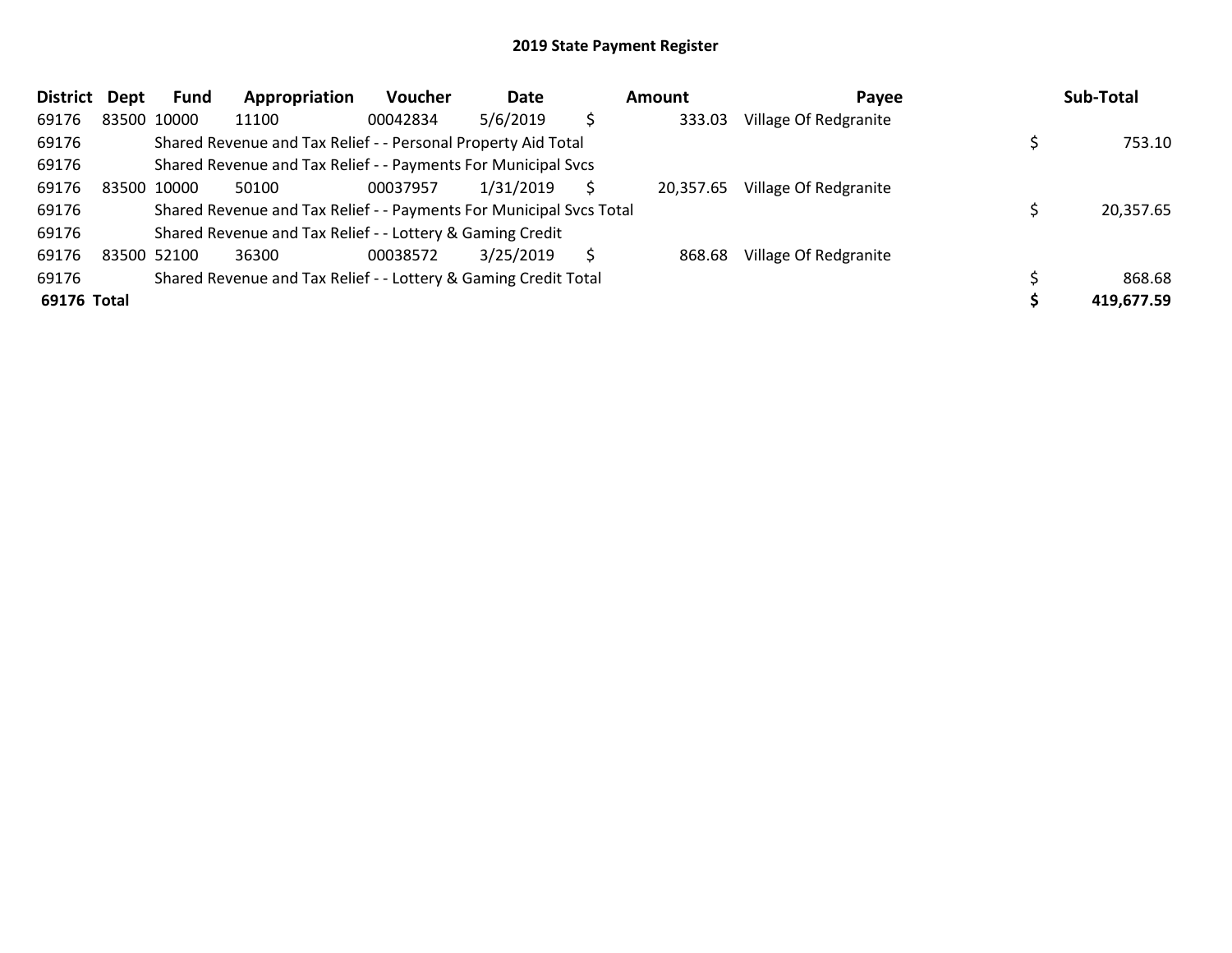# 2019 State Payment Register

| District | Dept | Fund | Appropriation | Voucher | Date | Amount | Payee | Sub-Total |
|---|---|---|---|---|---|---|---|---|
| 69176 | 83500 | 10000 | 11100 | 00042834 | 5/6/2019 | $ 333.03 | Village Of Redgranite | |
| 69176 | | Shared Revenue and Tax Relief - - Personal Property Aid Total | | | | | | $ 753.10 |
| 69176 | | Shared Revenue and Tax Relief - - Payments For Municipal Svcs | | | | | | |
| 69176 | 83500 | 10000 | 50100 | 00037957 | 1/31/2019 | $ 20,357.65 | Village Of Redgranite | |
| 69176 | | Shared Revenue and Tax Relief - - Payments For Municipal Svcs Total | | | | | | $ 20,357.65 |
| 69176 | | Shared Revenue and Tax Relief - - Lottery & Gaming Credit | | | | | | |
| 69176 | 83500 | 52100 | 36300 | 00038572 | 3/25/2019 | $ 868.68 | Village Of Redgranite | |
| 69176 | | Shared Revenue and Tax Relief - - Lottery & Gaming Credit Total | | | | | | $ 868.68 |
| **69176 Total** | | | | | | | | **$ 419,677.59** |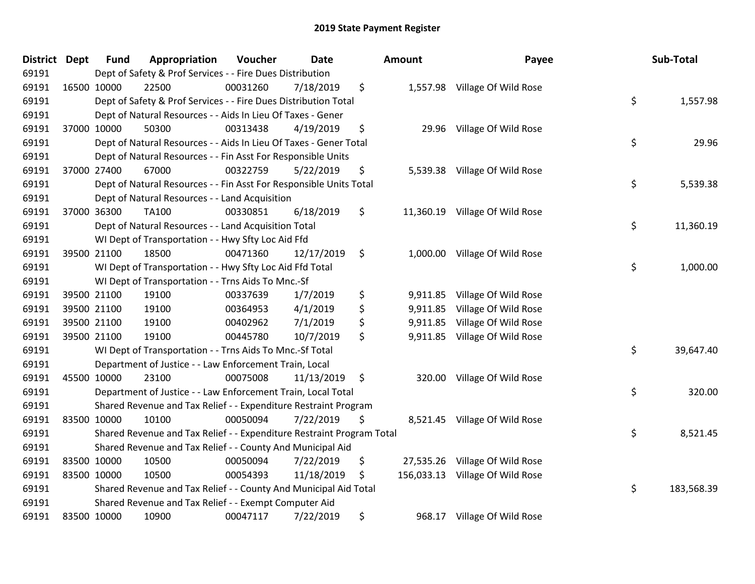# 2019 State Payment Register

| District | Dept | Fund | Appropriation | Voucher | Date | Amount | Payee | Sub-Total |
|---|---|---|---|---|---|---|---|---|
| 69191 | | Dept of Safety & Prof Services - - Fire Dues Distribution | | | | | | |
| 69191 | 16500 | 10000 | 22500 | 00031260 | 7/18/2019 | $ 1,557.98 | Village Of Wild Rose | |
| 69191 | | Dept of Safety & Prof Services - - Fire Dues Distribution Total | | | | | | $ 1,557.98 |
| 69191 | | Dept of Natural Resources - - Aids In Lieu Of Taxes - Gener | | | | | | |
| 69191 | 37000 | 10000 | 50300 | 00313438 | 4/19/2019 | $ 29.96 | Village Of Wild Rose | |
| 69191 | | Dept of Natural Resources - - Aids In Lieu Of Taxes - Gener Total | | | | | | $ 29.96 |
| 69191 | | Dept of Natural Resources - - Fin Asst For Responsible Units | | | | | | |
| 69191 | 37000 | 27400 | 67000 | 00322759 | 5/22/2019 | $ 5,539.38 | Village Of Wild Rose | |
| 69191 | | Dept of Natural Resources - - Fin Asst For Responsible Units Total | | | | | | $ 5,539.38 |
| 69191 | | Dept of Natural Resources - - Land Acquisition | | | | | | |
| 69191 | 37000 | 36300 | TA100 | 00330851 | 6/18/2019 | $ 11,360.19 | Village Of Wild Rose | |
| 69191 | | Dept of Natural Resources - - Land Acquisition Total | | | | | | $ 11,360.19 |
| 69191 | | WI Dept of Transportation - - Hwy Sfty Loc Aid Ffd | | | | | | |
| 69191 | 39500 | 21100 | 18500 | 00471360 | 12/17/2019 | $ 1,000.00 | Village Of Wild Rose | |
| 69191 | | WI Dept of Transportation - - Hwy Sfty Loc Aid Ffd Total | | | | | | $ 1,000.00 |
| 69191 | | WI Dept of Transportation - - Trns Aids To Mnc.-Sf | | | | | | |
| 69191 | 39500 | 21100 | 19100 | 00337639 | 1/7/2019 | $ 9,911.85 | Village Of Wild Rose | |
| 69191 | 39500 | 21100 | 19100 | 00364953 | 4/1/2019 | $ 9,911.85 | Village Of Wild Rose | |
| 69191 | 39500 | 21100 | 19100 | 00402962 | 7/1/2019 | $ 9,911.85 | Village Of Wild Rose | |
| 69191 | 39500 | 21100 | 19100 | 00445780 | 10/7/2019 | $ 9,911.85 | Village Of Wild Rose | |
| 69191 | | WI Dept of Transportation - - Trns Aids To Mnc.-Sf Total | | | | | | $ 39,647.40 |
| 69191 | | Department of Justice - - Law Enforcement Train, Local | | | | | | |
| 69191 | 45500 | 10000 | 23100 | 00075008 | 11/13/2019 | $ 320.00 | Village Of Wild Rose | |
| 69191 | | Department of Justice - - Law Enforcement Train, Local Total | | | | | | $ 320.00 |
| 69191 | | Shared Revenue and Tax Relief - - Expenditure Restraint Program | | | | | | |
| 69191 | 83500 | 10000 | 10100 | 00050094 | 7/22/2019 | $ 8,521.45 | Village Of Wild Rose | |
| 69191 | | Shared Revenue and Tax Relief - - Expenditure Restraint Program Total | | | | | | $ 8,521.45 |
| 69191 | | Shared Revenue and Tax Relief - - County And Municipal Aid | | | | | | |
| 69191 | 83500 | 10000 | 10500 | 00050094 | 7/22/2019 | $ 27,535.26 | Village Of Wild Rose | |
| 69191 | 83500 | 10000 | 10500 | 00054393 | 11/18/2019 | $ 156,033.13 | Village Of Wild Rose | |
| 69191 | | Shared Revenue and Tax Relief - - County And Municipal Aid Total | | | | | | $ 183,568.39 |
| 69191 | | Shared Revenue and Tax Relief - - Exempt Computer Aid | | | | | | |
| 69191 | 83500 | 10000 | 10900 | 00047117 | 7/22/2019 | $ 968.17 | Village Of Wild Rose | |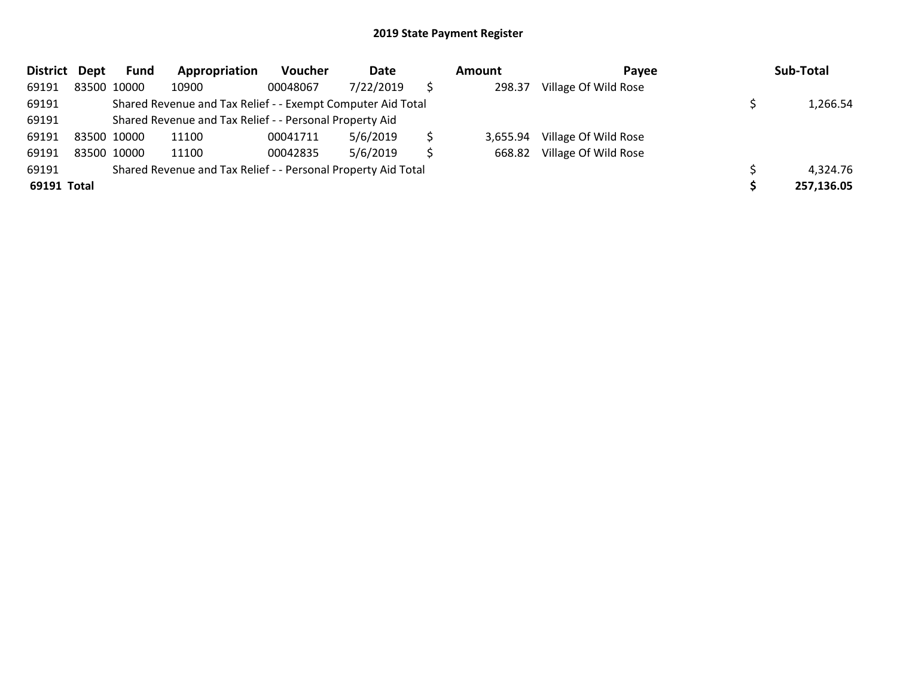## 2019 State Payment Register

| District | Dept | Fund | Appropriation | Voucher | Date | Amount | Payee | Sub-Total |
|---|---|---|---|---|---|---|---|---|
| 69191 | 83500 | 10000 | 10900 | 00048067 | 7/22/2019 | $ 298.37 | Village Of Wild Rose | |
| 69191 | | Shared Revenue and Tax Relief - - Exempt Computer Aid Total | | | | | | $ 1,266.54 |
| 69191 | | Shared Revenue and Tax Relief - - Personal Property Aid | | | | | | |
| 69191 | 83500 | 10000 | 11100 | 00041711 | 5/6/2019 | $ 3,655.94 | Village Of Wild Rose | |
| 69191 | 83500 | 10000 | 11100 | 00042835 | 5/6/2019 | $ 668.82 | Village Of Wild Rose | |
| 69191 | | Shared Revenue and Tax Relief - - Personal Property Aid Total | | | | | | $ 4,324.76 |
| **69191** | **Total** | | | | | | | **$ 257,136.05** |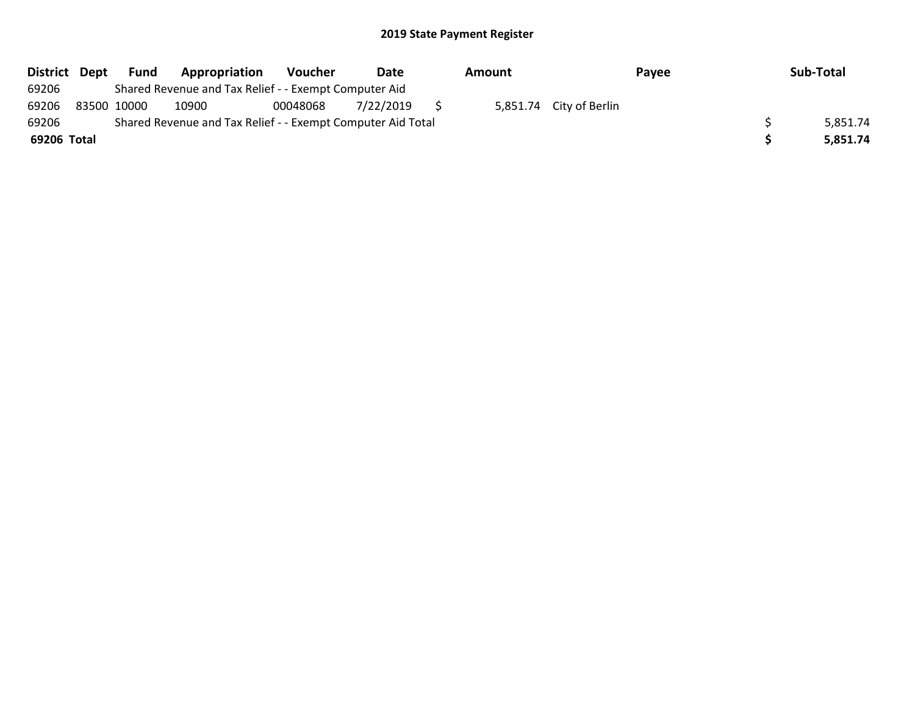# 2019 State Payment Register

| District | Dept | Fund | Appropriation | Voucher | Date | Amount | Payee | Sub-Total |
|---|---|---|---|---|---|---|---|---|
| 69206 | | Shared Revenue and Tax Relief - - Exempt Computer Aid | | | | | | |
| 69206 | 83500 | 10000 | 10900 | 00048068 | 7/22/2019 | $ 5,851.74 | City of Berlin | |
| 69206 | | Shared Revenue and Tax Relief - - Exempt Computer Aid Total | | | | | | $ 5,851.74 |
| **69206 Total** | | | | | | | | **$ 5,851.74** |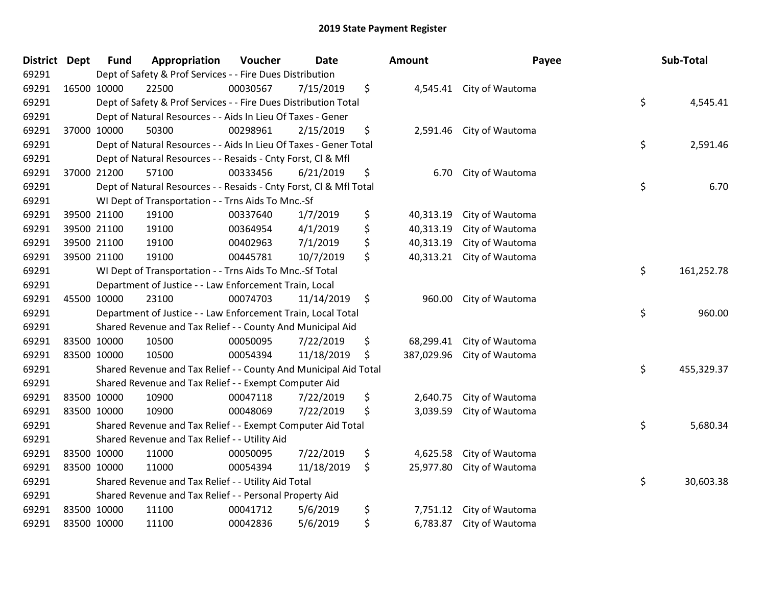# 2019 State Payment Register

| District | Dept | Fund | Appropriation | Voucher | Date | Amount | Payee | Sub-Total |
|---|---|---|---|---|---|---|---|---|
| 69291 | | Dept of Safety & Prof Services - - Fire Dues Distribution | | | | | | |
| 69291 | 16500 | 10000 | 22500 | 00030567 | 7/15/2019 | $ 4,545.41 | City of Wautoma | |
| 69291 | | Dept of Safety & Prof Services - - Fire Dues Distribution Total | | | | | | $ 4,545.41 |
| 69291 | | Dept of Natural Resources - - Aids In Lieu Of Taxes - Gener | | | | | | |
| 69291 | 37000 | 10000 | 50300 | 00298961 | 2/15/2019 | $ 2,591.46 | City of Wautoma | |
| 69291 | | Dept of Natural Resources - - Aids In Lieu Of Taxes - Gener Total | | | | | | $ 2,591.46 |
| 69291 | | Dept of Natural Resources - - Resaids - Cnty Forst, Cl & Mfl | | | | | | |
| 69291 | 37000 | 21200 | 57100 | 00333456 | 6/21/2019 | $ 6.70 | City of Wautoma | |
| 69291 | | Dept of Natural Resources - - Resaids - Cnty Forst, Cl & Mfl Total | | | | | | $ 6.70 |
| 69291 | | WI Dept of Transportation - - Trns Aids To Mnc.-Sf | | | | | | |
| 69291 | 39500 | 21100 | 19100 | 00337640 | 1/7/2019 | $ 40,313.19 | City of Wautoma | |
| 69291 | 39500 | 21100 | 19100 | 00364954 | 4/1/2019 | $ 40,313.19 | City of Wautoma | |
| 69291 | 39500 | 21100 | 19100 | 00402963 | 7/1/2019 | $ 40,313.19 | City of Wautoma | |
| 69291 | 39500 | 21100 | 19100 | 00445781 | 10/7/2019 | $ 40,313.21 | City of Wautoma | |
| 69291 | | WI Dept of Transportation - - Trns Aids To Mnc.-Sf Total | | | | | | $ 161,252.78 |
| 69291 | | Department of Justice - - Law Enforcement Train, Local | | | | | | |
| 69291 | 45500 | 10000 | 23100 | 00074703 | 11/14/2019 | $ 960.00 | City of Wautoma | |
| 69291 | | Department of Justice - - Law Enforcement Train, Local Total | | | | | | $ 960.00 |
| 69291 | | Shared Revenue and Tax Relief - - County And Municipal Aid | | | | | | |
| 69291 | 83500 | 10000 | 10500 | 00050095 | 7/22/2019 | $ 68,299.41 | City of Wautoma | |
| 69291 | 83500 | 10000 | 10500 | 00054394 | 11/18/2019 | $ 387,029.96 | City of Wautoma | |
| 69291 | | Shared Revenue and Tax Relief - - County And Municipal Aid Total | | | | | | $ 455,329.37 |
| 69291 | | Shared Revenue and Tax Relief - - Exempt Computer Aid | | | | | | |
| 69291 | 83500 | 10000 | 10900 | 00047118 | 7/22/2019 | $ 2,640.75 | City of Wautoma | |
| 69291 | 83500 | 10000 | 10900 | 00048069 | 7/22/2019 | $ 3,039.59 | City of Wautoma | |
| 69291 | | Shared Revenue and Tax Relief - - Exempt Computer Aid Total | | | | | | $ 5,680.34 |
| 69291 | | Shared Revenue and Tax Relief - - Utility Aid | | | | | | |
| 69291 | 83500 | 10000 | 11000 | 00050095 | 7/22/2019 | $ 4,625.58 | City of Wautoma | |
| 69291 | 83500 | 10000 | 11000 | 00054394 | 11/18/2019 | $ 25,977.80 | City of Wautoma | |
| 69291 | | Shared Revenue and Tax Relief - - Utility Aid Total | | | | | | $ 30,603.38 |
| 69291 | | Shared Revenue and Tax Relief - - Personal Property Aid | | | | | | |
| 69291 | 83500 | 10000 | 11100 | 00041712 | 5/6/2019 | $ 7,751.12 | City of Wautoma | |
| 69291 | 83500 | 10000 | 11100 | 00042836 | 5/6/2019 | $ 6,783.87 | City of Wautoma | |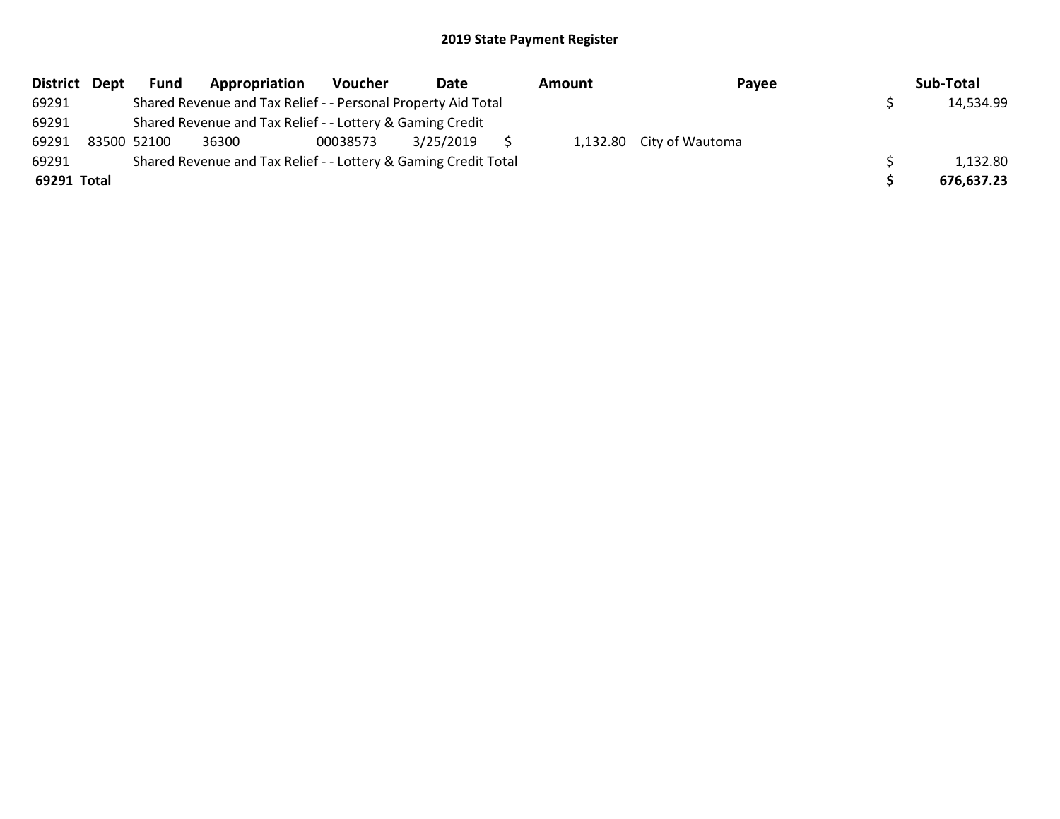## 2019 State Payment Register

| District | Dept | Fund | Appropriation | Voucher | Date | Amount | Payee | Sub-Total |
|---|---|---|---|---|---|---|---|---|
| 69291 | | Shared Revenue and Tax Relief - - Personal Property Aid Total | | | | | | $ 14,534.99 |
| 69291 | | Shared Revenue and Tax Relief - - Lottery & Gaming Credit | | | | | | |
| 69291 | 83500 | 52100 | 36300 | 00038573 | 3/25/2019 | $ 1,132.80 | City of Wautoma | |
| 69291 | | Shared Revenue and Tax Relief - - Lottery & Gaming Credit Total | | | | | | $ 1,132.80 |
| **69291 Total** | | | | | | | | **$ 676,637.23** |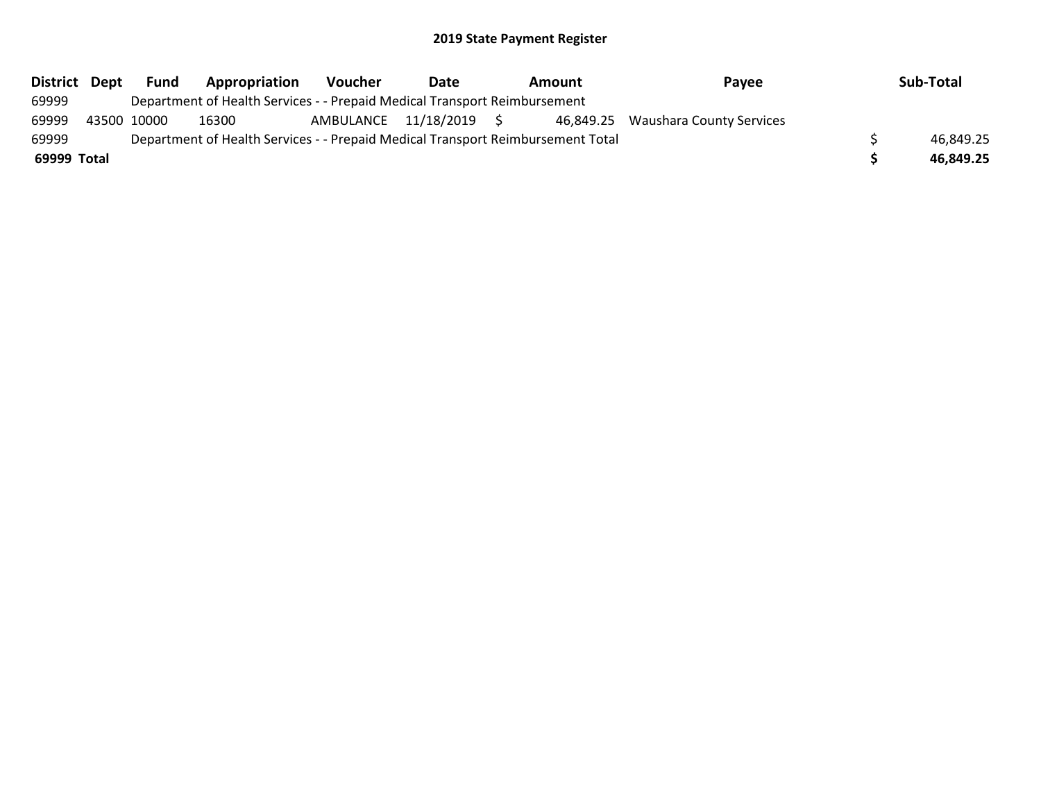# 2019 State Payment Register

| District | Dept | Fund | Appropriation | Voucher | Date | Amount | Payee | Sub-Total |
|---|---|---|---|---|---|---|---|---|
| 69999 | | Department of Health Services - - Prepaid Medical Transport Reimbursement | | | | | | |
| 69999 | 43500 | 10000 | 16300 | AMBULANCE | 11/18/2019 | $ 46,849.25 | Waushara County Services | |
| 69999 | | Department of Health Services - - Prepaid Medical Transport Reimbursement Total | | | | | | $ 46,849.25 |
| **69999 Total** | | | | | | | | **$ 46,849.25** |